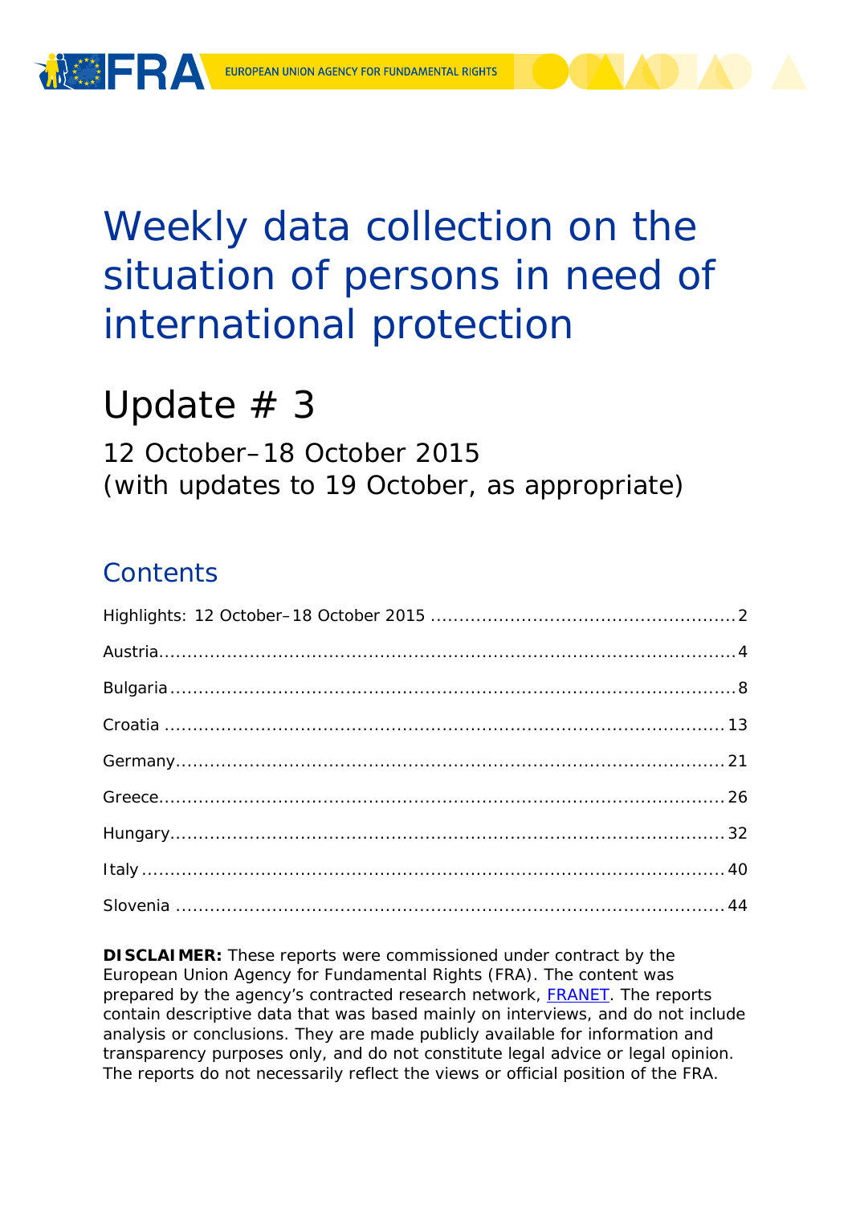# Weekly data collection on the situation of persons in need of international protection

## Update # 3

12 October–18 October 2015
(with updates to 19 October, as appropriate)

## Contents

Highlights: 12 October–18 October 2015 ..... 2

Austria ..... 4

Bulgaria ..... 8

Croatia ..... 13

Germany ..... 21

Greece ..... 26

Hungary ..... 32

Italy ..... 40

Slovenia ..... 44

**DISCLAIMER:** These reports were commissioned under contract by the European Union Agency for Fundamental Rights (FRA). The content was prepared by the agency's contracted research network, FRANET. The reports contain descriptive data that was based mainly on interviews, and do not include analysis or conclusions. They are made publicly available for information and transparency purposes only, and do not constitute legal advice or legal opinion. The reports do not necessarily reflect the views or official position of the FRA.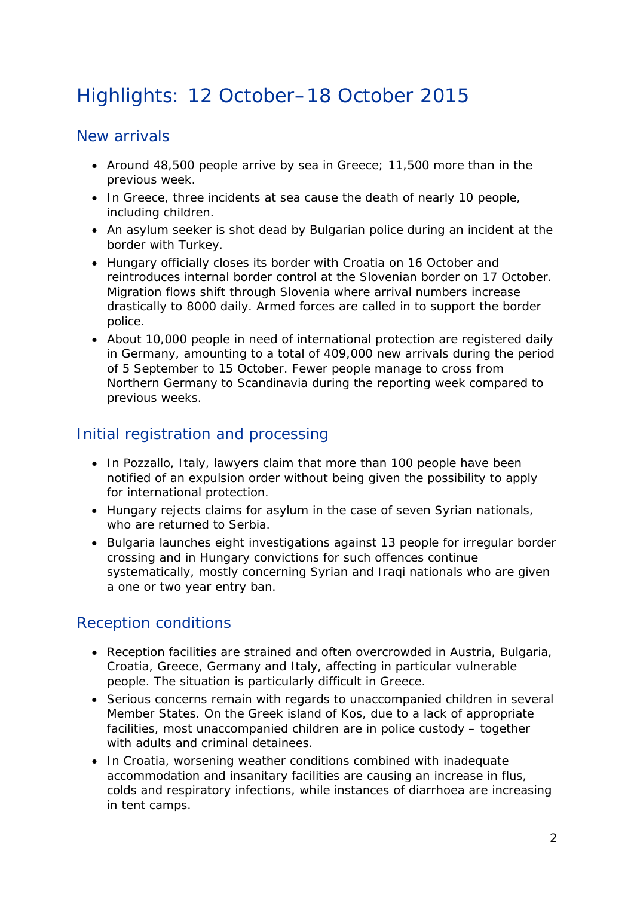# Highlights: 12 October–18 October 2015

## New arrivals

- Around 48,500 people arrive by sea in Greece; 11,500 more than in the previous week.
- In Greece, three incidents at sea cause the death of nearly 10 people, including children.
- An asylum seeker is shot dead by Bulgarian police during an incident at the border with Turkey.
- Hungary officially closes its border with Croatia on 16 October and reintroduces internal border control at the Slovenian border on 17 October. Migration flows shift through Slovenia where arrival numbers increase drastically to 8000 daily. Armed forces are called in to support the border police.
- About 10,000 people in need of international protection are registered daily in Germany, amounting to a total of 409,000 new arrivals during the period of 5 September to 15 October. Fewer people manage to cross from Northern Germany to Scandinavia during the reporting week compared to previous weeks.

## Initial registration and processing

- In Pozzallo, Italy, lawyers claim that more than 100 people have been notified of an expulsion order without being given the possibility to apply for international protection.
- Hungary rejects claims for asylum in the case of seven Syrian nationals, who are returned to Serbia.
- Bulgaria launches eight investigations against 13 people for irregular border crossing and in Hungary convictions for such offences continue systematically, mostly concerning Syrian and Iraqi nationals who are given a one or two year entry ban.

## Reception conditions

- Reception facilities are strained and often overcrowded in Austria, Bulgaria, Croatia, Greece, Germany and Italy, affecting in particular vulnerable people. The situation is particularly difficult in Greece.
- Serious concerns remain with regards to unaccompanied children in several Member States. On the Greek island of Kos, due to a lack of appropriate facilities, most unaccompanied children are in police custody – together with adults and criminal detainees.
- In Croatia, worsening weather conditions combined with inadequate accommodation and insanitary facilities are causing an increase in flus, colds and respiratory infections, while instances of diarrhoea are increasing in tent camps.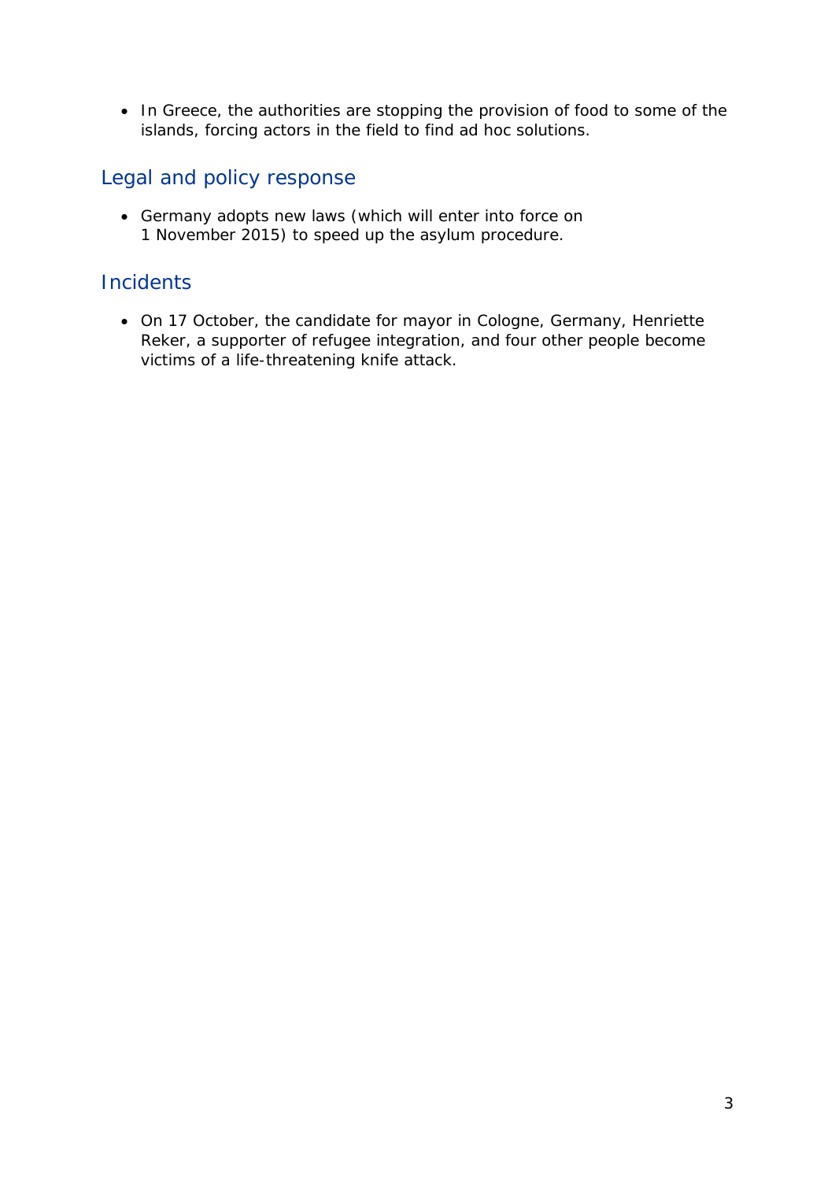- In Greece, the authorities are stopping the provision of food to some of the islands, forcing actors in the field to find ad hoc solutions.

## Legal and policy response

- Germany adopts new laws (which will enter into force on 1 November 2015) to speed up the asylum procedure.

## Incidents

- On 17 October, the candidate for mayor in Cologne, Germany, Henriette Reker, a supporter of refugee integration, and four other people become victims of a life-threatening knife attack.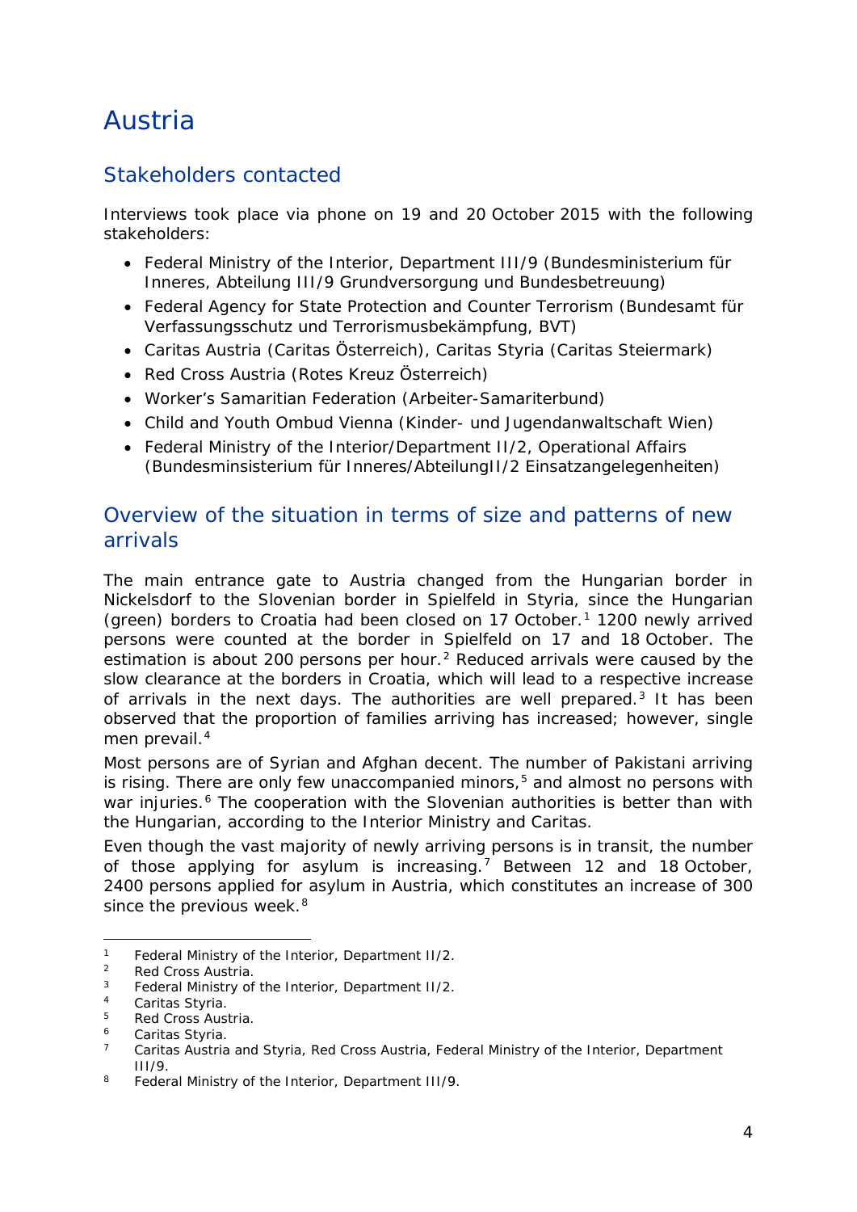# Austria

## Stakeholders contacted

Interviews took place via phone on 19 and 20 October 2015 with the following stakeholders:

- Federal Ministry of the Interior, Department III/9 (Bundesministerium für Inneres, Abteilung III/9 Grundversorgung und Bundesbetreuung)
- Federal Agency for State Protection and Counter Terrorism (Bundesamt für Verfassungsschutz und Terrorismusbekämpfung, BVT)
- Caritas Austria (Caritas Österreich), Caritas Styria (Caritas Steiermark)
- Red Cross Austria (Rotes Kreuz Österreich)
- Worker's Samaritian Federation (Arbeiter-Samariterbund)
- Child and Youth Ombud Vienna (Kinder- und Jugendanwaltschaft Wien)
- Federal Ministry of the Interior/Department II/2, Operational Affairs (Bundesminsisterium für Inneres/AbteilungII/2 Einsatzangelegenheiten)

## Overview of the situation in terms of size and patterns of new arrivals

The main entrance gate to Austria changed from the Hungarian border in Nickelsdorf to the Slovenian border in Spielfeld in Styria, since the Hungarian (green) borders to Croatia had been closed on 17 October.[1] 1200 newly arrived persons were counted at the border in Spielfeld on 17 and 18 October. The estimation is about 200 persons per hour.[2] Reduced arrivals were caused by the slow clearance at the borders in Croatia, which will lead to a respective increase of arrivals in the next days. The authorities are well prepared.[3] It has been observed that the proportion of families arriving has increased; however, single men prevail.[4]

Most persons are of Syrian and Afghan decent. The number of Pakistani arriving is rising. There are only few unaccompanied minors,[5] and almost no persons with war injuries.[6] The cooperation with the Slovenian authorities is better than with the Hungarian, according to the Interior Ministry and Caritas.

Even though the vast majority of newly arriving persons is in transit, the number of those applying for asylum is increasing.[7] Between 12 and 18 October, 2400 persons applied for asylum in Austria, which constitutes an increase of 300 since the previous week.[8]

---

1 Federal Ministry of the Interior, Department II/2.
2 Red Cross Austria.
3 Federal Ministry of the Interior, Department II/2.
4 Caritas Styria.
5 Red Cross Austria.
6 Caritas Styria.
7 Caritas Austria and Styria, Red Cross Austria, Federal Ministry of the Interior, Department III/9.
8 Federal Ministry of the Interior, Department III/9.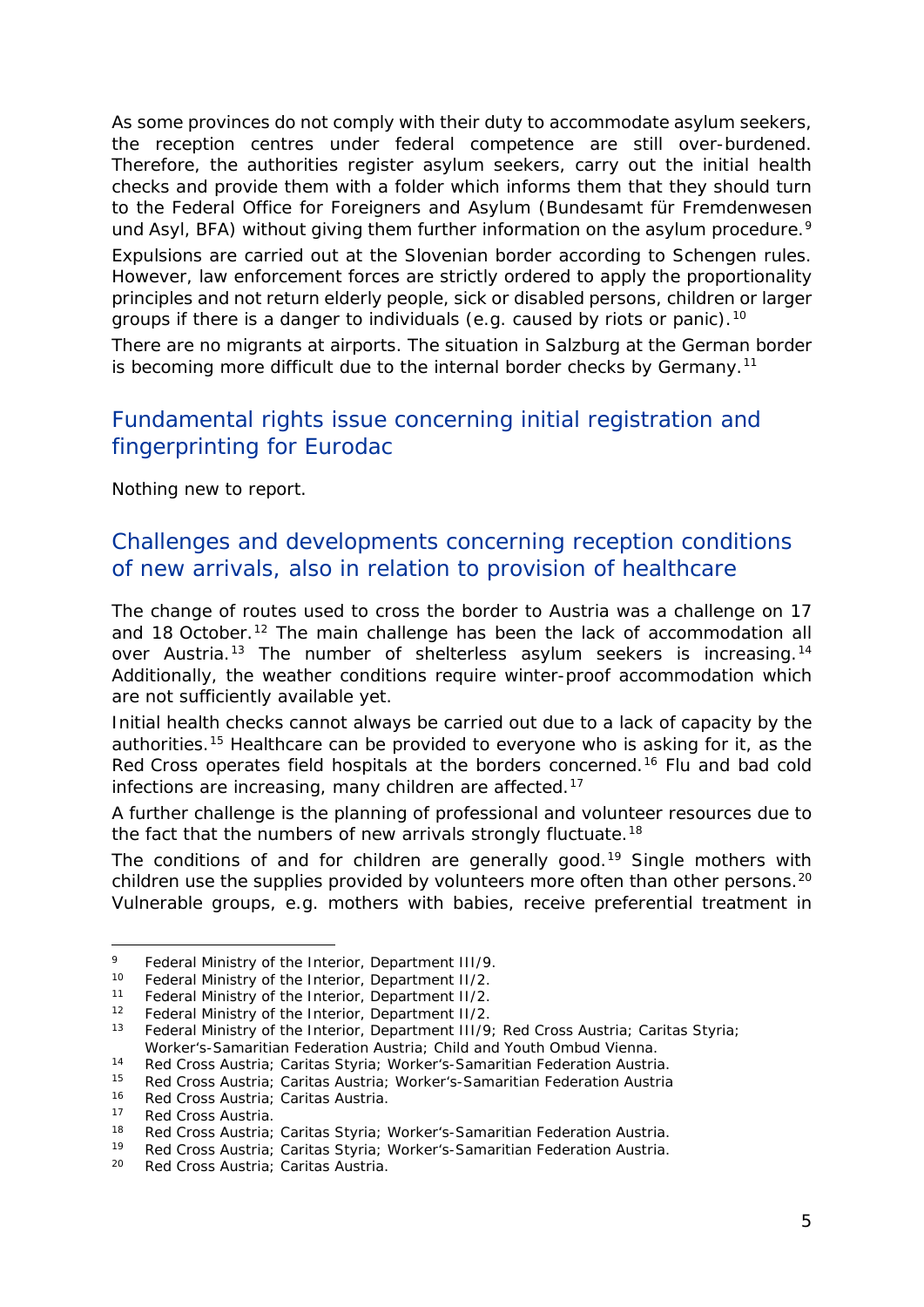As some provinces do not comply with their duty to accommodate asylum seekers, the reception centres under federal competence are still over-burdened. Therefore, the authorities register asylum seekers, carry out the initial health checks and provide them with a folder which informs them that they should turn to the Federal Office for Foreigners and Asylum (Bundesamt für Fremdenwesen und Asyl, BFA) without giving them further information on the asylum procedure.[9]

Expulsions are carried out at the Slovenian border according to Schengen rules. However, law enforcement forces are strictly ordered to apply the proportionality principles and not return elderly people, sick or disabled persons, children or larger groups if there is a danger to individuals (e.g. caused by riots or panic).[10]

There are no migrants at airports. The situation in Salzburg at the German border is becoming more difficult due to the internal border checks by Germany.[11]

## Fundamental rights issue concerning initial registration and fingerprinting for Eurodac

Nothing new to report.

## Challenges and developments concerning reception conditions of new arrivals, also in relation to provision of healthcare

The change of routes used to cross the border to Austria was a challenge on 17 and 18 October.[12] The main challenge has been the lack of accommodation all over Austria.[13] The number of shelterless asylum seekers is increasing.[14] Additionally, the weather conditions require winter-proof accommodation which are not sufficiently available yet.

Initial health checks cannot always be carried out due to a lack of capacity by the authorities.[15] Healthcare can be provided to everyone who is asking for it, as the Red Cross operates field hospitals at the borders concerned.[16] Flu and bad cold infections are increasing, many children are affected.[17]

A further challenge is the planning of professional and volunteer resources due to the fact that the numbers of new arrivals strongly fluctuate.[18]

The conditions of and for children are generally good.[19] Single mothers with children use the supplies provided by volunteers more often than other persons.[20] Vulnerable groups, e.g. mothers with babies, receive preferential treatment in

---

[9] Federal Ministry of the Interior, Department III/9.

[10] Federal Ministry of the Interior, Department II/2.

[11] Federal Ministry of the Interior, Department II/2.

[12] Federal Ministry of the Interior, Department II/2.

[13] Federal Ministry of the Interior, Department III/9; Red Cross Austria; Caritas Styria; Worker's-Samaritian Federation Austria; Child and Youth Ombud Vienna.

[14] Red Cross Austria; Caritas Styria; Worker's-Samaritian Federation Austria.

[15] Red Cross Austria; Caritas Austria; Worker's-Samaritian Federation Austria

[16] Red Cross Austria; Caritas Austria.

[17] Red Cross Austria.

[18] Red Cross Austria; Caritas Styria; Worker's-Samaritian Federation Austria.

[19] Red Cross Austria; Caritas Styria; Worker's-Samaritian Federation Austria.

[20] Red Cross Austria; Caritas Austria.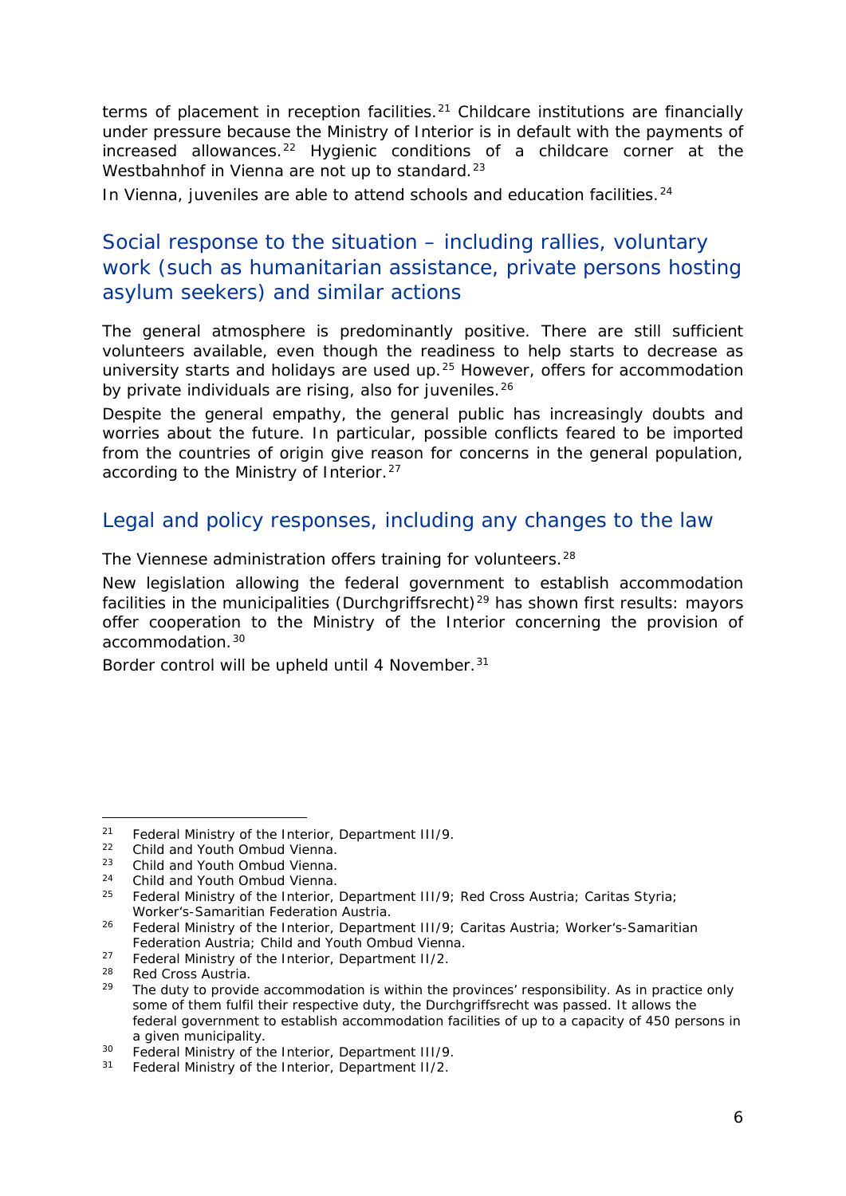terms of placement in reception facilities.[21] Childcare institutions are financially under pressure because the Ministry of Interior is in default with the payments of increased allowances.[22] Hygienic conditions of a childcare corner at the Westbahnhof in Vienna are not up to standard.[23]

In Vienna, juveniles are able to attend schools and education facilities.[24]

## Social response to the situation – including rallies, voluntary work (such as humanitarian assistance, private persons hosting asylum seekers) and similar actions

The general atmosphere is predominantly positive. There are still sufficient volunteers available, even though the readiness to help starts to decrease as university starts and holidays are used up.[25] However, offers for accommodation by private individuals are rising, also for juveniles.[26]

Despite the general empathy, the general public has increasingly doubts and worries about the future. In particular, possible conflicts feared to be imported from the countries of origin give reason for concerns in the general population, according to the Ministry of Interior.[27]

## Legal and policy responses, including any changes to the law

The Viennese administration offers training for volunteers.[28]

New legislation allowing the federal government to establish accommodation facilities in the municipalities (*Durchgriffsrecht*)[29] has shown first results: mayors offer cooperation to the Ministry of the Interior concerning the provision of accommodation.[30]

Border control will be upheld until 4 November.[31]

---

[21] Federal Ministry of the Interior, Department III/9.

[22] Child and Youth Ombud Vienna.

[23] Child and Youth Ombud Vienna.

[24] Child and Youth Ombud Vienna.

[25] Federal Ministry of the Interior, Department III/9; Red Cross Austria; Caritas Styria; Worker's-Samaritian Federation Austria.

[26] Federal Ministry of the Interior, Department III/9; Caritas Austria; Worker's-Samaritian Federation Austria; Child and Youth Ombud Vienna.

[27] Federal Ministry of the Interior, Department II/2.

[28] Red Cross Austria.

[29] The duty to provide accommodation is within the provinces' responsibility. As in practice only some of them fulfil their respective duty, the *Durchgriffsrecht* was passed. It allows the federal government to establish accommodation facilities of up to a capacity of 450 persons in a given municipality.

[30] Federal Ministry of the Interior, Department III/9.

[31] Federal Ministry of the Interior, Department II/2.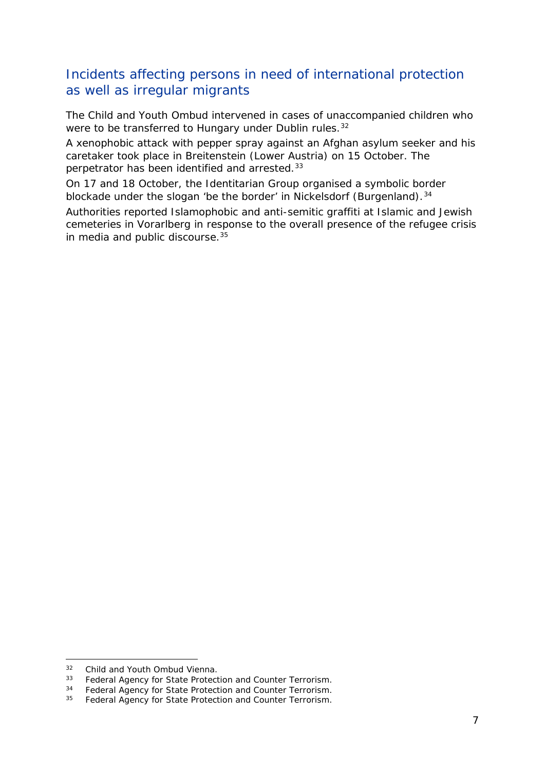## Incidents affecting persons in need of international protection as well as irregular migrants

The Child and Youth Ombud intervened in cases of unaccompanied children who were to be transferred to Hungary under Dublin rules.[32]

A xenophobic attack with pepper spray against an Afghan asylum seeker and his caretaker took place in Breitenstein (Lower Austria) on 15 October. The perpetrator has been identified and arrested.[33]

On 17 and 18 October, the Identitarian Group organised a symbolic border blockade under the slogan 'be the border' in Nickelsdorf (Burgenland).[34]

Authorities reported Islamophobic and anti-semitic graffiti at Islamic and Jewish cemeteries in Vorarlberg in response to the overall presence of the refugee crisis in media and public discourse.[35]

---

[32] Child and Youth Ombud Vienna.

[33] Federal Agency for State Protection and Counter Terrorism.

[34] Federal Agency for State Protection and Counter Terrorism.

[35] Federal Agency for State Protection and Counter Terrorism.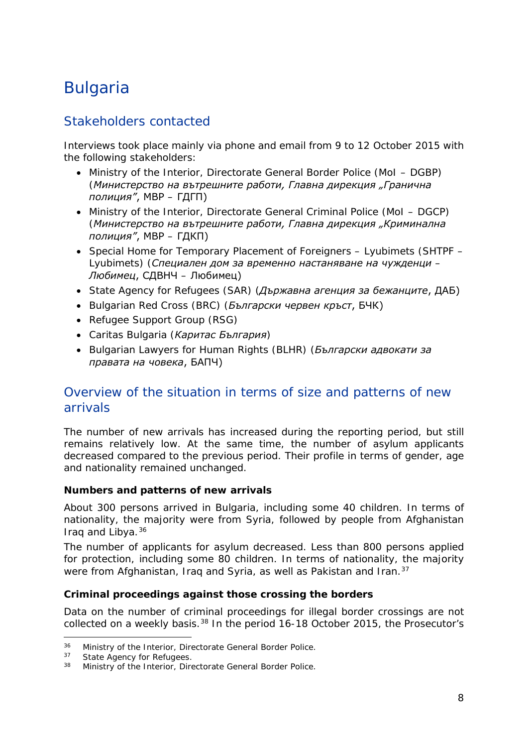# Bulgaria

## Stakeholders contacted

Interviews took place mainly via phone and email from 9 to 12 October 2015 with the following stakeholders:

- Ministry of the Interior, Directorate General Border Police (MoI – DGBP) (*Министерство на вътрешните работи, Главна дирекция „Гранична полиция"*, МВР – ГДГП)
- Ministry of the Interior, Directorate General Criminal Police (MoI – DGCP) (*Министерство на вътрешните работи, Главна дирекция „Криминална полиция"*, МВР – ГДКП)
- Special Home for Temporary Placement of Foreigners – Lyubimets (SHTPF – Lyubimets) (*Специален дом за временно настаняване на чужденци – Любимец*, СДВНЧ – Любимец)
- State Agency for Refugees (SAR) (*Държавна агенция за бежанците*, ДАБ)
- Bulgarian Red Cross (BRC) (*Български червен кръст*, БЧК)
- Refugee Support Group (RSG)
- Caritas Bulgaria (*Каритас България*)
- Bulgarian Lawyers for Human Rights (BLHR) (*Български адвокати за правата на човека*, БАПЧ)

## Overview of the situation in terms of size and patterns of new arrivals

The number of new arrivals has increased during the reporting period, but still remains relatively low. At the same time, the number of asylum applicants decreased compared to the previous period. Their profile in terms of gender, age and nationality remained unchanged.

**Numbers and patterns of new arrivals**

About 300 persons arrived in Bulgaria, including some 40 children. In terms of nationality, the majority were from Syria, followed by people from Afghanistan Iraq and Libya.[36]

The number of applicants for asylum decreased. Less than 800 persons applied for protection, including some 80 children. In terms of nationality, the majority were from Afghanistan, Iraq and Syria, as well as Pakistan and Iran.[37]

**Criminal proceedings against those crossing the borders**

Data on the number of criminal proceedings for illegal border crossings are not collected on a weekly basis.[38] In the period 16-18 October 2015, the Prosecutor's

[36] Ministry of the Interior, Directorate General Border Police.

[37] State Agency for Refugees.

[38] Ministry of the Interior, Directorate General Border Police.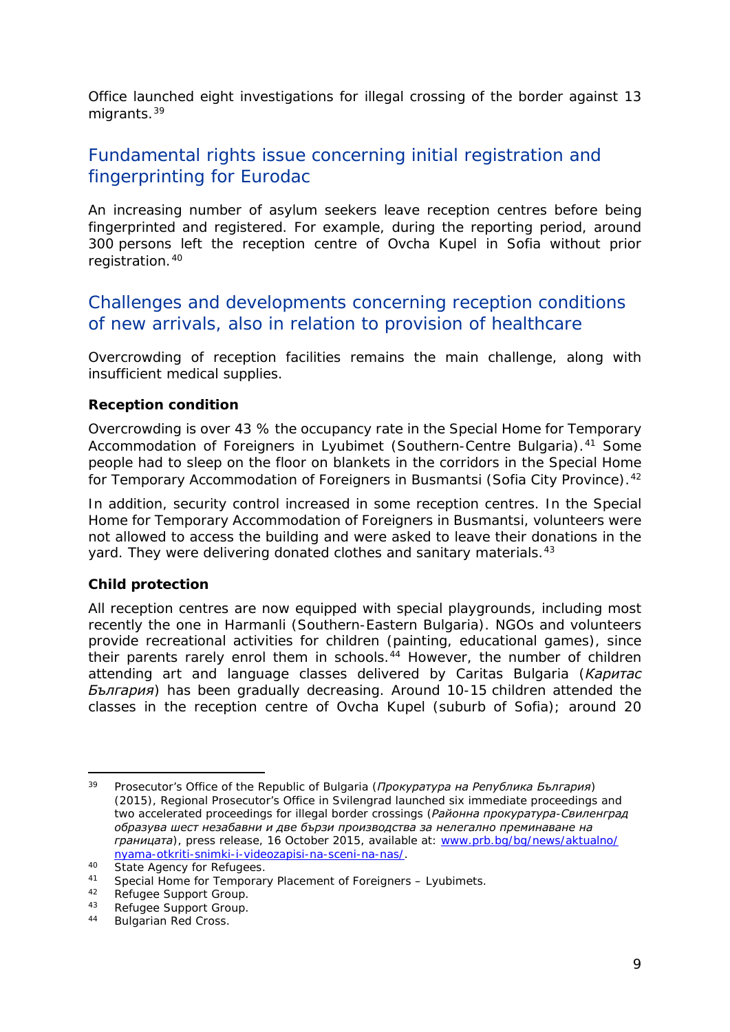Office launched eight investigations for illegal crossing of the border against 13 migrants.[39]

## Fundamental rights issue concerning initial registration and fingerprinting for Eurodac

An increasing number of asylum seekers leave reception centres before being fingerprinted and registered. For example, during the reporting period, around 300 persons left the reception centre of Ovcha Kupel in Sofia without prior registration.[40]

## Challenges and developments concerning reception conditions of new arrivals, also in relation to provision of healthcare

Overcrowding of reception facilities remains the main challenge, along with insufficient medical supplies.

### Reception condition

Overcrowding is over 43 % the occupancy rate in the Special Home for Temporary Accommodation of Foreigners in Lyubimet (Southern-Centre Bulgaria).[41] Some people had to sleep on the floor on blankets in the corridors in the Special Home for Temporary Accommodation of Foreigners in Busmantsi (Sofia City Province).[42]

In addition, security control increased in some reception centres. In the Special Home for Temporary Accommodation of Foreigners in Busmantsi, volunteers were not allowed to access the building and were asked to leave their donations in the yard. They were delivering donated clothes and sanitary materials.[43]

### Child protection

All reception centres are now equipped with special playgrounds, including most recently the one in Harmanli (Southern-Eastern Bulgaria). NGOs and volunteers provide recreational activities for children (painting, educational games), since their parents rarely enrol them in schools.[44] However, the number of children attending art and language classes delivered by Caritas Bulgaria (*Каритас България*) has been gradually decreasing. Around 10-15 children attended the classes in the reception centre of Ovcha Kupel (suburb of Sofia); around 20

---

[39] Prosecutor's Office of the Republic of Bulgaria (*Прокуратура на Република България*) (2015), Regional Prosecutor's Office in Svilengrad launched six immediate proceedings and two accelerated proceedings for illegal border crossings (*Районна прокуратура-Свиленград образува шест незабавни и две бързи производства за нелегално преминаване на границата*), press release, 16 October 2015, available at: [www.prb.bg/bg/news/aktualno/nyama-otkriti-snimki-i-videozapisi-na-sceni-na-nas/](www.prb.bg/bg/news/aktualno/nyama-otkriti-snimki-i-videozapisi-na-sceni-na-nas/).

[40] State Agency for Refugees.

[41] Special Home for Temporary Placement of Foreigners – Lyubimets.

[42] Refugee Support Group.

[43] Refugee Support Group.

[44] Bulgarian Red Cross.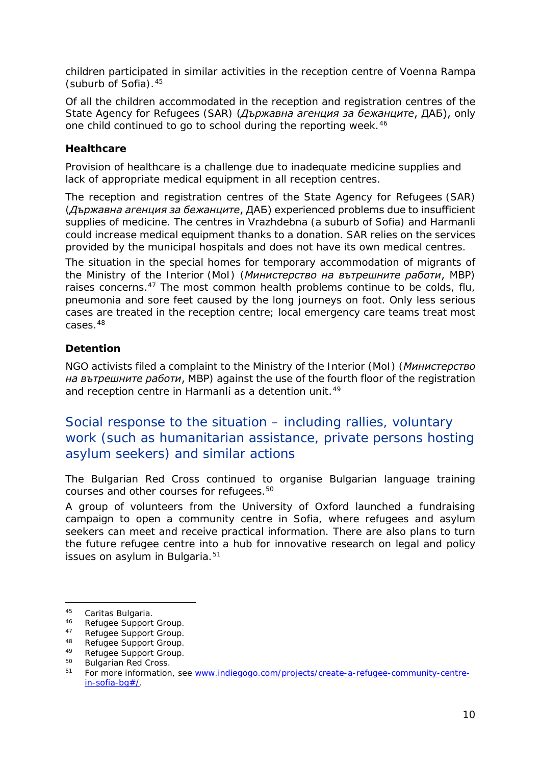children participated in similar activities in the reception centre of Voenna Rampa (suburb of Sofia).[45]

Of all the children accommodated in the reception and registration centres of the State Agency for Refugees (SAR) (*Държавна агенция за бежанците*, ДАБ), only one child continued to go to school during the reporting week.[46]

### Healthcare

Provision of healthcare is a challenge due to inadequate medicine supplies and lack of appropriate medical equipment in all reception centres.

The reception and registration centres of the State Agency for Refugees (SAR) (*Държавна агенция за бежанците*, ДАБ) experienced problems due to insufficient supplies of medicine. The centres in Vrazhdebna (a suburb of Sofia) and Harmanli could increase medical equipment thanks to a donation. SAR relies on the services provided by the municipal hospitals and does not have its own medical centres.

The situation in the special homes for temporary accommodation of migrants of the Ministry of the Interior (MoI) (*Министерство на вътрешните работи*, МВР) raises concerns.[47] The most common health problems continue to be colds, flu, pneumonia and sore feet caused by the long journeys on foot. Only less serious cases are treated in the reception centre; local emergency care teams treat most cases.[48]

### Detention

NGO activists filed a complaint to the Ministry of the Interior (MoI) (*Министерство на вътрешните работи*, МВР) against the use of the fourth floor of the registration and reception centre in Harmanli as a detention unit.[49]

## Social response to the situation – including rallies, voluntary work (such as humanitarian assistance, private persons hosting asylum seekers) and similar actions

The Bulgarian Red Cross continued to organise Bulgarian language training courses and other courses for refugees.[50]

A group of volunteers from the University of Oxford launched a fundraising campaign to open a community centre in Sofia, where refugees and asylum seekers can meet and receive practical information. There are also plans to turn the future refugee centre into a hub for innovative research on legal and policy issues on asylum in Bulgaria.[51]

---

[45] Caritas Bulgaria.
[46] Refugee Support Group.
[47] Refugee Support Group.
[48] Refugee Support Group.
[49] Refugee Support Group.
[50] Bulgarian Red Cross.
[51] For more information, see www.indiegogo.com/projects/create-a-refugee-community-centre-in-sofia-bg#/.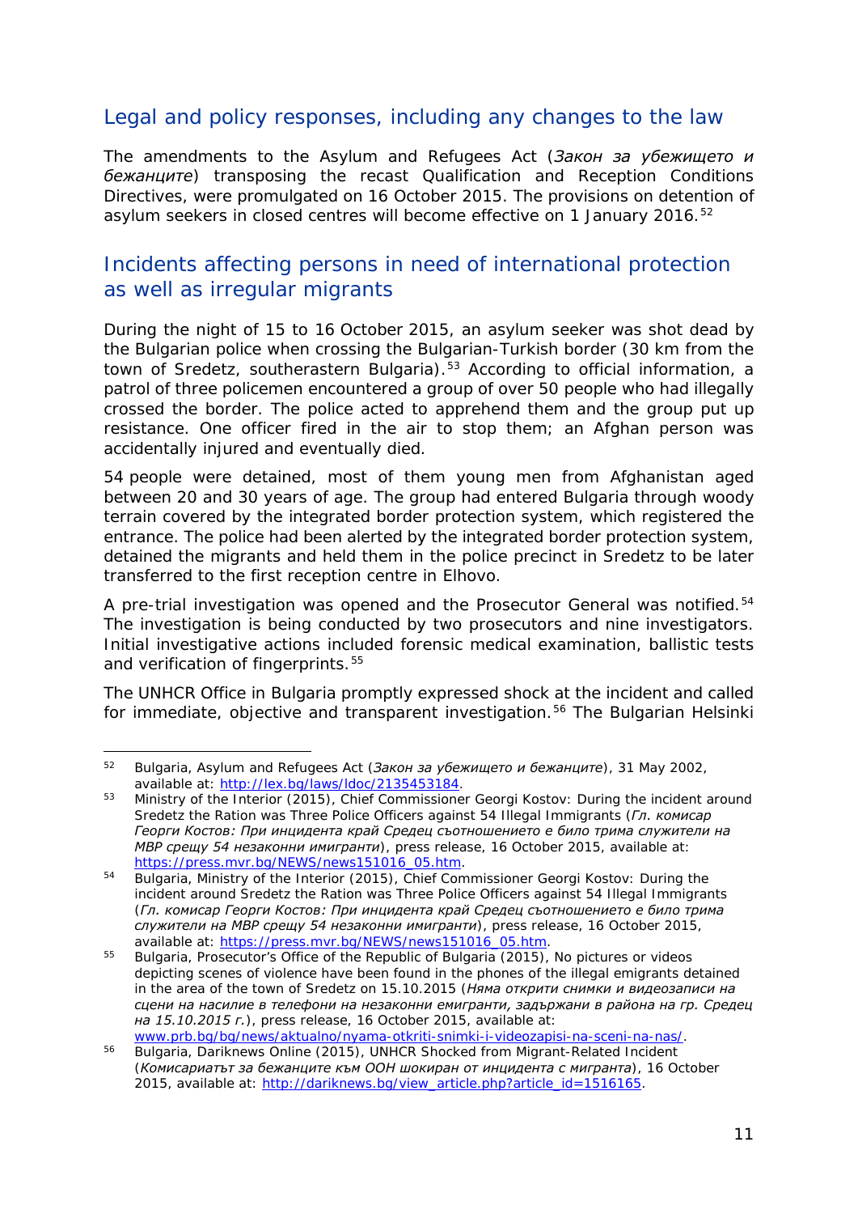## Legal and policy responses, including any changes to the law

The amendments to the Asylum and Refugees Act (*Закон за убежището и бежанците*) transposing the recast Qualification and Reception Conditions Directives, were promulgated on 16 October 2015. The provisions on detention of asylum seekers in closed centres will become effective on 1 January 2016.[52]

## Incidents affecting persons in need of international protection as well as irregular migrants

During the night of 15 to 16 October 2015, an asylum seeker was shot dead by the Bulgarian police when crossing the Bulgarian-Turkish border (30 km from the town of Sredetz, southerastern Bulgaria).[53] According to official information, a patrol of three policemen encountered a group of over 50 people who had illegally crossed the border. The police acted to apprehend them and the group put up resistance. One officer fired in the air to stop them; an Afghan person was accidentally injured and eventually died.

54 people were detained, most of them young men from Afghanistan aged between 20 and 30 years of age. The group had entered Bulgaria through woody terrain covered by the integrated border protection system, which registered the entrance. The police had been alerted by the integrated border protection system, detained the migrants and held them in the police precinct in Sredetz to be later transferred to the first reception centre in Elhovo.

A pre-trial investigation was opened and the Prosecutor General was notified.[54] The investigation is being conducted by two prosecutors and nine investigators. Initial investigative actions included forensic medical examination, ballistic tests and verification of fingerprints.[55]

The UNHCR Office in Bulgaria promptly expressed shock at the incident and called for immediate, objective and transparent investigation.[56] The Bulgarian Helsinki

---

[52] Bulgaria, Asylum and Refugees Act (*Закон за убежището и бежанците*), 31 May 2002, available at: http://lex.bg/laws/ldoc/2135453184.

[53] Ministry of the Interior (2015), Chief Commissioner Georgi Kostov: During the incident around Sredetz the Ration was Three Police Officers against 54 Illegal Immigrants (*Гл. комисар Георги Костов: При инцидента край Средец съотношението е било трима служители на МВР срещу 54 незаконни имигранти*), press release, 16 October 2015, available at: https://press.mvr.bg/NEWS/news151016_05.htm.

[54] Bulgaria, Ministry of the Interior (2015), Chief Commissioner Georgi Kostov: During the incident around Sredetz the Ration was Three Police Officers against 54 Illegal Immigrants (*Гл. комисар Георги Костов: При инцидента край Средец съотношението е било трима служители на МВР срещу 54 незаконни имигранти*), press release, 16 October 2015, available at: https://press.mvr.bg/NEWS/news151016_05.htm.

[55] Bulgaria, Prosecutor's Office of the Republic of Bulgaria (2015), No pictures or videos depicting scenes of violence have been found in the phones of the illegal emigrants detained in the area of the town of Sredetz on 15.10.2015 (*Няма открити снимки и видеозаписи на сцени на насилие в телефони на незаконни емигранти, задържани в района на гр. Средец на 15.10.2015 г.*), press release, 16 October 2015, available at: www.prb.bg/bg/news/aktualno/nyama-otkriti-snimki-i-videozapisi-na-sceni-na-nas/.

[56] Bulgaria, Dariknews Online (2015), UNHCR Shocked from Migrant-Related Incident (*Комисариатът за бежанците към ООН шокиран от инцидента с мигранта*), 16 October 2015, available at: http://dariknews.bg/view_article.php?article_id=1516165.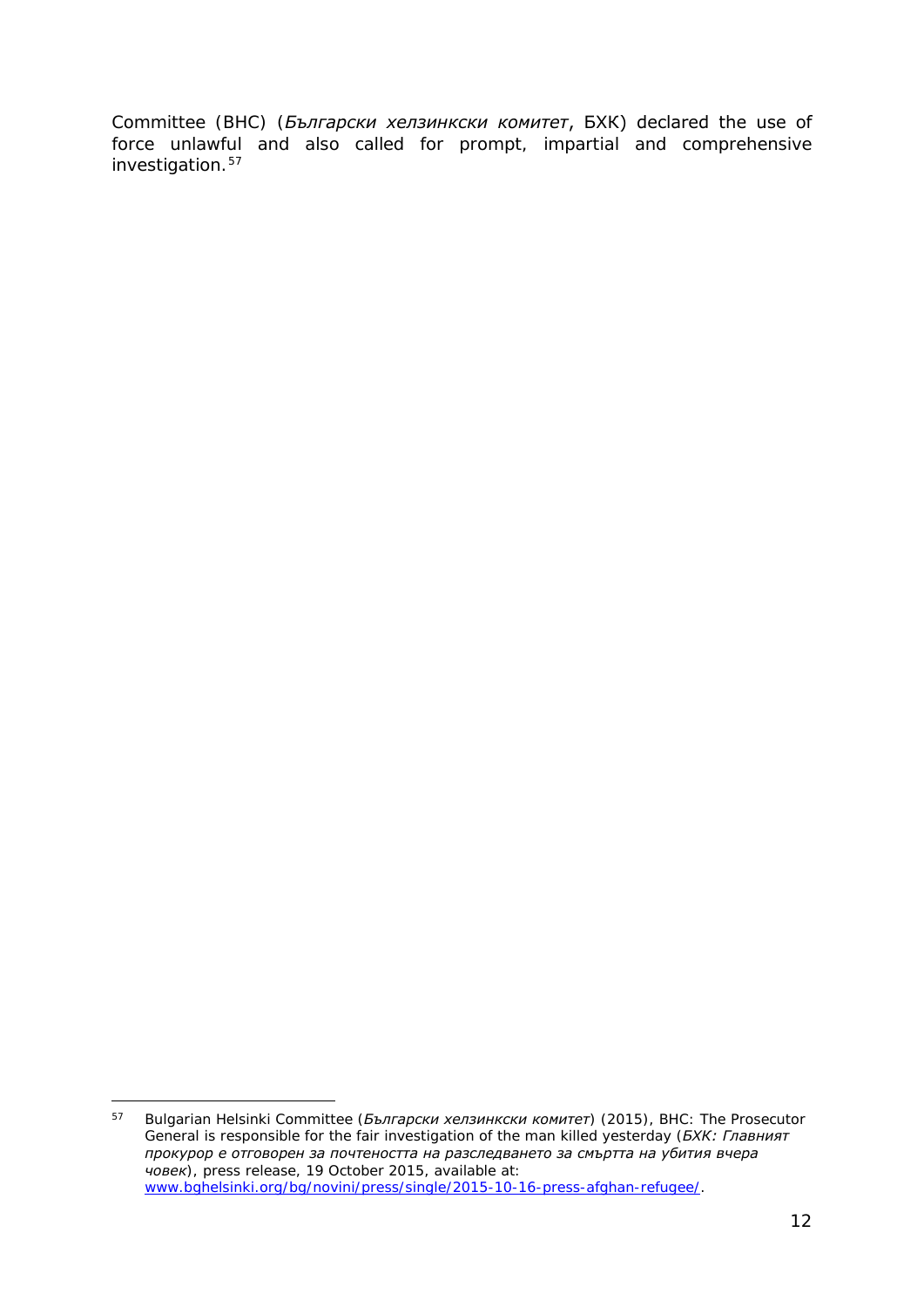Committee (BHC) (*Български хелзинкски комитет*, БХК) declared the use of force unlawful and also called for prompt, impartial and comprehensive investigation.[57]

---

[57] Bulgarian Helsinki Committee (*Български хелзинкски комитет*) (2015), BHC: The Prosecutor General is responsible for the fair investigation of the man killed yesterday (*БХК: Главният прокурор е отговорен за почтеността на разследването за смъртта на убития вчера човек*), press release, 19 October 2015, available at: www.bghelsinki.org/bg/novini/press/single/2015-10-16-press-afghan-refugee/.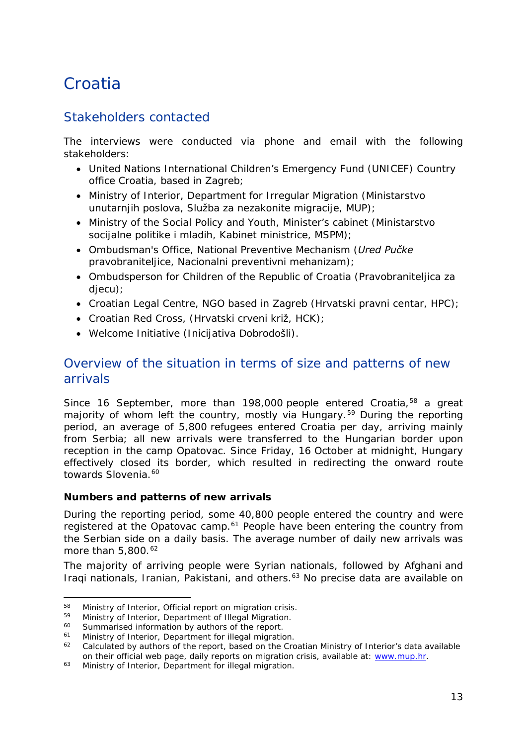# Croatia

## Stakeholders contacted

The interviews were conducted via phone and email with the following stakeholders:

- United Nations International Children's Emergency Fund (UNICEF) Country office Croatia, based in Zagreb;
- Ministry of Interior, Department for Irregular Migration (Ministarstvo unutarnjih poslova, Služba za nezakonite migracije, MUP);
- Ministry of the Social Policy and Youth, Minister's cabinet (Ministarstvo socijalne politike i mladih, Kabinet ministrice, MSPM);
- Ombudsman's Office, National Preventive Mechanism (*Ured Pučke* pravobraniteljice, Nacionalni preventivni mehanizam);
- Ombudsperson for Children of the Republic of Croatia (Pravobraniteljica za djecu);
- Croatian Legal Centre, NGO based in Zagreb (Hrvatski pravni centar, HPC);
- Croatian Red Cross, (Hrvatski crveni križ, HCK);
- Welcome Initiative (Inicijativa Dobrodošli).

## Overview of the situation in terms of size and patterns of new arrivals

Since 16 September, more than 198,000 people entered Croatia,[58] a great majority of whom left the country, mostly via Hungary.[59] During the reporting period, an average of 5,800 refugees entered Croatia per day, arriving mainly from Serbia; all new arrivals were transferred to the Hungarian border upon reception in the camp Opatovac. Since Friday, 16 October at midnight, Hungary effectively closed its border, which resulted in redirecting the onward route towards Slovenia.[60]

**Numbers and patterns of new arrivals**

During the reporting period, some 40,800 people entered the country and were registered at the Opatovac camp.[61] People have been entering the country from the Serbian side on a daily basis. The average number of daily new arrivals was more than 5,800.[62]

The majority of arriving people were Syrian nationals, followed by Afghani and Iraqi nationals, Iranian, Pakistani, and others.[63] No precise data are available on

---

[58] Ministry of Interior, Official report on migration crisis.

[59] Ministry of Interior, Department of Illegal Migration.

[60] Summarised information by authors of the report.

[61] Ministry of Interior, Department for illegal migration.

[62] Calculated by authors of the report, based on the Croatian Ministry of Interior's data available on their official web page, daily reports on migration crisis, available at: www.mup.hr.

[63] Ministry of Interior, Department for illegal migration.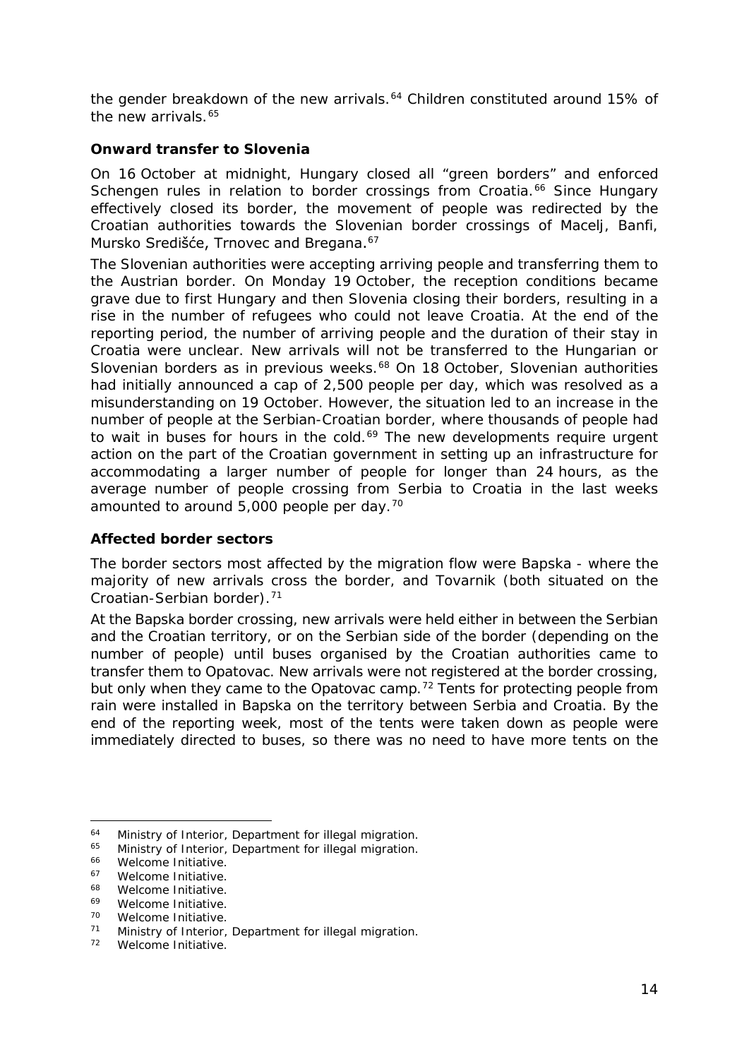the gender breakdown of the new arrivals.[64] Children constituted around 15% of the new arrivals.[65]

**Onward transfer to Slovenia**

On 16 October at midnight, Hungary closed all "green borders" and enforced Schengen rules in relation to border crossings from Croatia.[66] Since Hungary effectively closed its border, the movement of people was redirected by the Croatian authorities towards the Slovenian border crossings of Macelj, Banfi, Mursko Središće, Trnovec and Bregana.[67]

The Slovenian authorities were accepting arriving people and transferring them to the Austrian border. On Monday 19 October, the reception conditions became grave due to first Hungary and then Slovenia closing their borders, resulting in a rise in the number of refugees who could not leave Croatia. At the end of the reporting period, the number of arriving people and the duration of their stay in Croatia were unclear. New arrivals will not be transferred to the Hungarian or Slovenian borders as in previous weeks.[68] On 18 October, Slovenian authorities had initially announced a cap of 2,500 people per day, which was resolved as a misunderstanding on 19 October. However, the situation led to an increase in the number of people at the Serbian-Croatian border, where thousands of people had to wait in buses for hours in the cold.[69] The new developments require urgent action on the part of the Croatian government in setting up an infrastructure for accommodating a larger number of people for longer than 24 hours, as the average number of people crossing from Serbia to Croatia in the last weeks amounted to around 5,000 people per day.[70]

**Affected border sectors**

The border sectors most affected by the migration flow were Bapska - where the majority of new arrivals cross the border, and Tovarnik (both situated on the Croatian-Serbian border).[71]

At the Bapska border crossing, new arrivals were held either in between the Serbian and the Croatian territory, or on the Serbian side of the border (depending on the number of people) until buses organised by the Croatian authorities came to transfer them to Opatovac. New arrivals were not registered at the border crossing, but only when they came to the Opatovac camp.[72] Tents for protecting people from rain were installed in Bapska on the territory between Serbia and Croatia. By the end of the reporting week, most of the tents were taken down as people were immediately directed to buses, so there was no need to have more tents on the

---

[64] Ministry of Interior, Department for illegal migration.
[65] Ministry of Interior, Department for illegal migration.
[66] Welcome Initiative.
[67] Welcome Initiative.
[68] Welcome Initiative.
[69] Welcome Initiative.
[70] Welcome Initiative.
[71] Ministry of Interior, Department for illegal migration.
[72] Welcome Initiative.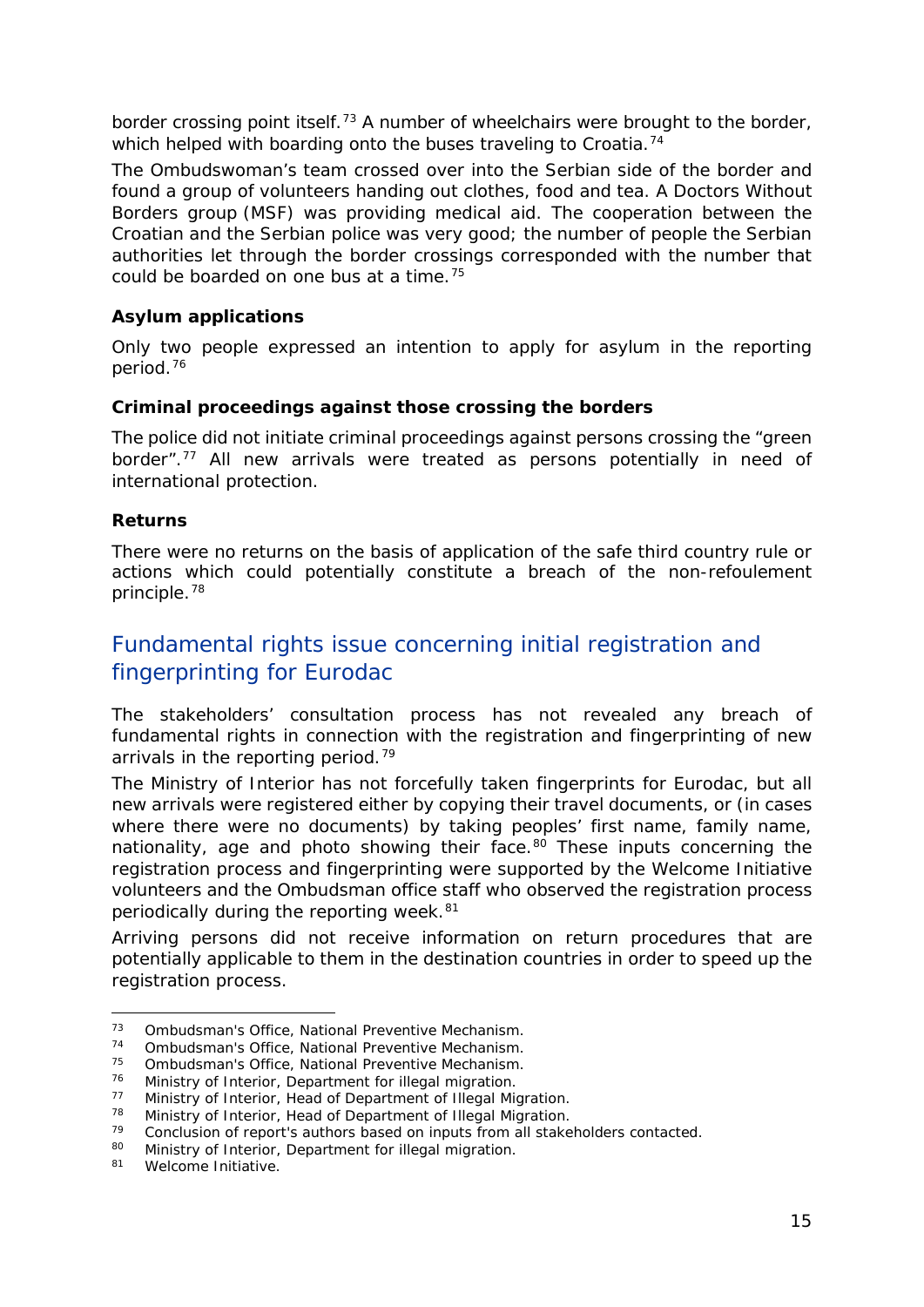border crossing point itself.[73] A number of wheelchairs were brought to the border, which helped with boarding onto the buses traveling to Croatia.[74]

The Ombudswoman's team crossed over into the Serbian side of the border and found a group of volunteers handing out clothes, food and tea. A Doctors Without Borders group (MSF) was providing medical aid. The cooperation between the Croatian and the Serbian police was very good; the number of people the Serbian authorities let through the border crossings corresponded with the number that could be boarded on one bus at a time.[75]

**Asylum applications**

Only two people expressed an intention to apply for asylum in the reporting period.[76]

**Criminal proceedings against those crossing the borders**

The police did not initiate criminal proceedings against persons crossing the "green border".[77] All new arrivals were treated as persons potentially in need of international protection.

**Returns**

There were no returns on the basis of application of the safe third country rule or actions which could potentially constitute a breach of the non-refoulement principle.[78]

## Fundamental rights issue concerning initial registration and fingerprinting for Eurodac

The stakeholders' consultation process has not revealed any breach of fundamental rights in connection with the registration and fingerprinting of new arrivals in the reporting period.[79]

The Ministry of Interior has not forcefully taken fingerprints for Eurodac, but all new arrivals were registered either by copying their travel documents, or (in cases where there were no documents) by taking peoples' first name, family name, nationality, age and photo showing their face.[80] These inputs concerning the registration process and fingerprinting were supported by the Welcome Initiative volunteers and the Ombudsman office staff who observed the registration process periodically during the reporting week.[81]

Arriving persons did not receive information on return procedures that are potentially applicable to them in the destination countries in order to speed up the registration process.

---

[73] Ombudsman's Office, National Preventive Mechanism.
[74] Ombudsman's Office, National Preventive Mechanism.
[75] Ombudsman's Office, National Preventive Mechanism.
[76] Ministry of Interior, Department for illegal migration.
[77] Ministry of Interior, Head of Department of Illegal Migration.
[78] Ministry of Interior, Head of Department of Illegal Migration.
[79] Conclusion of report's authors based on inputs from all stakeholders contacted.
[80] Ministry of Interior, Department for illegal migration.
[81] Welcome Initiative.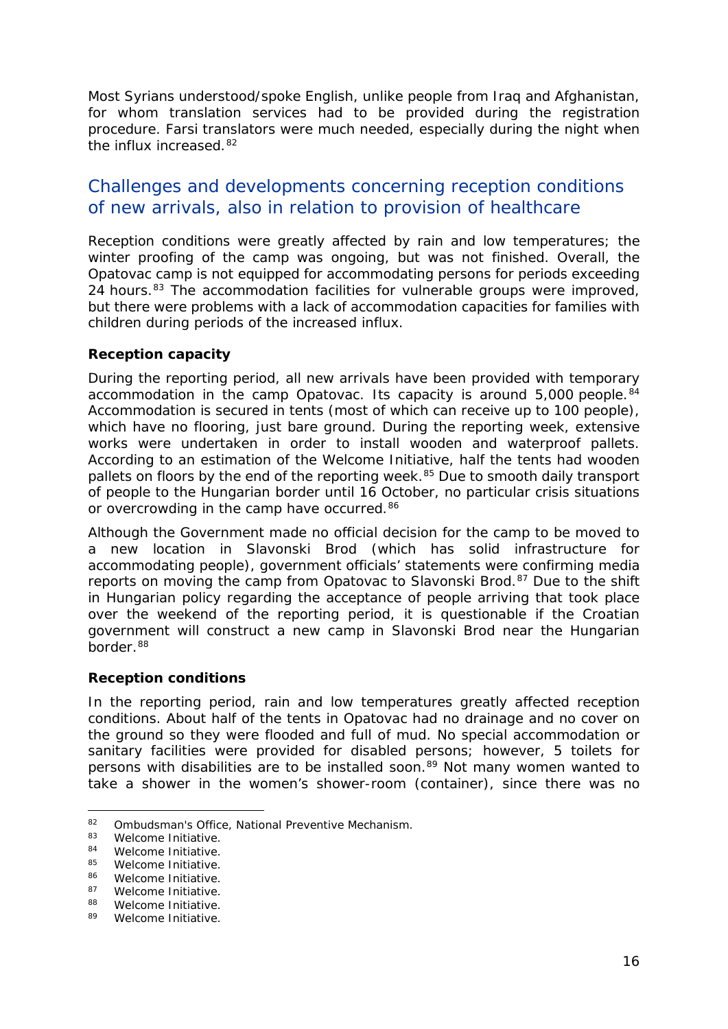Most Syrians understood/spoke English, unlike people from Iraq and Afghanistan, for whom translation services had to be provided during the registration procedure. Farsi translators were much needed, especially during the night when the influx increased.[82]

## Challenges and developments concerning reception conditions of new arrivals, also in relation to provision of healthcare

Reception conditions were greatly affected by rain and low temperatures; the winter proofing of the camp was ongoing, but was not finished. Overall, the Opatovac camp is not equipped for accommodating persons for periods exceeding 24 hours.[83] The accommodation facilities for vulnerable groups were improved, but there were problems with a lack of accommodation capacities for families with children during periods of the increased influx.

**Reception capacity**

During the reporting period, all new arrivals have been provided with temporary accommodation in the camp Opatovac. Its capacity is around 5,000 people.[84] Accommodation is secured in tents (most of which can receive up to 100 people), which have no flooring, just bare ground. During the reporting week, extensive works were undertaken in order to install wooden and waterproof pallets. According to an estimation of the Welcome Initiative, half the tents had wooden pallets on floors by the end of the reporting week.[85] Due to smooth daily transport of people to the Hungarian border until 16 October, no particular crisis situations or overcrowding in the camp have occurred.[86]

Although the Government made no official decision for the camp to be moved to a new location in Slavonski Brod (which has solid infrastructure for accommodating people), government officials' statements were confirming media reports on moving the camp from Opatovac to Slavonski Brod.[87] Due to the shift in Hungarian policy regarding the acceptance of people arriving that took place over the weekend of the reporting period, it is questionable if the Croatian government will construct a new camp in Slavonski Brod near the Hungarian border.[88]

**Reception conditions**

In the reporting period, rain and low temperatures greatly affected reception conditions. About half of the tents in Opatovac had no drainage and no cover on the ground so they were flooded and full of mud. No special accommodation or sanitary facilities were provided for disabled persons; however, 5 toilets for persons with disabilities are to be installed soon.[89] Not many women wanted to take a shower in the women's shower-room (container), since there was no

---

[82] Ombudsman's Office, National Preventive Mechanism.
[83] Welcome Initiative.
[84] Welcome Initiative.
[85] Welcome Initiative.
[86] Welcome Initiative.
[87] Welcome Initiative.
[88] Welcome Initiative.
[89] Welcome Initiative.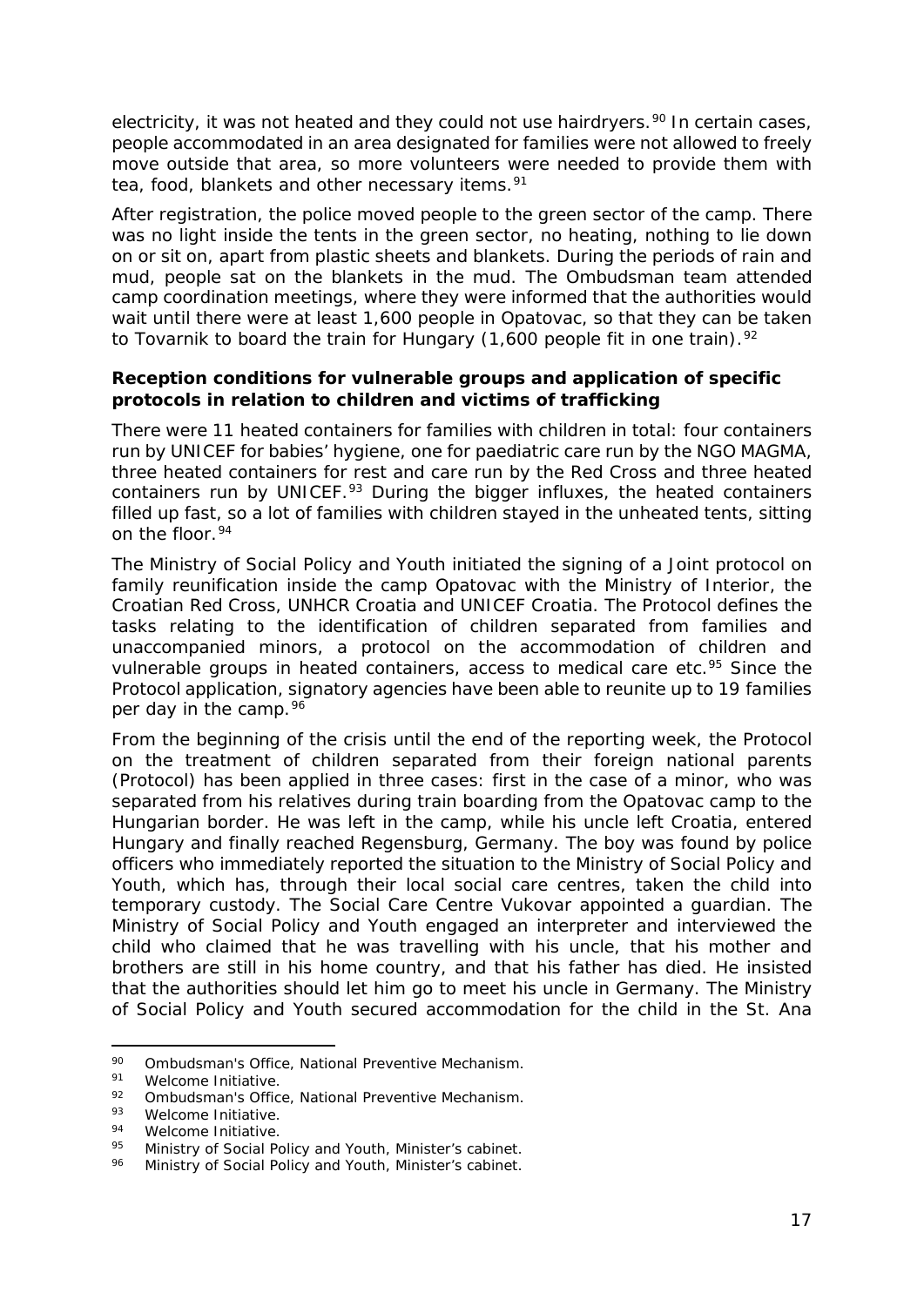electricity, it was not heated and they could not use hairdryers.[90] In certain cases, people accommodated in an area designated for families were not allowed to freely move outside that area, so more volunteers were needed to provide them with tea, food, blankets and other necessary items.[91]

After registration, the police moved people to the green sector of the camp. There was no light inside the tents in the green sector, no heating, nothing to lie down on or sit on, apart from plastic sheets and blankets. During the periods of rain and mud, people sat on the blankets in the mud. The Ombudsman team attended camp coordination meetings, where they were informed that the authorities would wait until there were at least 1,600 people in Opatovac, so that they can be taken to Tovarnik to board the train for Hungary (1,600 people fit in one train).[92]

**Reception conditions for vulnerable groups and application of specific protocols in relation to children and victims of trafficking**

There were 11 heated containers for families with children in total: four containers run by UNICEF for babies' hygiene, one for paediatric care run by the NGO MAGMA, three heated containers for rest and care run by the Red Cross and three heated containers run by UNICEF.[93] During the bigger influxes, the heated containers filled up fast, so a lot of families with children stayed in the unheated tents, sitting on the floor.[94]

The Ministry of Social Policy and Youth initiated the signing of a Joint protocol on family reunification inside the camp Opatovac with the Ministry of Interior, the Croatian Red Cross, UNHCR Croatia and UNICEF Croatia. The Protocol defines the tasks relating to the identification of children separated from families and unaccompanied minors, a protocol on the accommodation of children and vulnerable groups in heated containers, access to medical care etc.[95] Since the Protocol application, signatory agencies have been able to reunite up to 19 families per day in the camp.[96]

From the beginning of the crisis until the end of the reporting week, the Protocol on the treatment of children separated from their foreign national parents (Protocol) has been applied in three cases: first in the case of a minor, who was separated from his relatives during train boarding from the Opatovac camp to the Hungarian border. He was left in the camp, while his uncle left Croatia, entered Hungary and finally reached Regensburg, Germany. The boy was found by police officers who immediately reported the situation to the Ministry of Social Policy and Youth, which has, through their local social care centres, taken the child into temporary custody. The Social Care Centre Vukovar appointed a guardian. The Ministry of Social Policy and Youth engaged an interpreter and interviewed the child who claimed that he was travelling with his uncle, that his mother and brothers are still in his home country, and that his father has died. He insisted that the authorities should let him go to meet his uncle in Germany. The Ministry of Social Policy and Youth secured accommodation for the child in the St. Ana

---

[90] Ombudsman's Office, National Preventive Mechanism.
[91] Welcome Initiative.
[92] Ombudsman's Office, National Preventive Mechanism.
[93] Welcome Initiative.
[94] Welcome Initiative.
[95] Ministry of Social Policy and Youth, Minister's cabinet.
[96] Ministry of Social Policy and Youth, Minister's cabinet.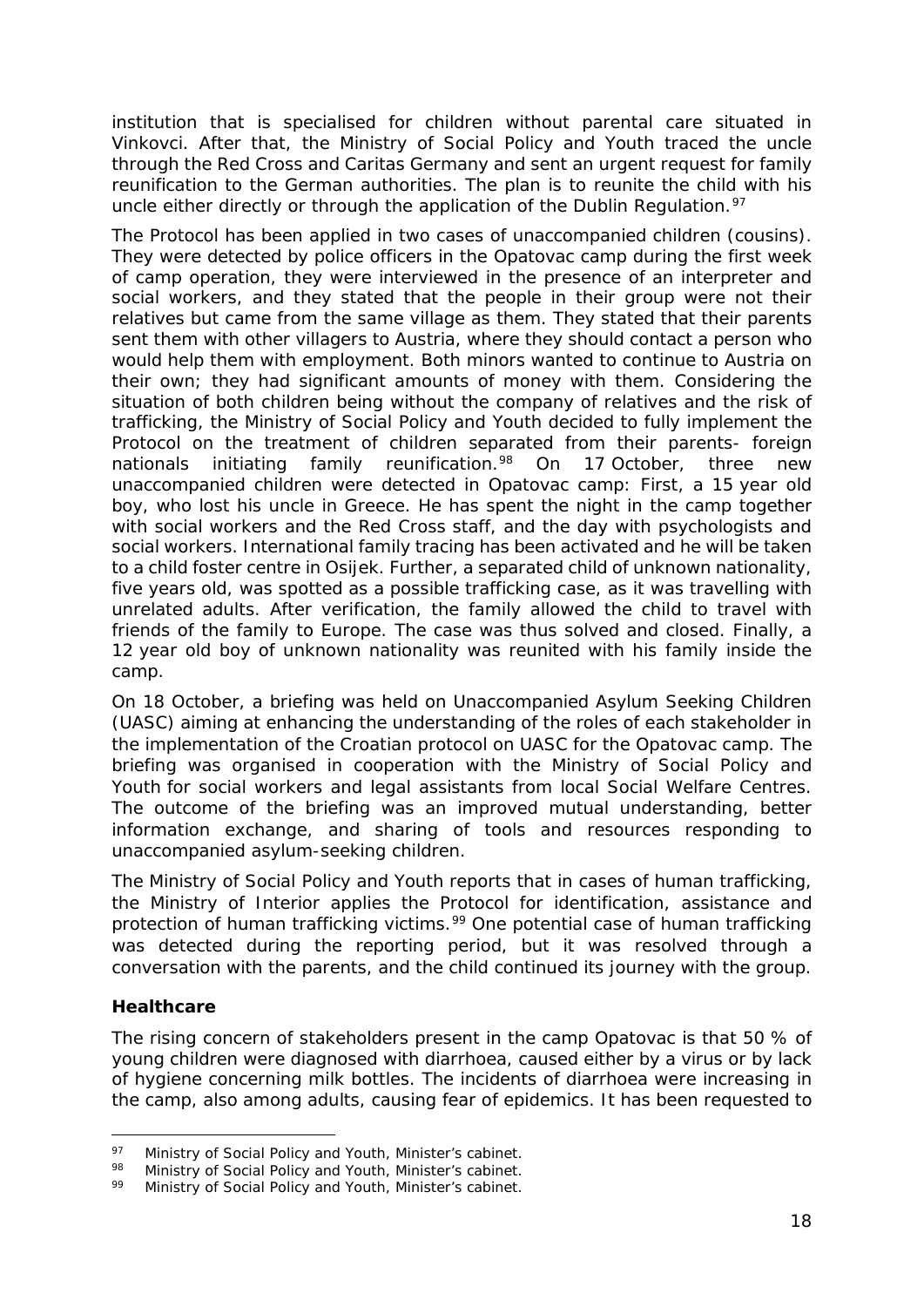institution that is specialised for children without parental care situated in Vinkovci. After that, the Ministry of Social Policy and Youth traced the uncle through the Red Cross and Caritas Germany and sent an urgent request for family reunification to the German authorities. The plan is to reunite the child with his uncle either directly or through the application of the Dublin Regulation.[97]

The Protocol has been applied in two cases of unaccompanied children (cousins). They were detected by police officers in the Opatovac camp during the first week of camp operation, they were interviewed in the presence of an interpreter and social workers, and they stated that the people in their group were not their relatives but came from the same village as them. They stated that their parents sent them with other villagers to Austria, where they should contact a person who would help them with employment. Both minors wanted to continue to Austria on their own; they had significant amounts of money with them. Considering the situation of both children being without the company of relatives and the risk of trafficking, the Ministry of Social Policy and Youth decided to fully implement the Protocol on the treatment of children separated from their parents- foreign nationals initiating family reunification.[98] On 17 October, three new unaccompanied children were detected in Opatovac camp: First, a 15 year old boy, who lost his uncle in Greece. He has spent the night in the camp together with social workers and the Red Cross staff, and the day with psychologists and social workers. International family tracing has been activated and he will be taken to a child foster centre in Osijek. Further, a separated child of unknown nationality, five years old, was spotted as a possible trafficking case, as it was travelling with unrelated adults. After verification, the family allowed the child to travel with friends of the family to Europe. The case was thus solved and closed. Finally, a 12 year old boy of unknown nationality was reunited with his family inside the camp.

On 18 October, a briefing was held on Unaccompanied Asylum Seeking Children (UASC) aiming at enhancing the understanding of the roles of each stakeholder in the implementation of the Croatian protocol on UASC for the Opatovac camp. The briefing was organised in cooperation with the Ministry of Social Policy and Youth for social workers and legal assistants from local Social Welfare Centres. The outcome of the briefing was an improved mutual understanding, better information exchange, and sharing of tools and resources responding to unaccompanied asylum-seeking children.

The Ministry of Social Policy and Youth reports that in cases of human trafficking, the Ministry of Interior applies the Protocol for identification, assistance and protection of human trafficking victims.[99] One potential case of human trafficking was detected during the reporting period, but it was resolved through a conversation with the parents, and the child continued its journey with the group.

### Healthcare

The rising concern of stakeholders present in the camp Opatovac is that 50 % of young children were diagnosed with diarrhoea, caused either by a virus or by lack of hygiene concerning milk bottles. The incidents of diarrhoea were increasing in the camp, also among adults, causing fear of epidemics. It has been requested to

---

[97] Ministry of Social Policy and Youth, Minister's cabinet.

[98] Ministry of Social Policy and Youth, Minister's cabinet.

[99] Ministry of Social Policy and Youth, Minister's cabinet.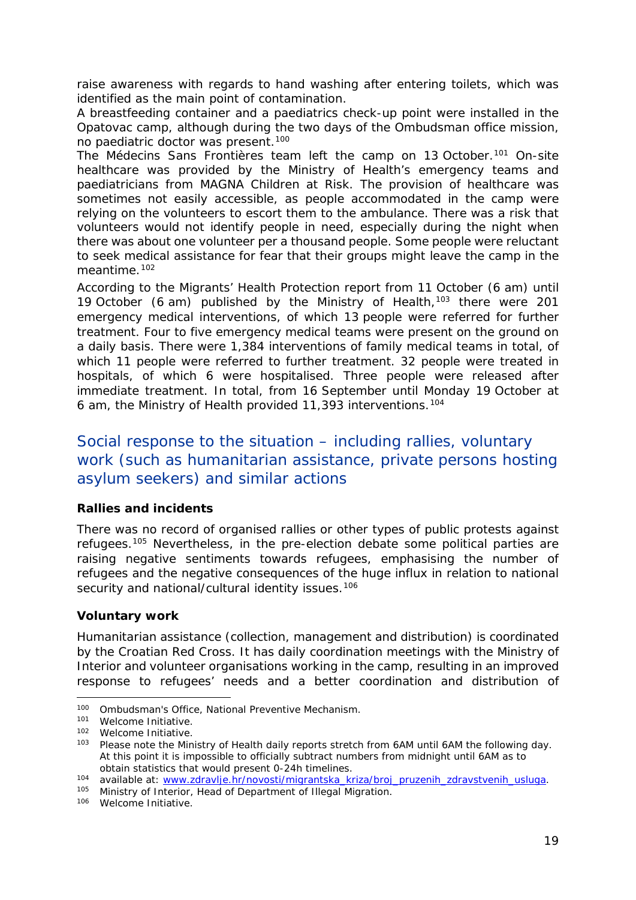raise awareness with regards to hand washing after entering toilets, which was identified as the main point of contamination.

A breastfeeding container and a paediatrics check-up point were installed in the Opatovac camp, although during the two days of the Ombudsman office mission, no paediatric doctor was present.[100]

The Médecins Sans Frontières team left the camp on 13 October.[101] On-site healthcare was provided by the Ministry of Health's emergency teams and paediatricians from MAGNA Children at Risk. The provision of healthcare was sometimes not easily accessible, as people accommodated in the camp were relying on the volunteers to escort them to the ambulance. There was a risk that volunteers would not identify people in need, especially during the night when there was about one volunteer per a thousand people. Some people were reluctant to seek medical assistance for fear that their groups might leave the camp in the meantime.[102]

According to the Migrants' Health Protection report from 11 October (6 am) until 19 October (6 am) published by the Ministry of Health,[103] there were 201 emergency medical interventions, of which 13 people were referred for further treatment. Four to five emergency medical teams were present on the ground on a daily basis. There were 1,384 interventions of family medical teams in total, of which 11 people were referred to further treatment. 32 people were treated in hospitals, of which 6 were hospitalised. Three people were released after immediate treatment. In total, from 16 September until Monday 19 October at 6 am, the Ministry of Health provided 11,393 interventions.[104]

## Social response to the situation – including rallies, voluntary work (such as humanitarian assistance, private persons hosting asylum seekers) and similar actions

**Rallies and incidents**

There was no record of organised rallies or other types of public protests against refugees.[105] Nevertheless, in the pre-election debate some political parties are raising negative sentiments towards refugees, emphasising the number of refugees and the negative consequences of the huge influx in relation to national security and national/cultural identity issues.[106]

**Voluntary work**

Humanitarian assistance (collection, management and distribution) is coordinated by the Croatian Red Cross. It has daily coordination meetings with the Ministry of Interior and volunteer organisations working in the camp, resulting in an improved response to refugees' needs and a better coordination and distribution of

---

[100] Ombudsman's Office, National Preventive Mechanism.

[101] Welcome Initiative.

[102] Welcome Initiative.

[103] Please note the Ministry of Health daily reports stretch from 6AM until 6AM the following day. At this point it is impossible to officially subtract numbers from midnight until 6AM as to obtain statistics that would present 0-24h timelines.

[104] available at: www.zdravlje.hr/novosti/migrantska_kriza/broj_pruzenih_zdravstvenih_usluga.

[105] Ministry of Interior, Head of Department of Illegal Migration.

[106] Welcome Initiative.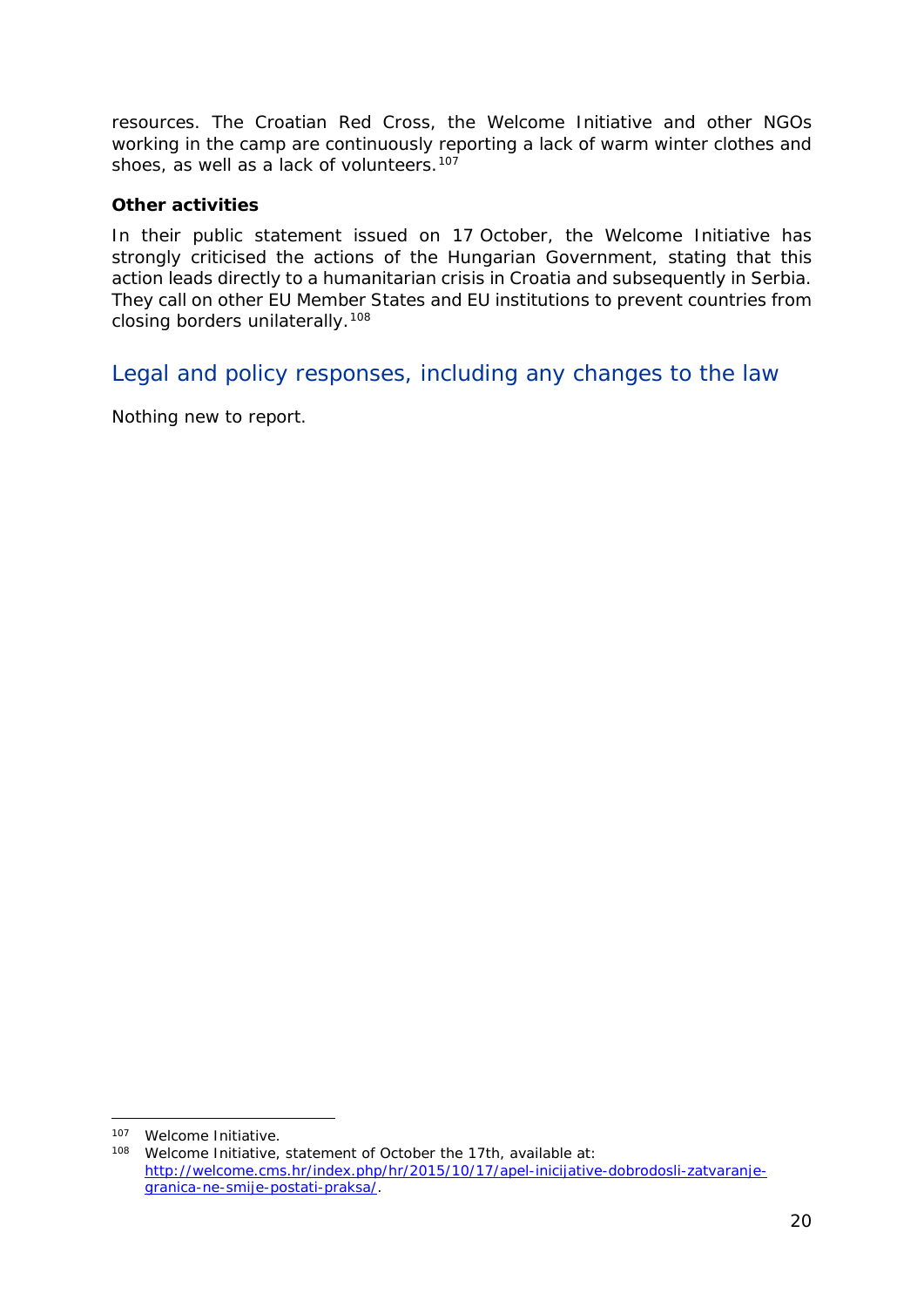resources. The Croatian Red Cross, the Welcome Initiative and other NGOs working in the camp are continuously reporting a lack of warm winter clothes and shoes, as well as a lack of volunteers.[107]

**Other activities**

In their public statement issued on 17 October, the Welcome Initiative has strongly criticised the actions of the Hungarian Government, stating that this action leads directly to a humanitarian crisis in Croatia and subsequently in Serbia. They call on other EU Member States and EU institutions to prevent countries from closing borders unilaterally.[108]

## Legal and policy responses, including any changes to the law

Nothing new to report.

---

[107] Welcome Initiative.

[108] Welcome Initiative, statement of October the 17th, available at: http://welcome.cms.hr/index.php/hr/2015/10/17/apel-inicijative-dobrodosli-zatvaranje-granica-ne-smije-postati-praksa/.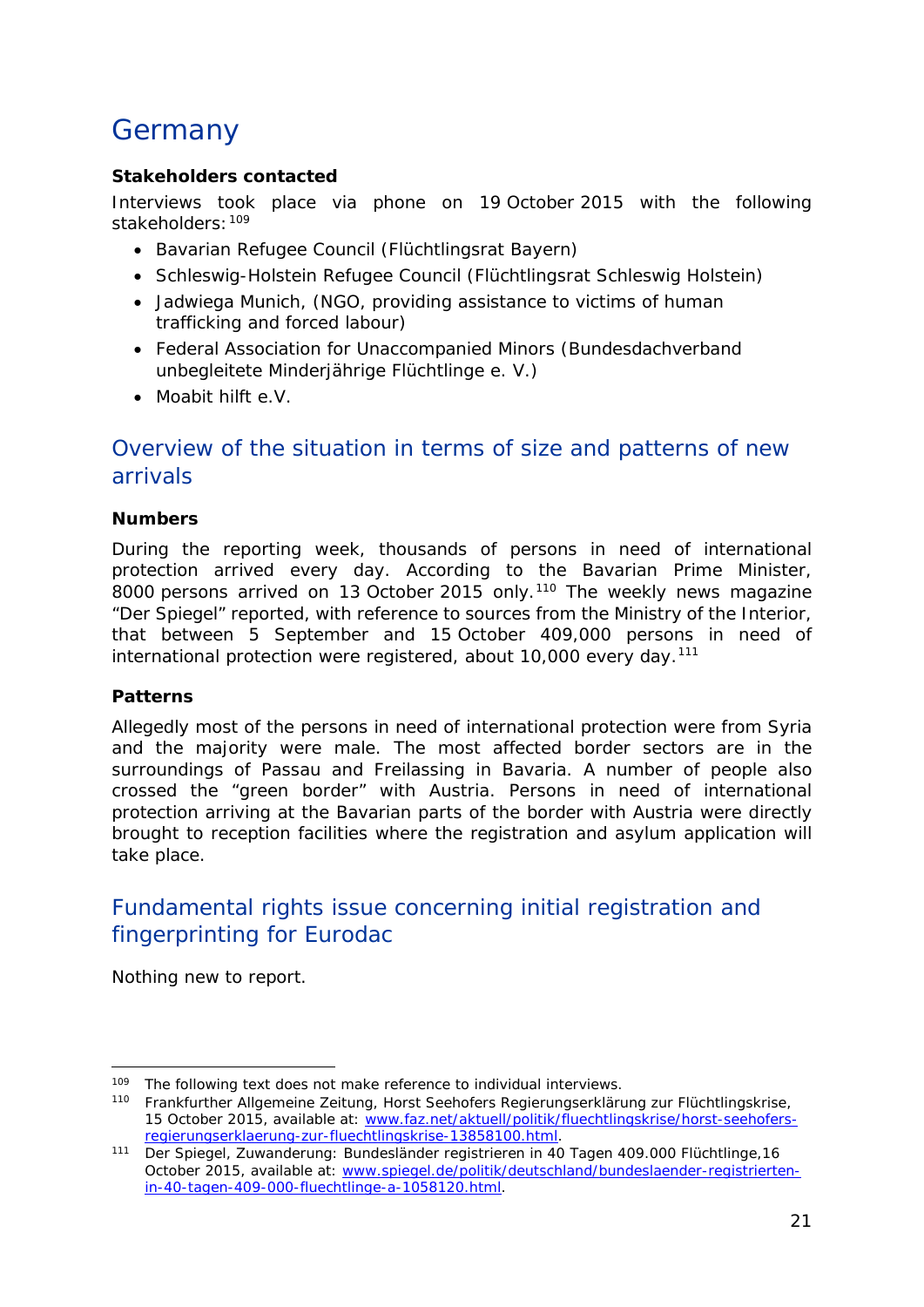# Germany

**Stakeholders contacted**

Interviews took place via phone on 19 October 2015 with the following stakeholders:[109]

- Bavarian Refugee Council (Flüchtlingsrat Bayern)
- Schleswig-Holstein Refugee Council (Flüchtlingsrat Schleswig Holstein)
- Jadwiega Munich, (NGO, providing assistance to victims of human trafficking and forced labour)
- Federal Association for Unaccompanied Minors (Bundesdachverband unbegleitete Minderjährige Flüchtlinge e. V.)
- Moabit hilft e.V.

## Overview of the situation in terms of size and patterns of new arrivals

**Numbers**

During the reporting week, thousands of persons in need of international protection arrived every day. According to the Bavarian Prime Minister, 8000 persons arrived on 13 October 2015 only.[110] The weekly news magazine "Der Spiegel" reported, with reference to sources from the Ministry of the Interior, that between 5 September and 15 October 409,000 persons in need of international protection were registered, about 10,000 every day.[111]

**Patterns**

Allegedly most of the persons in need of international protection were from Syria and the majority were male. The most affected border sectors are in the surroundings of Passau and Freilassing in Bavaria. A number of people also crossed the "green border" with Austria. Persons in need of international protection arriving at the Bavarian parts of the border with Austria were directly brought to reception facilities where the registration and asylum application will take place.

## Fundamental rights issue concerning initial registration and fingerprinting for Eurodac

Nothing new to report.

---

[109] The following text does not make reference to individual interviews.

[110] Frankfurther Allgemeine Zeitung, Horst Seehofers Regierungserklärung zur Flüchtlingskrise, 15 October 2015, available at: www.faz.net/aktuell/politik/fluechtlingskrise/horst-seehofers-regierungserklaerung-zur-fluechtlingskrise-13858100.html.

[111] Der Spiegel, Zuwanderung: Bundesländer registrieren in 40 Tagen 409.000 Flüchtlinge,16 October 2015, available at: www.spiegel.de/politik/deutschland/bundeslaender-registrierten-in-40-tagen-409-000-fluechtlinge-a-1058120.html.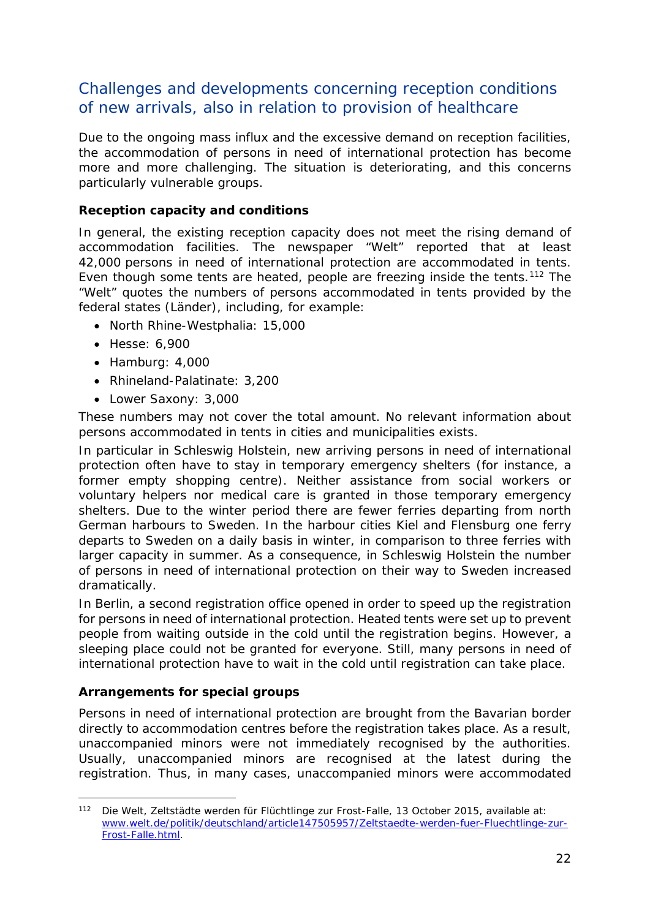## Challenges and developments concerning reception conditions of new arrivals, also in relation to provision of healthcare

Due to the ongoing mass influx and the excessive demand on reception facilities, the accommodation of persons in need of international protection has become more and more challenging. The situation is deteriorating, and this concerns particularly vulnerable groups.

**Reception capacity and conditions**

In general, the existing reception capacity does not meet the rising demand of accommodation facilities. The newspaper "Welt" reported that at least 42,000 persons in need of international protection are accommodated in tents. Even though some tents are heated, people are freezing inside the tents.[112] The "Welt" quotes the numbers of persons accommodated in tents provided by the federal states (Länder), including, for example:

- North Rhine-Westphalia: 15,000
- Hesse: 6,900
- Hamburg: 4,000
- Rhineland-Palatinate: 3,200
- Lower Saxony: 3,000

These numbers may not cover the total amount. No relevant information about persons accommodated in tents in cities and municipalities exists.

In particular in Schleswig Holstein, new arriving persons in need of international protection often have to stay in temporary emergency shelters (for instance, a former empty shopping centre). Neither assistance from social workers or voluntary helpers nor medical care is granted in those temporary emergency shelters. Due to the winter period there are fewer ferries departing from north German harbours to Sweden. In the harbour cities Kiel and Flensburg one ferry departs to Sweden on a daily basis in winter, in comparison to three ferries with larger capacity in summer. As a consequence, in Schleswig Holstein the number of persons in need of international protection on their way to Sweden increased dramatically.

In Berlin, a second registration office opened in order to speed up the registration for persons in need of international protection. Heated tents were set up to prevent people from waiting outside in the cold until the registration begins. However, a sleeping place could not be granted for everyone. Still, many persons in need of international protection have to wait in the cold until registration can take place.

**Arrangements for special groups**

Persons in need of international protection are brought from the Bavarian border directly to accommodation centres before the registration takes place. As a result, unaccompanied minors were not immediately recognised by the authorities. Usually, unaccompanied minors are recognised at the latest during the registration. Thus, in many cases, unaccompanied minors were accommodated

---

[112] Die Welt, Zeltstädte werden für Flüchtlinge zur Frost-Falle, 13 October 2015, available at: www.welt.de/politik/deutschland/article147505957/Zeltstaedte-werden-fuer-Fluechtlinge-zur-Frost-Falle.html.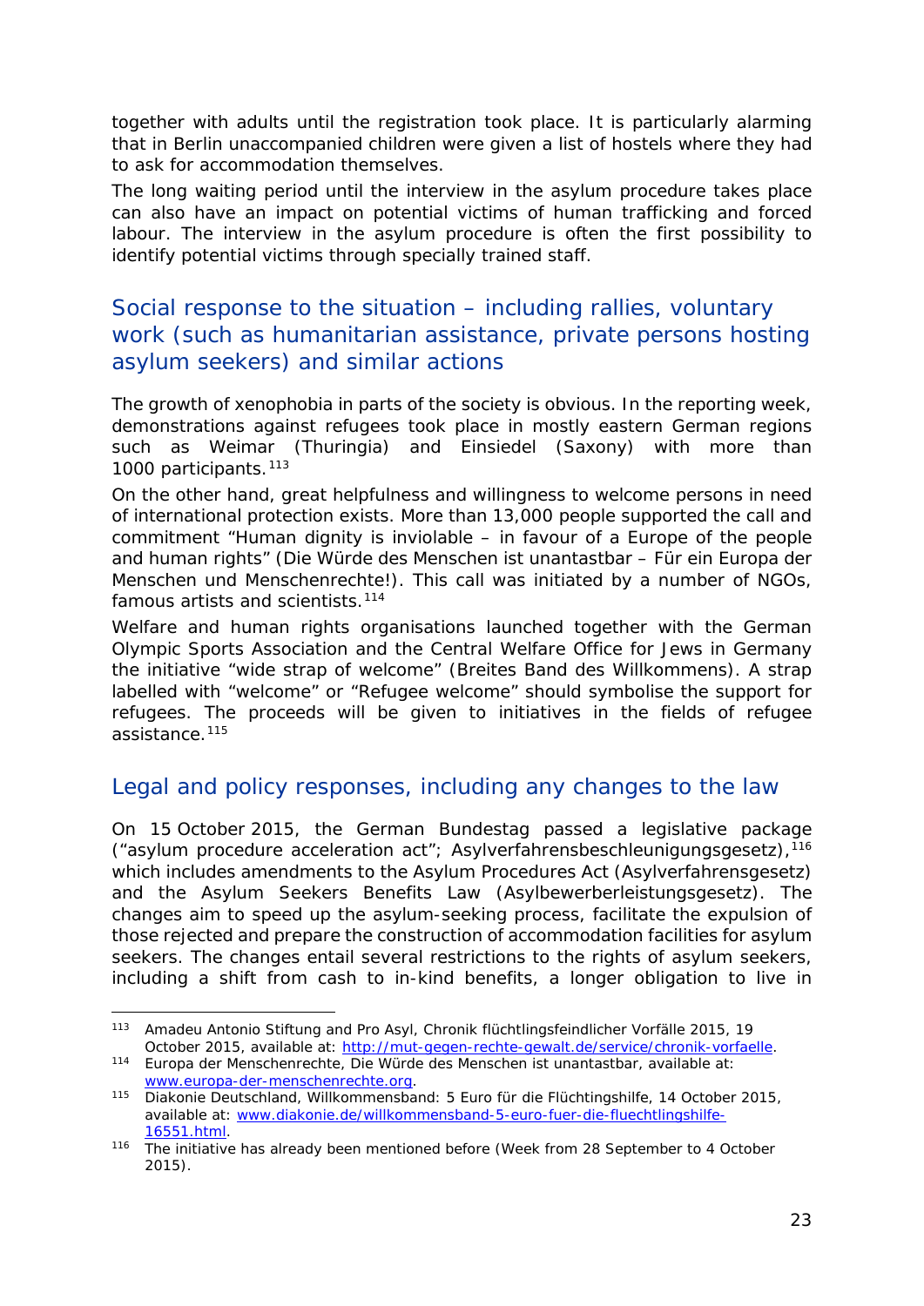together with adults until the registration took place. It is particularly alarming that in Berlin unaccompanied children were given a list of hostels where they had to ask for accommodation themselves.

The long waiting period until the interview in the asylum procedure takes place can also have an impact on potential victims of human trafficking and forced labour. The interview in the asylum procedure is often the first possibility to identify potential victims through specially trained staff.

## Social response to the situation – including rallies, voluntary work (such as humanitarian assistance, private persons hosting asylum seekers) and similar actions

The growth of xenophobia in parts of the society is obvious. In the reporting week, demonstrations against refugees took place in mostly eastern German regions such as Weimar (Thuringia) and Einsiedel (Saxony) with more than 1000 participants.[113]

On the other hand, great helpfulness and willingness to welcome persons in need of international protection exists. More than 13,000 people supported the call and commitment "Human dignity is inviolable – in favour of a Europe of the people and human rights" (Die Würde des Menschen ist unantastbar – Für ein Europa der Menschen und Menschenrechte!). This call was initiated by a number of NGOs, famous artists and scientists.[114]

Welfare and human rights organisations launched together with the German Olympic Sports Association and the Central Welfare Office for Jews in Germany the initiative "wide strap of welcome" (Breites Band des Willkommens). A strap labelled with "welcome" or "Refugee welcome" should symbolise the support for refugees. The proceeds will be given to initiatives in the fields of refugee assistance.[115]

## Legal and policy responses, including any changes to the law

On 15 October 2015, the German Bundestag passed a legislative package ("asylum procedure acceleration act"; Asylverfahrensbeschleunigungsgesetz),[116] which includes amendments to the Asylum Procedures Act (Asylverfahrensgesetz) and the Asylum Seekers Benefits Law (Asylbewerberleistungsgesetz). The changes aim to speed up the asylum-seeking process, facilitate the expulsion of those rejected and prepare the construction of accommodation facilities for asylum seekers. The changes entail several restrictions to the rights of asylum seekers, including a shift from cash to in-kind benefits, a longer obligation to live in

---

[113] Amadeu Antonio Stiftung and Pro Asyl, Chronik flüchtlingsfeindlicher Vorfälle 2015, 19 October 2015, available at: http://mut-gegen-rechte-gewalt.de/service/chronik-vorfaelle.

[114] Europa der Menschenrechte, Die Würde des Menschen ist unantastbar, available at: www.europa-der-menschenrechte.org.

[115] Diakonie Deutschland, Willkommensband: 5 Euro für die Flüchtingshilfe, 14 October 2015, available at: www.diakonie.de/willkommensband-5-euro-fuer-die-fluechtlingshilfe-16551.html.

[116] The initiative has already been mentioned before (Week from 28 September to 4 October 2015).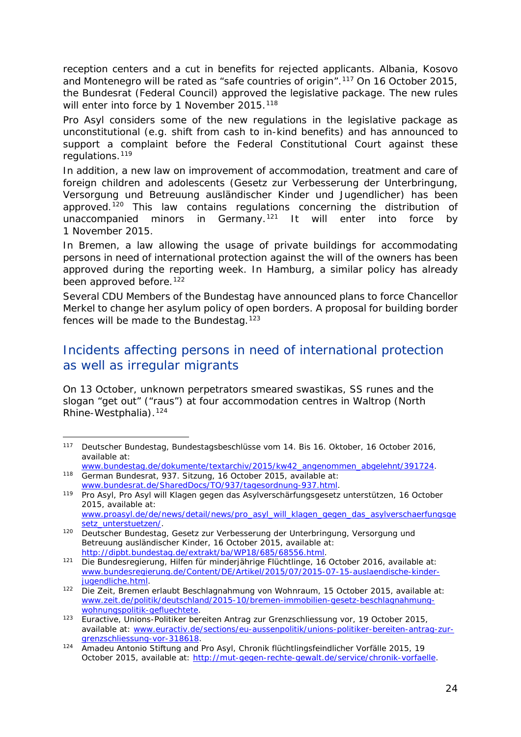reception centers and a cut in benefits for rejected applicants. Albania, Kosovo and Montenegro will be rated as "safe countries of origin".[117] On 16 October 2015, the Bundesrat (Federal Council) approved the legislative package. The new rules will enter into force by 1 November 2015.[118]

Pro Asyl considers some of the new regulations in the legislative package as unconstitutional (e.g. shift from cash to in-kind benefits) and has announced to support a complaint before the Federal Constitutional Court against these regulations.[119]

In addition, a new law on improvement of accommodation, treatment and care of foreign children and adolescents (Gesetz zur Verbesserung der Unterbringung, Versorgung und Betreuung ausländischer Kinder und Jugendlicher) has been approved.[120] This law contains regulations concerning the distribution of unaccompanied minors in Germany.[121] It will enter into force by 1 November 2015.

In Bremen, a law allowing the usage of private buildings for accommodating persons in need of international protection against the will of the owners has been approved during the reporting week. In Hamburg, a similar policy has already been approved before.[122]

Several CDU Members of the Bundestag have announced plans to force Chancellor Merkel to change her asylum policy of open borders. A proposal for building border fences will be made to the Bundestag.[123]

## Incidents affecting persons in need of international protection as well as irregular migrants

On 13 October, unknown perpetrators smeared swastikas, SS runes and the slogan "get out" ("raus") at four accommodation centres in Waltrop (North Rhine-Westphalia).[124]

---

[117] Deutscher Bundestag, Bundestagsbeschlüsse vom 14. Bis 16. Oktober, 16 October 2016, available at: www.bundestag.de/dokumente/textarchiv/2015/kw42_angenommen_abgelehnt/391724.

[118] German Bundesrat, 937. Sitzung, 16 October 2015, available at: www.bundesrat.de/SharedDocs/TO/937/tagesordnung-937.html.

[119] Pro Asyl, Pro Asyl will Klagen gegen das Asylverschärfungsgesetz unterstützen, 16 October 2015, available at: www.proasyl.de/de/news/detail/news/pro_asyl_will_klagen_gegen_das_asylverschaerfungsgesetz_unterstuetzen/.

[120] Deutscher Bundestag, Gesetz zur Verbesserung der Unterbringung, Versorgung und Betreuung ausländischer Kinder, 16 October 2015, available at: http://dipbt.bundestag.de/extrakt/ba/WP18/685/68556.html.

[121] Die Bundesregierung, Hilfen für minderjährige Flüchtlinge, 16 October 2016, available at: www.bundesregierung.de/Content/DE/Artikel/2015/07/2015-07-15-auslaendische-kinder-jugendliche.html.

[122] Die Zeit, Bremen erlaubt Beschlagnahmung von Wohnraum, 15 October 2015, available at: www.zeit.de/politik/deutschland/2015-10/bremen-immobilien-gesetz-beschlagnahmung-wohnungspolitik-gefluechtete.

[123] Euractive, Unions-Politiker bereiten Antrag zur Grenzschliessung vor, 19 October 2015, available at: www.euractiv.de/sections/eu-aussenpolitik/unions-politiker-bereiten-antrag-zur-grenzschliessung-vor-318618.

[124] Amadeu Antonio Stiftung and Pro Asyl, Chronik flüchtlingsfeindlicher Vorfälle 2015, 19 October 2015, available at: http://mut-gegen-rechte-gewalt.de/service/chronik-vorfaelle.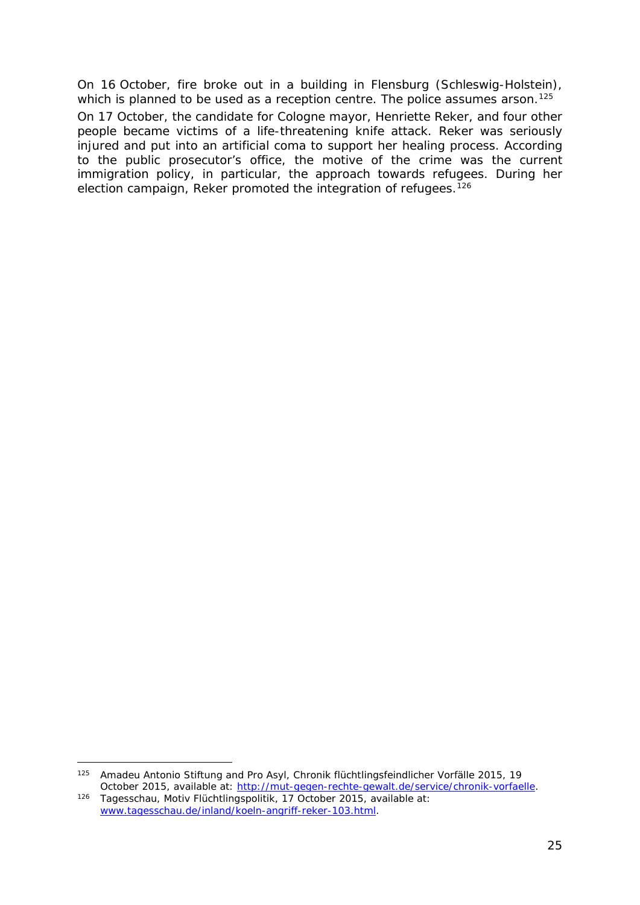On 16 October, fire broke out in a building in Flensburg (Schleswig-Holstein), which is planned to be used as a reception centre. The police assumes arson.[125]

On 17 October, the candidate for Cologne mayor, Henriette Reker, and four other people became victims of a life-threatening knife attack. Reker was seriously injured and put into an artificial coma to support her healing process. According to the public prosecutor's office, the motive of the crime was the current immigration policy, in particular, the approach towards refugees. During her election campaign, Reker promoted the integration of refugees.[126]

---

[125] Amadeu Antonio Stiftung and Pro Asyl, Chronik flüchtlingsfeindlicher Vorfälle 2015, 19 October 2015, available at: http://mut-gegen-rechte-gewalt.de/service/chronik-vorfaelle.

[126] Tagesschau, Motiv Flüchtlingspolitik, 17 October 2015, available at: www.tagesschau.de/inland/koeln-angriff-reker-103.html.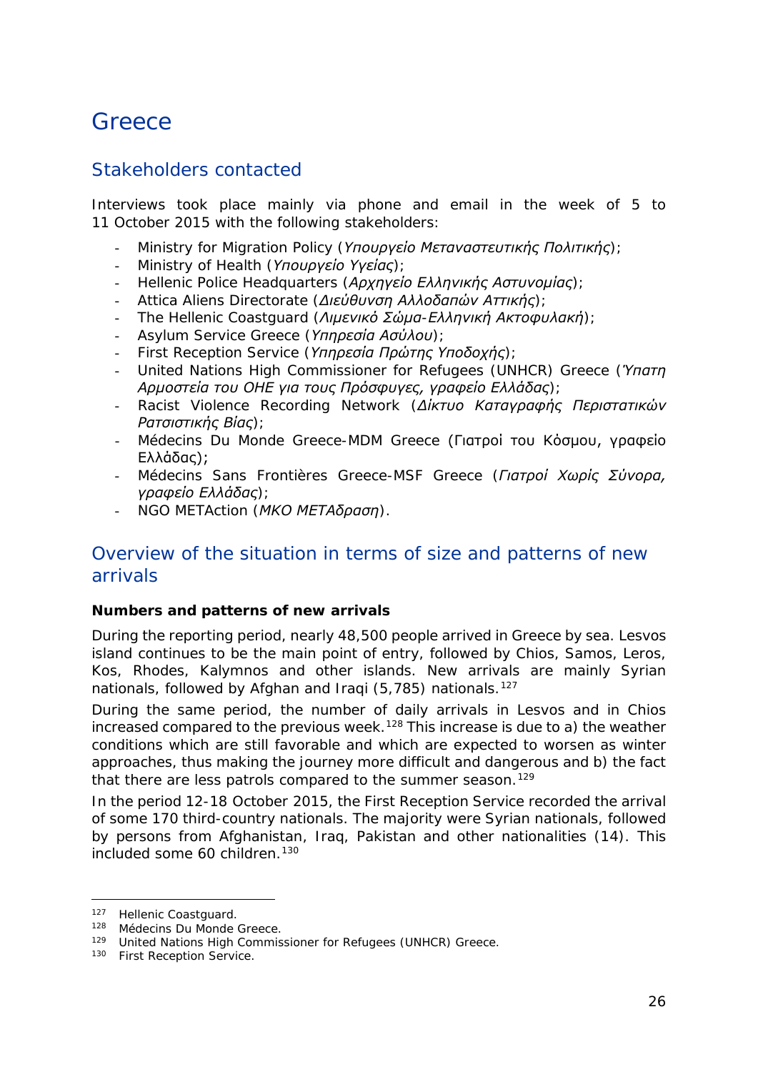# Greece

## Stakeholders contacted

Interviews took place mainly via phone and email in the week of 5 to 11 October 2015 with the following stakeholders:

- Ministry for Migration Policy (*Υπουργείο Μεταναστευτικής Πολιτικής*);
- Ministry of Health (*Υπουργείο Υγείας*);
- Hellenic Police Headquarters (*Αρχηγείο Ελληνικής Αστυνομίας*);
- Attica Aliens Directorate (*Διεύθυνση Αλλοδαπών Αττικής*);
- The Hellenic Coastguard (*Λιμενικό Σώμα-Ελληνική Ακτοφυλακή*);
- Asylum Service Greece (*Υπηρεσία Ασύλου*);
- First Reception Service (*Υπηρεσία Πρώτης Υποδοχής*);
- United Nations High Commissioner for Refugees (UNHCR) Greece (*Ύπατη Αρμοστεία του ΟΗΕ για τους Πρόσφυγες, γραφείο Ελλάδας*);
- Racist Violence Recording Network (*Δίκτυο Καταγραφής Περιστατικών Ρατσιστικής Βίας*);
- Médecins Du Monde Greece-MDM Greece (Γιατροί του Κόσμου, γραφείο Ελλάδας);
- Médecins Sans Frontières Greece-MSF Greece (*Γιατροί Χωρίς Σύνορα, γραφείο Ελλάδας*);
- NGO METAction (*ΜΚΟ ΜΕΤΑδραση*).

## Overview of the situation in terms of size and patterns of new arrivals

**Numbers and patterns of new arrivals**

During the reporting period, nearly 48,500 people arrived in Greece by sea. Lesvos island continues to be the main point of entry, followed by Chios, Samos, Leros, Kos, Rhodes, Kalymnos and other islands. New arrivals are mainly Syrian nationals, followed by Afghan and Iraqi (5,785) nationals.[127]

During the same period, the number of daily arrivals in Lesvos and in Chios increased compared to the previous week.[128] This increase is due to a) the weather conditions which are still favorable and which are expected to worsen as winter approaches, thus making the journey more difficult and dangerous and b) the fact that there are less patrols compared to the summer season.[129]

In the period 12-18 October 2015, the First Reception Service recorded the arrival of some 170 third-country nationals. The majority were Syrian nationals, followed by persons from Afghanistan, Iraq, Pakistan and other nationalities (14). This included some 60 children.[130]

---

[127] Hellenic Coastguard.
[128] Médecins Du Monde Greece.
[129] United Nations High Commissioner for Refugees (UNHCR) Greece.
[130] First Reception Service.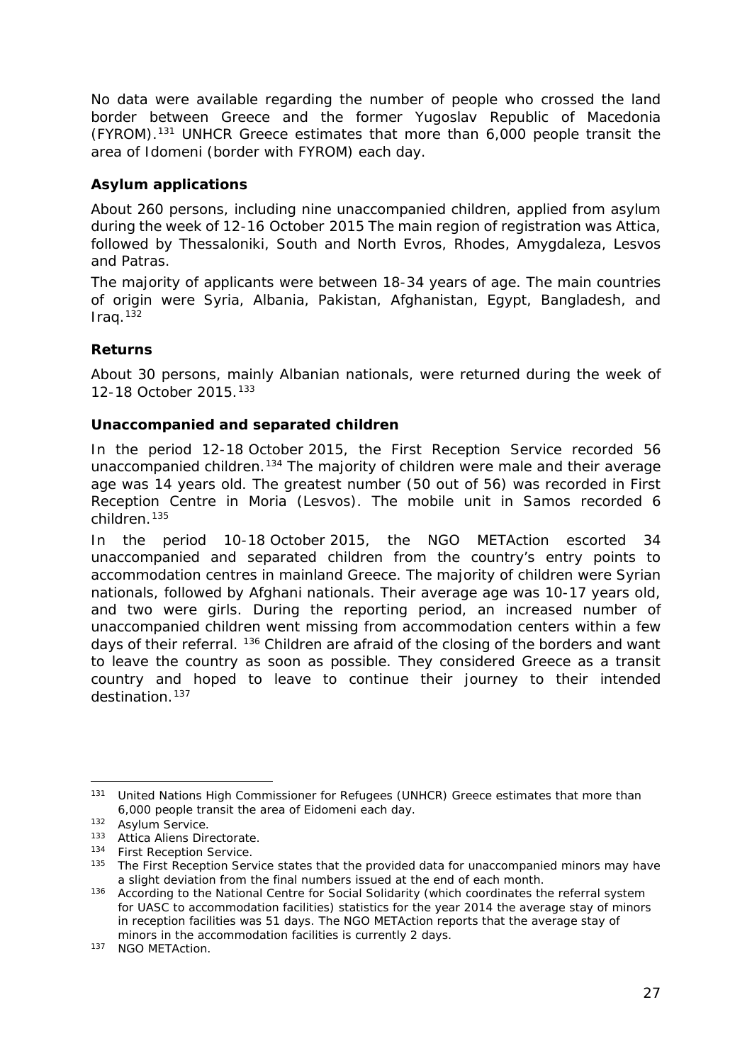No data were available regarding the number of people who crossed the land border between Greece and the former Yugoslav Republic of Macedonia (FYROM).[131] UNHCR Greece estimates that more than 6,000 people transit the area of Idomeni (border with FYROM) each day.

### Asylum applications

About 260 persons, including nine unaccompanied children, applied from asylum during the week of 12-16 October 2015 The main region of registration was Attica, followed by Thessaloniki, South and North Evros, Rhodes, Amygdaleza, Lesvos and Patras.

The majority of applicants were between 18-34 years of age. The main countries of origin were Syria, Albania, Pakistan, Afghanistan, Egypt, Bangladesh, and Iraq.[132]

### Returns

About 30 persons, mainly Albanian nationals, were returned during the week of 12-18 October 2015.[133]

### Unaccompanied and separated children

In the period 12-18 October 2015, the First Reception Service recorded 56 unaccompanied children.[134] The majority of children were male and their average age was 14 years old. The greatest number (50 out of 56) was recorded in First Reception Centre in Moria (Lesvos). The mobile unit in Samos recorded 6 children.[135]

In the period 10-18 October 2015, the NGO METAction escorted 34 unaccompanied and separated children from the country's entry points to accommodation centres in mainland Greece. The majority of children were Syrian nationals, followed by Afghani nationals. Their average age was 10-17 years old, and two were girls. During the reporting period, an increased number of unaccompanied children went missing from accommodation centers within a few days of their referral. [136] Children are afraid of the closing of the borders and want to leave the country as soon as possible. They considered Greece as a transit country and hoped to leave to continue their journey to their intended destination.[137]

---

[131] United Nations High Commissioner for Refugees (UNHCR) Greece estimates that more than 6,000 people transit the area of Eidomeni each day.

[132] Asylum Service.

[133] Attica Aliens Directorate.

[134] First Reception Service.

[135] The First Reception Service states that the provided data for unaccompanied minors may have a slight deviation from the final numbers issued at the end of each month.

[136] According to the National Centre for Social Solidarity (which coordinates the referral system for UASC to accommodation facilities) statistics for the year 2014 the average stay of minors in reception facilities was 51 days. The NGO METAction reports that the average stay of minors in the accommodation facilities is currently 2 days.

[137] NGO METAction.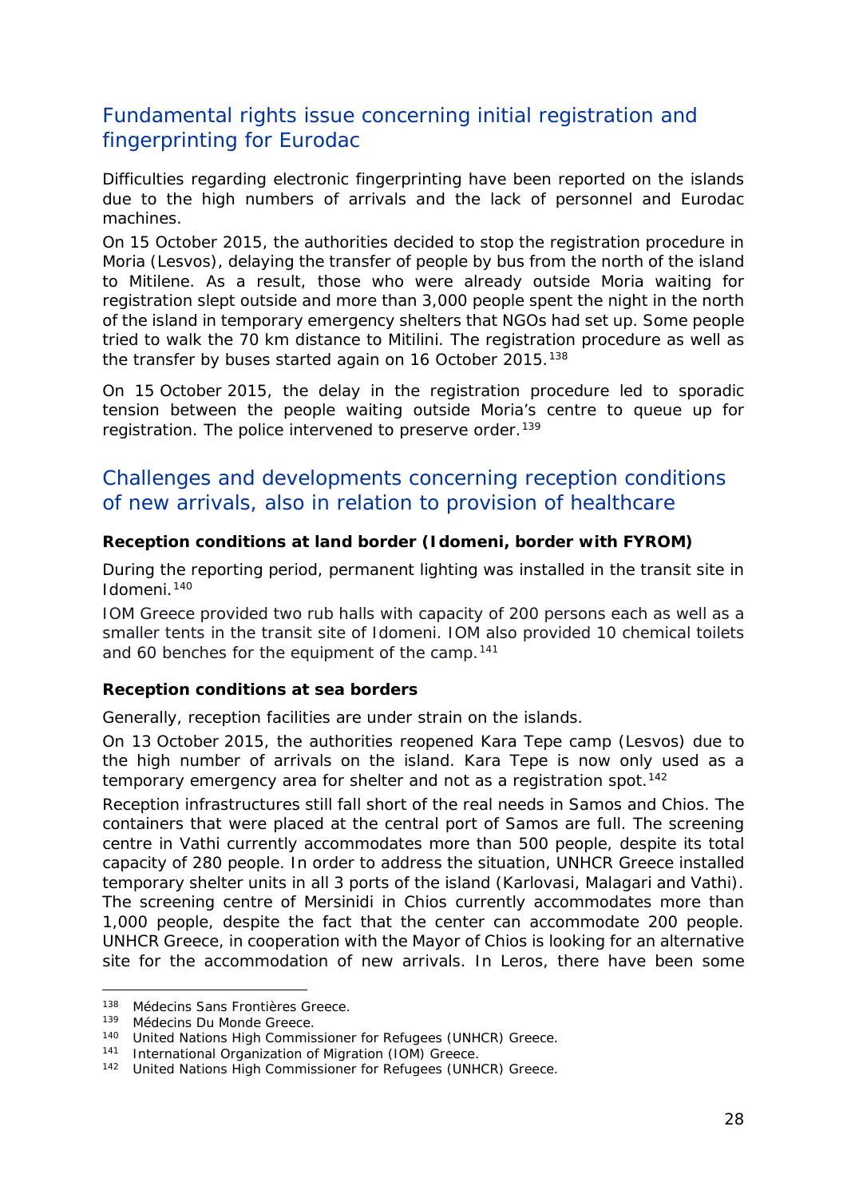## Fundamental rights issue concerning initial registration and fingerprinting for Eurodac

Difficulties regarding electronic fingerprinting have been reported on the islands due to the high numbers of arrivals and the lack of personnel and Eurodac machines.

On 15 October 2015, the authorities decided to stop the registration procedure in Moria (Lesvos), delaying the transfer of people by bus from the north of the island to Mitilene. As a result, those who were already outside Moria waiting for registration slept outside and more than 3,000 people spent the night in the north of the island in temporary emergency shelters that NGOs had set up. Some people tried to walk the 70 km distance to Mitilini. The registration procedure as well as the transfer by buses started again on 16 October 2015.[138]

On 15 October 2015, the delay in the registration procedure led to sporadic tension between the people waiting outside Moria's centre to queue up for registration. The police intervened to preserve order.[139]

## Challenges and developments concerning reception conditions of new arrivals, also in relation to provision of healthcare

**Reception conditions at land border (Idomeni, border with FYROM)**

During the reporting period, permanent lighting was installed in the transit site in Idomeni.[140]

IOM Greece provided two rub halls with capacity of 200 persons each as well as a smaller tents in the transit site of Idomeni. IOM also provided 10 chemical toilets and 60 benches for the equipment of the camp.[141]

**Reception conditions at sea borders**

Generally, reception facilities are under strain on the islands.

On 13 October 2015, the authorities reopened Kara Tepe camp (Lesvos) due to the high number of arrivals on the island. Kara Tepe is now only used as a temporary emergency area for shelter and not as a registration spot.[142]

Reception infrastructures still fall short of the real needs in Samos and Chios. The containers that were placed at the central port of Samos are full. The screening centre in Vathi currently accommodates more than 500 people, despite its total capacity of 280 people. In order to address the situation, UNHCR Greece installed temporary shelter units in all 3 ports of the island (Karlovasi, Malagari and Vathi). The screening centre of Mersinidi in Chios currently accommodates more than 1,000 people, despite the fact that the center can accommodate 200 people. UNHCR Greece, in cooperation with the Mayor of Chios is looking for an alternative site for the accommodation of new arrivals. In Leros, there have been some

---

138 Médecins Sans Frontières Greece.

139 Médecins Du Monde Greece.

140 United Nations High Commissioner for Refugees (UNHCR) Greece.

141 International Organization of Migration (IOM) Greece.

142 United Nations High Commissioner for Refugees (UNHCR) Greece.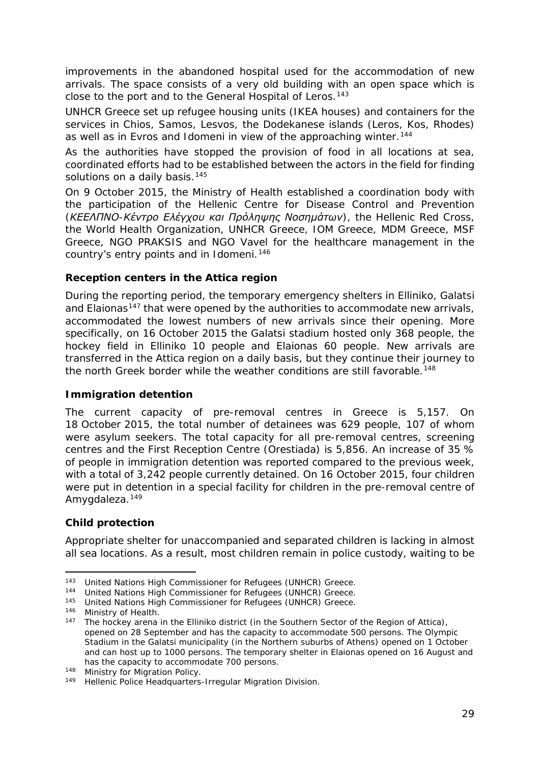improvements in the abandoned hospital used for the accommodation of new arrivals. The space consists of a very old building with an open space which is close to the port and to the General Hospital of Leros.[143]

UNHCR Greece set up refugee housing units (IKEA houses) and containers for the services in Chios, Samos, Lesvos, the Dodekanese islands (Leros, Kos, Rhodes) as well as in Evros and Idomeni in view of the approaching winter.[144]

As the authorities have stopped the provision of food in all locations at sea, coordinated efforts had to be established between the actors in the field for finding solutions on a daily basis.[145]

On 9 October 2015, the Ministry of Health established a coordination body with the participation of the Hellenic Centre for Disease Control and Prevention (*ΚΕΕΛΠΝΟ-Κέντρο Ελέγχου και Πρόληψης Νοσημάτων*), the Hellenic Red Cross, the World Health Organization, UNHCR Greece, IOM Greece, MDM Greece, MSF Greece, NGO PRAKSIS and NGO Vavel for the healthcare management in the country's entry points and in Idomeni.[146]

### Reception centers in the Attica region

During the reporting period, the temporary emergency shelters in Elliniko, Galatsi and Elaionas[147] that were opened by the authorities to accommodate new arrivals, accommodated the lowest numbers of new arrivals since their opening. More specifically, on 16 October 2015 the Galatsi stadium hosted only 368 people, the hockey field in Elliniko 10 people and Elaionas 60 people. New arrivals are transferred in the Attica region on a daily basis, but they continue their journey to the north Greek border while the weather conditions are still favorable.[148]

### Immigration detention

The current capacity of pre-removal centres in Greece is 5,157. On 18 October 2015, the total number of detainees was 629 people, 107 of whom were asylum seekers. The total capacity for all pre-removal centres, screening centres and the First Reception Centre (Orestiada) is 5,856. An increase of 35 % of people in immigration detention was reported compared to the previous week, with a total of 3,242 people currently detained. On 16 October 2015, four children were put in detention in a special facility for children in the pre-removal centre of Amygdaleza.[149]

### Child protection

Appropriate shelter for unaccompanied and separated children is lacking in almost all sea locations. As a result, most children remain in police custody, waiting to be

---

[143] United Nations High Commissioner for Refugees (UNHCR) Greece.

[144] United Nations High Commissioner for Refugees (UNHCR) Greece.

[145] United Nations High Commissioner for Refugees (UNHCR) Greece.

[146] Ministry of Health.

[147] The hockey arena in the Elliniko district (in the Southern Sector of the Region of Attica), opened on 28 September and has the capacity to accommodate 500 persons. The Olympic Stadium in the Galatsi municipality (in the Northern suburbs of Athens) opened on 1 October and can host up to 1000 persons. The temporary shelter in Elaionas opened on 16 August and has the capacity to accommodate 700 persons.

[148] Ministry for Migration Policy.

[149] Hellenic Police Headquarters-Irregular Migration Division.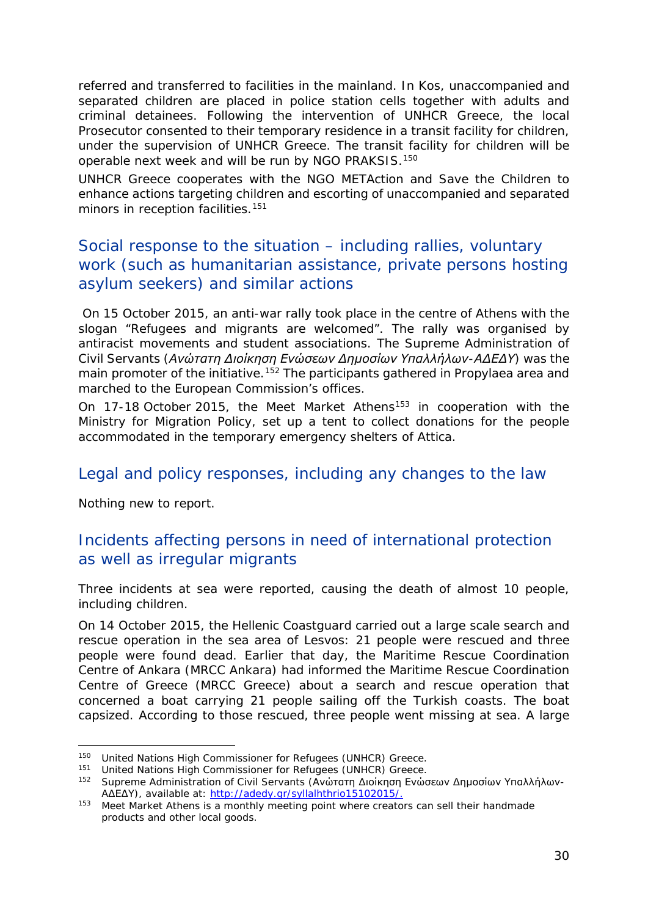referred and transferred to facilities in the mainland. In Kos, unaccompanied and separated children are placed in police station cells together with adults and criminal detainees. Following the intervention of UNHCR Greece, the local Prosecutor consented to their temporary residence in a transit facility for children, under the supervision of UNHCR Greece. The transit facility for children will be operable next week and will be run by NGO PRAKSIS.[150]

UNHCR Greece cooperates with the NGO METAction and Save the Children to enhance actions targeting children and escorting of unaccompanied and separated minors in reception facilities.[151]

## Social response to the situation – including rallies, voluntary work (such as humanitarian assistance, private persons hosting asylum seekers) and similar actions

On 15 October 2015, an anti-war rally took place in the centre of Athens with the slogan "Refugees and migrants are welcomed". The rally was organised by antiracist movements and student associations. The Supreme Administration of Civil Servants (*Ανώτατη Διοίκηση Ενώσεων Δημοσίων Υπαλλήλων-ΑΔΕΔΥ*) was the main promoter of the initiative.[152] The participants gathered in Propylaea area and marched to the European Commission's offices.

On 17-18 October 2015, the Meet Market Athens[153] in cooperation with the Ministry for Migration Policy, set up a tent to collect donations for the people accommodated in the temporary emergency shelters of Attica.

## Legal and policy responses, including any changes to the law

Nothing new to report.

## Incidents affecting persons in need of international protection as well as irregular migrants

Three incidents at sea were reported, causing the death of almost 10 people, including children.

On 14 October 2015, the Hellenic Coastguard carried out a large scale search and rescue operation in the sea area of Lesvos: 21 people were rescued and three people were found dead. Earlier that day, the Maritime Rescue Coordination Centre of Ankara (MRCC Ankara) had informed the Maritime Rescue Coordination Centre of Greece (MRCC Greece) about a search and rescue operation that concerned a boat carrying 21 people sailing off the Turkish coasts. The boat capsized. According to those rescued, three people went missing at sea. A large

---

[150] United Nations High Commissioner for Refugees (UNHCR) Greece.

[151] United Nations High Commissioner for Refugees (UNHCR) Greece.

[152] Supreme Administration of Civil Servants (Ανώτατη Διοίκηση Ενώσεων Δημοσίων Υπαλλήλων-ΑΔΕΔΥ), available at: http://adedy.gr/syllalhthrio15102015/.

[153] Meet Market Athens is a monthly meeting point where creators can sell their handmade products and other local goods.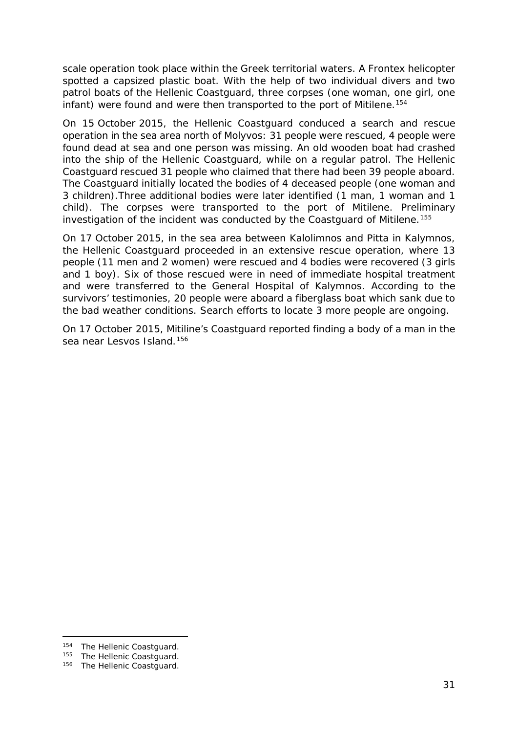scale operation took place within the Greek territorial waters. A Frontex helicopter spotted a capsized plastic boat. With the help of two individual divers and two patrol boats of the Hellenic Coastguard, three corpses (one woman, one girl, one infant) were found and were then transported to the port of Mitilene.[154]

On 15 October 2015, the Hellenic Coastguard conduced a search and rescue operation in the sea area north of Molyvos: 31 people were rescued, 4 people were found dead at sea and one person was missing. An old wooden boat had crashed into the ship of the Hellenic Coastguard, while on a regular patrol. The Hellenic Coastguard rescued 31 people who claimed that there had been 39 people aboard. The Coastguard initially located the bodies of 4 deceased people (one woman and 3 children).Three additional bodies were later identified (1 man, 1 woman and 1 child). The corpses were transported to the port of Mitilene. Preliminary investigation of the incident was conducted by the Coastguard of Mitilene.[155]

On 17 October 2015, in the sea area between Kalolimnos and Pitta in Kalymnos, the Hellenic Coastguard proceeded in an extensive rescue operation, where 13 people (11 men and 2 women) were rescued and 4 bodies were recovered (3 girls and 1 boy). Six of those rescued were in need of immediate hospital treatment and were transferred to the General Hospital of Kalymnos. According to the survivors' testimonies, 20 people were aboard a fiberglass boat which sank due to the bad weather conditions. Search efforts to locate 3 more people are ongoing.

On 17 October 2015, Mitiline's Coastguard reported finding a body of a man in the sea near Lesvos Island.[156]

---

[154] The Hellenic Coastguard.
[155] The Hellenic Coastguard.
[156] The Hellenic Coastguard.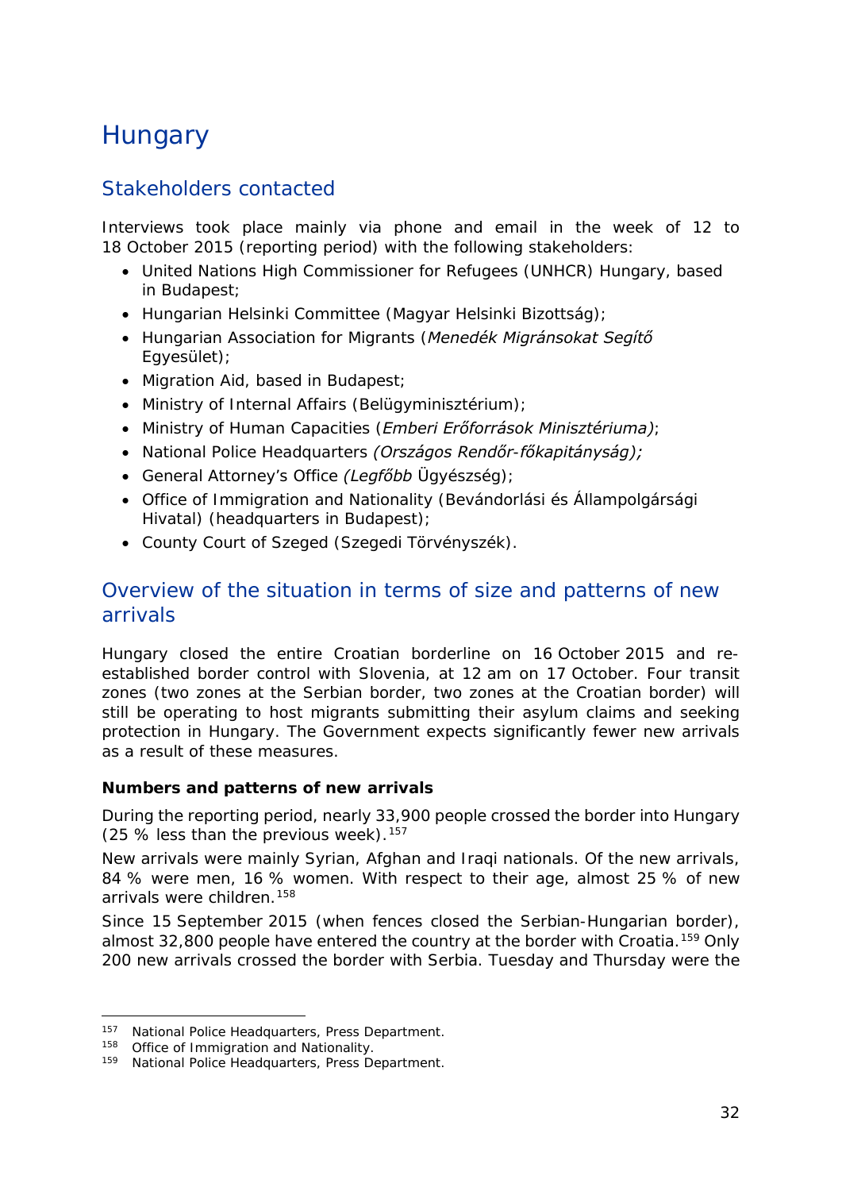# Hungary

## Stakeholders contacted

Interviews took place mainly via phone and email in the week of 12 to 18 October 2015 (reporting period) with the following stakeholders:

- United Nations High Commissioner for Refugees (UNHCR) Hungary, based in Budapest;
- Hungarian Helsinki Committee (Magyar Helsinki Bizottság);
- Hungarian Association for Migrants (*Menedék Migránsokat Segítő* Egyesület);
- Migration Aid, based in Budapest;
- Ministry of Internal Affairs (Belügyminisztérium);
- Ministry of Human Capacities (*Emberi Erőforrások Minisztériuma)*;
- National Police Headquarters *(Országos Rendőr-főkapitányság);*
- General Attorney's Office *(Legfőbb* Ügyészség);
- Office of Immigration and Nationality (Bevándorlási és Állampolgársági Hivatal) (headquarters in Budapest);
- County Court of Szeged (Szegedi Törvényszék).

## Overview of the situation in terms of size and patterns of new arrivals

Hungary closed the entire Croatian borderline on 16 October 2015 and re-established border control with Slovenia, at 12 am on 17 October. Four transit zones (two zones at the Serbian border, two zones at the Croatian border) will still be operating to host migrants submitting their asylum claims and seeking protection in Hungary. The Government expects significantly fewer new arrivals as a result of these measures.

**Numbers and patterns of new arrivals**

During the reporting period, nearly 33,900 people crossed the border into Hungary (25 % less than the previous week).[157]

New arrivals were mainly Syrian, Afghan and Iraqi nationals. Of the new arrivals, 84 % were men, 16 % women. With respect to their age, almost 25 % of new arrivals were children.[158]

Since 15 September 2015 (when fences closed the Serbian-Hungarian border), almost 32,800 people have entered the country at the border with Croatia.[159] Only 200 new arrivals crossed the border with Serbia. Tuesday and Thursday were the

---

[157] National Police Headquarters, Press Department.

[158] Office of Immigration and Nationality.

[159] National Police Headquarters, Press Department.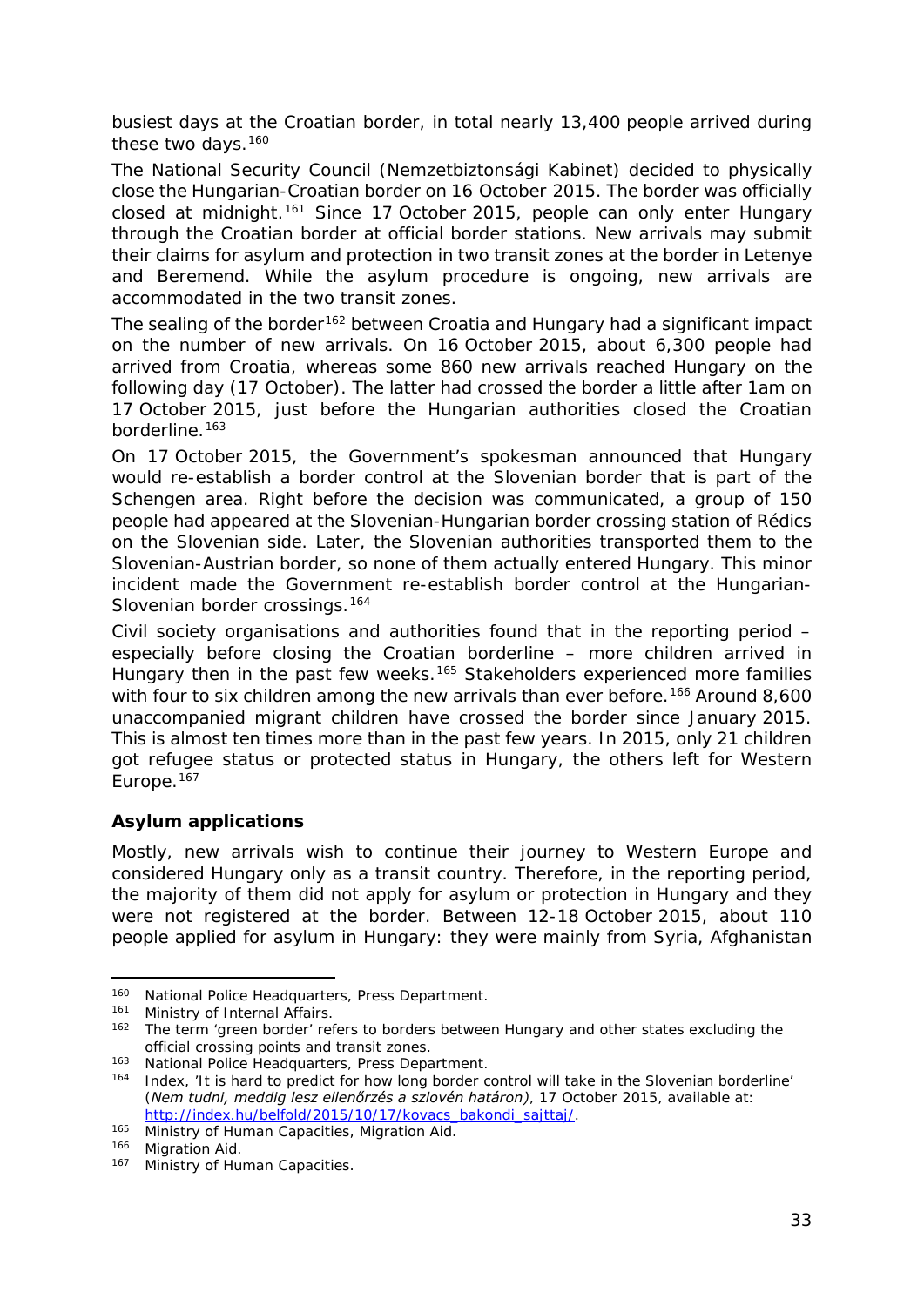busiest days at the Croatian border, in total nearly 13,400 people arrived during these two days.[160]

The National Security Council (*Nemzetbiztonsági Kabinet*) decided to physically close the Hungarian-Croatian border on 16 October 2015. The border was officially closed at midnight.[161] Since 17 October 2015, people can only enter Hungary through the Croatian border at official border stations. New arrivals may submit their claims for asylum and protection in two transit zones at the border in Letenye and Beremend. While the asylum procedure is ongoing, new arrivals are accommodated in the two transit zones.

The sealing of the border[162] between Croatia and Hungary had a significant impact on the number of new arrivals. On 16 October 2015, about 6,300 people had arrived from Croatia, whereas some 860 new arrivals reached Hungary on the following day (17 October). The latter had crossed the border a little after 1am on 17 October 2015, just before the Hungarian authorities closed the Croatian borderline.[163]

On 17 October 2015, the Government's spokesman announced that Hungary would re-establish a border control at the Slovenian border that is part of the Schengen area. Right before the decision was communicated, a group of 150 people had appeared at the Slovenian-Hungarian border crossing station of Rédics on the Slovenian side. Later, the Slovenian authorities transported them to the Slovenian-Austrian border, so none of them actually entered Hungary. This minor incident made the Government re-establish border control at the Hungarian-Slovenian border crossings.[164]

Civil society organisations and authorities found that in the reporting period – especially before closing the Croatian borderline – more children arrived in Hungary then in the past few weeks.[165] Stakeholders experienced more families with four to six children among the new arrivals than ever before.[166] Around 8,600 unaccompanied migrant children have crossed the border since January 2015. This is almost ten times more than in the past few years. In 2015, only 21 children got refugee status or protected status in Hungary, the others left for Western Europe.[167]

## Asylum applications

Mostly, new arrivals wish to continue their journey to Western Europe and considered Hungary only as a transit country. Therefore, in the reporting period, the majority of them did not apply for asylum or protection in Hungary and they were not registered at the border. Between 12-18 October 2015, about 110 people applied for asylum in Hungary: they were mainly from Syria, Afghanistan

---

[160] National Police Headquarters, Press Department.

[161] Ministry of Internal Affairs.

[162] The term 'green border' refers to borders between Hungary and other states excluding the official crossing points and transit zones.

[163] National Police Headquarters, Press Department.

[164] Index, 'It is hard to predict for how long border control will take in the Slovenian borderline' (*Nem tudni, meddig lesz ellenőrzés a szlovén határon)*, 17 October 2015, available at: http://index.hu/belfold/2015/10/17/kovacs_bakondi_sajttaj/.

[165] Ministry of Human Capacities, Migration Aid.

[166] Migration Aid.

[167] Ministry of Human Capacities.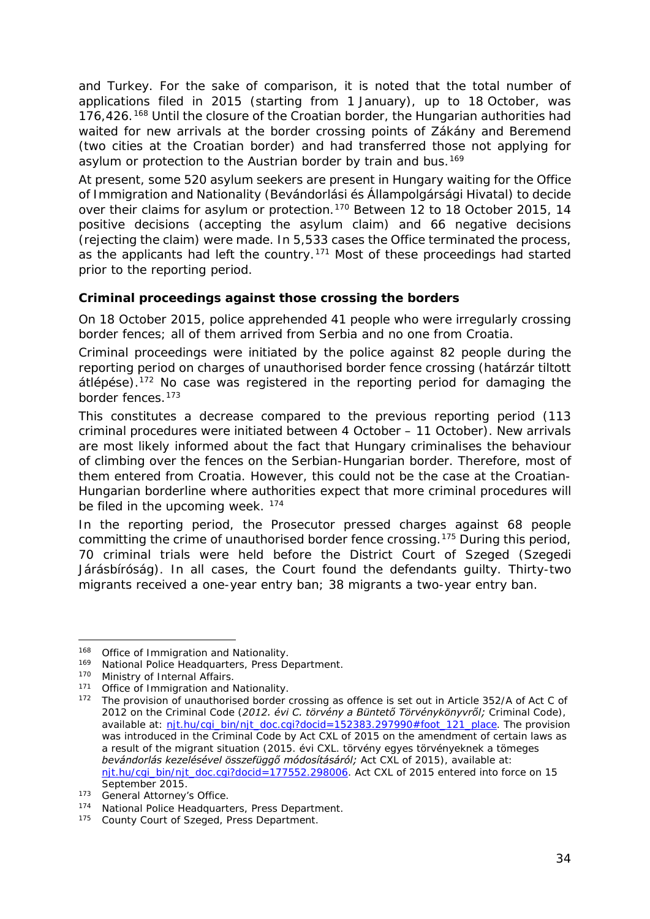and Turkey. For the sake of comparison, it is noted that the total number of applications filed in 2015 (starting from 1 January), up to 18 October, was 176,426.[168] Until the closure of the Croatian border, the Hungarian authorities had waited for new arrivals at the border crossing points of Zákány and Beremend (two cities at the Croatian border) and had transferred those not applying for asylum or protection to the Austrian border by train and bus.[169]

At present, some 520 asylum seekers are present in Hungary waiting for the Office of Immigration and Nationality (Bevándorlási és Állampolgársági Hivatal) to decide over their claims for asylum or protection.[170] Between 12 to 18 October 2015, 14 positive decisions (accepting the asylum claim) and 66 negative decisions (rejecting the claim) were made. In 5,533 cases the Office terminated the process, as the applicants had left the country.[171] Most of these proceedings had started prior to the reporting period.

**Criminal proceedings against those crossing the borders**

On 18 October 2015, police apprehended 41 people who were irregularly crossing border fences; all of them arrived from Serbia and no one from Croatia.

Criminal proceedings were initiated by the police against 82 people during the reporting period on charges of unauthorised border fence crossing (határzár tiltott átlépése).[172] No case was registered in the reporting period for damaging the border fences.[173]

This constitutes a decrease compared to the previous reporting period (113 criminal procedures were initiated between 4 October – 11 October). New arrivals are most likely informed about the fact that Hungary criminalises the behaviour of climbing over the fences on the Serbian-Hungarian border. Therefore, most of them entered from Croatia. However, this could not be the case at the Croatian-Hungarian borderline where authorities expect that more criminal procedures will be filed in the upcoming week. [174]

In the reporting period, the Prosecutor pressed charges against 68 people committing the crime of unauthorised border fence crossing.[175] During this period, 70 criminal trials were held before the District Court of Szeged (Szegedi Járásbíróság). In all cases, the Court found the defendants guilty. Thirty-two migrants received a one-year entry ban; 38 migrants a two-year entry ban.

---

[168] Office of Immigration and Nationality.

[169] National Police Headquarters, Press Department.

[170] Ministry of Internal Affairs.

[171] Office of Immigration and Nationality.

[172] The provision of unauthorised border crossing as offence is set out in Article 352/A of Act C of 2012 on the Criminal Code (*2012. évi C. törvény a Büntető Törvénykönyvről;* Criminal Code), available at: [njt.hu/cgi_bin/njt_doc.cgi?docid=152383.297990#foot_121_place](njt.hu/cgi_bin/njt_doc.cgi?docid=152383.297990#foot_121_place). The provision was introduced in the Criminal Code by Act CXL of 2015 on the amendment of certain laws as a result of the migrant situation (2015. évi CXL. törvény egyes törvényeknek a tömeges *bevándorlás kezelésével összefüggő módosításáról;* Act CXL of 2015), available at: [njt.hu/cgi_bin/njt_doc.cgi?docid=177552.298006](njt.hu/cgi_bin/njt_doc.cgi?docid=177552.298006). Act CXL of 2015 entered into force on 15 September 2015.

[173] General Attorney's Office.

[174] National Police Headquarters, Press Department.

[175] County Court of Szeged, Press Department.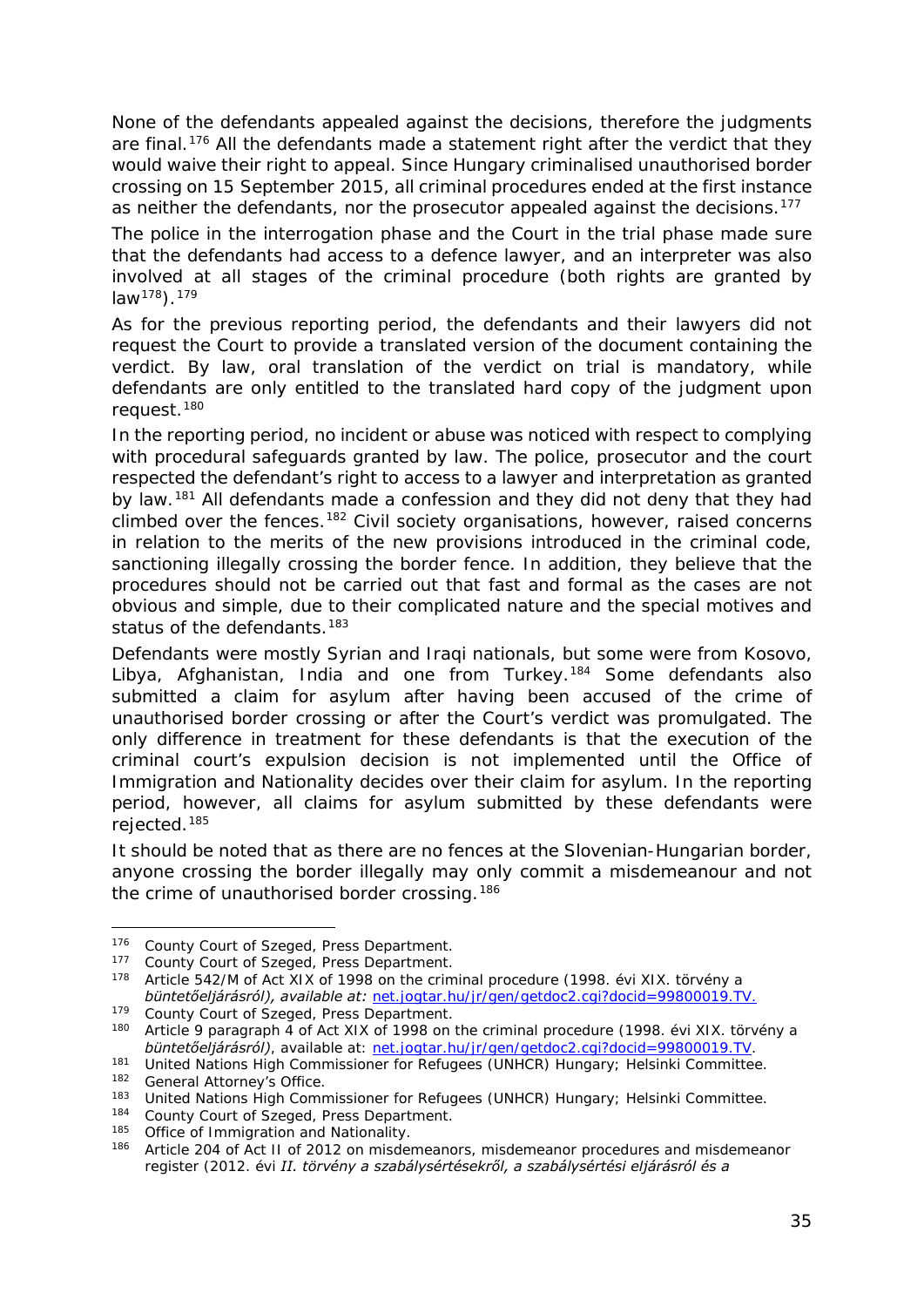None of the defendants appealed against the decisions, therefore the judgments are final.[176] All the defendants made a statement right after the verdict that they would waive their right to appeal. Since Hungary criminalised unauthorised border crossing on 15 September 2015, all criminal procedures ended at the first instance as neither the defendants, nor the prosecutor appealed against the decisions.[177]

The police in the interrogation phase and the Court in the trial phase made sure that the defendants had access to a defence lawyer, and an interpreter was also involved at all stages of the criminal procedure (both rights are granted by law[178]).[179]

As for the previous reporting period, the defendants and their lawyers did not request the Court to provide a translated version of the document containing the verdict. By law, oral translation of the verdict on trial is mandatory, while defendants are only entitled to the translated hard copy of the judgment upon request.[180]

In the reporting period, no incident or abuse was noticed with respect to complying with procedural safeguards granted by law. The police, prosecutor and the court respected the defendant's right to access to a lawyer and interpretation as granted by law.[181] All defendants made a confession and they did not deny that they had climbed over the fences.[182] Civil society organisations, however, raised concerns in relation to the merits of the new provisions introduced in the criminal code, sanctioning illegally crossing the border fence. In addition, they believe that the procedures should not be carried out that fast and formal as the cases are not obvious and simple, due to their complicated nature and the special motives and status of the defendants.[183]

Defendants were mostly Syrian and Iraqi nationals, but some were from Kosovo, Libya, Afghanistan, India and one from Turkey.[184] Some defendants also submitted a claim for asylum after having been accused of the crime of unauthorised border crossing or after the Court's verdict was promulgated. The only difference in treatment for these defendants is that the execution of the criminal court's expulsion decision is not implemented until the Office of Immigration and Nationality decides over their claim for asylum. In the reporting period, however, all claims for asylum submitted by these defendants were rejected.[185]

It should be noted that as there are no fences at the Slovenian-Hungarian border, anyone crossing the border illegally may only commit a misdemeanour and not the crime of unauthorised border crossing.[186]

---

[176] County Court of Szeged, Press Department.

[177] County Court of Szeged, Press Department.

[178] Article 542/M of Act XIX of 1998 on the criminal procedure (1998. évi XIX. törvény a *büntetőeljárásról), available at:* net.jogtar.hu/jr/gen/getdoc2.cgi?docid=99800019.TV.

[179] County Court of Szeged, Press Department.

[180] Article 9 paragraph 4 of Act XIX of 1998 on the criminal procedure (1998. évi XIX. törvény a *büntetőeljárásról)*, available at: net.jogtar.hu/jr/gen/getdoc2.cgi?docid=99800019.TV.

[181] United Nations High Commissioner for Refugees (UNHCR) Hungary; Helsinki Committee.

[182] General Attorney's Office.

[183] United Nations High Commissioner for Refugees (UNHCR) Hungary; Helsinki Committee.

[184] County Court of Szeged, Press Department.

[185] Office of Immigration and Nationality.

[186] Article 204 of Act II of 2012 on misdemeanors, misdemeanor procedures and misdemeanor register (2012. évi *II. törvény a szabálysértésekről, a szabálysértési eljárásról és a*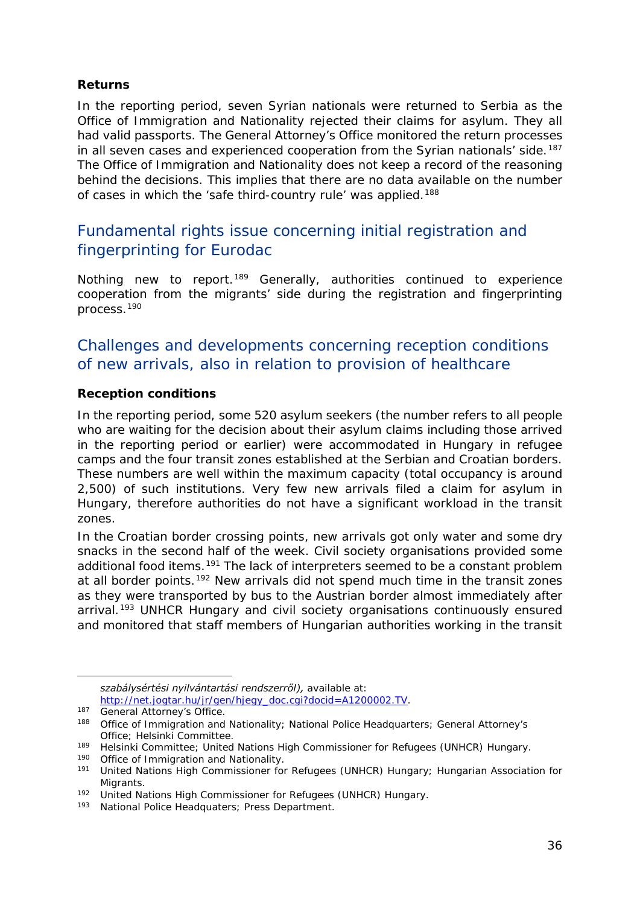**Returns**

In the reporting period, seven Syrian nationals were returned to Serbia as the Office of Immigration and Nationality rejected their claims for asylum. They all had valid passports. The General Attorney's Office monitored the return processes in all seven cases and experienced cooperation from the Syrian nationals' side.[187] The Office of Immigration and Nationality does not keep a record of the reasoning behind the decisions. This implies that there are no data available on the number of cases in which the 'safe third-country rule' was applied.[188]

## Fundamental rights issue concerning initial registration and fingerprinting for Eurodac

Nothing new to report.[189] Generally, authorities continued to experience cooperation from the migrants' side during the registration and fingerprinting process.[190]

## Challenges and developments concerning reception conditions of new arrivals, also in relation to provision of healthcare

**Reception conditions**

In the reporting period, some 520 asylum seekers (the number refers to all people who are waiting for the decision about their asylum claims including those arrived in the reporting period or earlier) were accommodated in Hungary in refugee camps and the four transit zones established at the Serbian and Croatian borders. These numbers are well within the maximum capacity (total occupancy is around 2,500) of such institutions. Very few new arrivals filed a claim for asylum in Hungary, therefore authorities do not have a significant workload in the transit zones.

In the Croatian border crossing points, new arrivals got only water and some dry snacks in the second half of the week. Civil society organisations provided some additional food items.[191] The lack of interpreters seemed to be a constant problem at all border points.[192] New arrivals did not spend much time in the transit zones as they were transported by bus to the Austrian border almost immediately after arrival.[193] UNHCR Hungary and civil society organisations continuously ensured and monitored that staff members of Hungarian authorities working in the transit

---

*szabálysértési nyilvántartási rendszerről),* available at: http://net.jogtar.hu/jr/gen/hjegy_doc.cgi?docid=A1200002.TV.

[187] General Attorney's Office.

[188] Office of Immigration and Nationality; National Police Headquarters; General Attorney's Office; Helsinki Committee.

[189] Helsinki Committee; United Nations High Commissioner for Refugees (UNHCR) Hungary.

[190] Office of Immigration and Nationality.

[191] United Nations High Commissioner for Refugees (UNHCR) Hungary; Hungarian Association for Migrants.

[192] United Nations High Commissioner for Refugees (UNHCR) Hungary.

[193] National Police Headquaters; Press Department.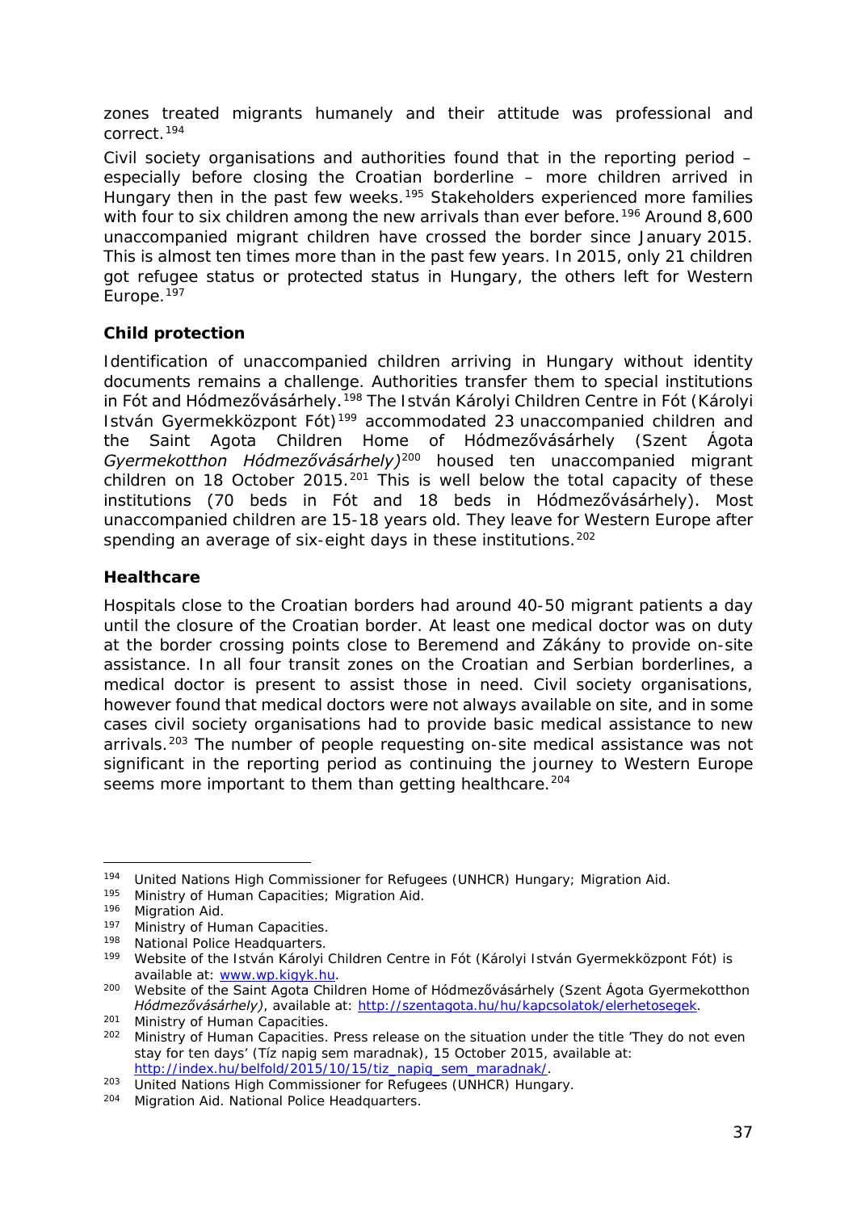zones treated migrants humanely and their attitude was professional and correct.[194]

Civil society organisations and authorities found that in the reporting period – especially before closing the Croatian borderline – more children arrived in Hungary then in the past few weeks.[195] Stakeholders experienced more families with four to six children among the new arrivals than ever before.[196] Around 8,600 unaccompanied migrant children have crossed the border since January 2015. This is almost ten times more than in the past few years. In 2015, only 21 children got refugee status or protected status in Hungary, the others left for Western Europe.[197]

**Child protection**

Identification of unaccompanied children arriving in Hungary without identity documents remains a challenge. Authorities transfer them to special institutions in Fót and Hódmezővásárhely.[198] The István Károlyi Children Centre in Fót (Károlyi István Gyermekközpont Fót)[199] accommodated 23 unaccompanied children and the Saint Agota Children Home of Hódmezővásárhely (*Szent Ágota Gyermekotthon Hódmezővásárhely)*[200] housed ten unaccompanied migrant children on 18 October 2015.[201] This is well below the total capacity of these institutions (70 beds in Fót and 18 beds in Hódmezővásárhely). Most unaccompanied children are 15-18 years old. They leave for Western Europe after spending an average of six-eight days in these institutions.[202]

**Healthcare**

Hospitals close to the Croatian borders had around 40-50 migrant patients a day until the closure of the Croatian border. At least one medical doctor was on duty at the border crossing points close to Beremend and Zákány to provide on-site assistance. In all four transit zones on the Croatian and Serbian borderlines, a medical doctor is present to assist those in need. Civil society organisations, however found that medical doctors were not always available on site, and in some cases civil society organisations had to provide basic medical assistance to new arrivals.[203] The number of people requesting on-site medical assistance was not significant in the reporting period as continuing the journey to Western Europe seems more important to them than getting healthcare.[204]

---

[194] United Nations High Commissioner for Refugees (UNHCR) Hungary; Migration Aid.
[195] Ministry of Human Capacities; Migration Aid.
[196] Migration Aid.
[197] Ministry of Human Capacities.
[198] National Police Headquarters.
[199] Website of the István Károlyi Children Centre in Fót (Károlyi István Gyermekközpont Fót) is available at: www.wp.kigyk.hu.
[200] Website of the Saint Agota Children Home of Hódmezővásárhely (Szent Ágota Gyermekotthon *Hódmezővásárhely)*, available at: http://szentagota.hu/hu/kapcsolatok/elerhetosegek.
[201] Ministry of Human Capacities.
[202] Ministry of Human Capacities. Press release on the situation under the title 'They do not even stay for ten days' (Tíz napig sem maradnak), 15 October 2015, available at: http://index.hu/belfold/2015/10/15/tiz_napig_sem_maradnak/.
[203] United Nations High Commissioner for Refugees (UNHCR) Hungary.
[204] Migration Aid. National Police Headquarters.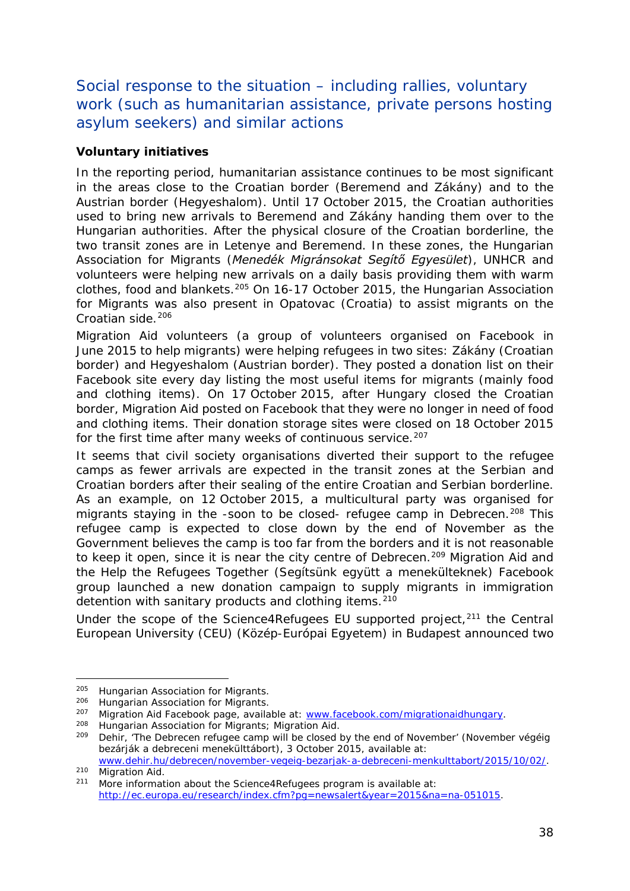## Social response to the situation – including rallies, voluntary work (such as humanitarian assistance, private persons hosting asylum seekers) and similar actions

**Voluntary initiatives**

In the reporting period, humanitarian assistance continues to be most significant in the areas close to the Croatian border (Beremend and Zákány) and to the Austrian border (Hegyeshalom). Until 17 October 2015, the Croatian authorities used to bring new arrivals to Beremend and Zákány handing them over to the Hungarian authorities. After the physical closure of the Croatian borderline, the two transit zones are in Letenye and Beremend. In these zones, the Hungarian Association for Migrants (*Menedék Migránsokat Segítő Egyesület*), UNHCR and volunteers were helping new arrivals on a daily basis providing them with warm clothes, food and blankets.[205] On 16-17 October 2015, the Hungarian Association for Migrants was also present in Opatovac (Croatia) to assist migrants on the Croatian side.[206]

Migration Aid volunteers (a group of volunteers organised on Facebook in June 2015 to help migrants) were helping refugees in two sites: Zákány (Croatian border) and Hegyeshalom (Austrian border). They posted a donation list on their Facebook site every day listing the most useful items for migrants (mainly food and clothing items). On 17 October 2015, after Hungary closed the Croatian border, Migration Aid posted on Facebook that they were no longer in need of food and clothing items. Their donation storage sites were closed on 18 October 2015 for the first time after many weeks of continuous service.[207]

It seems that civil society organisations diverted their support to the refugee camps as fewer arrivals are expected in the transit zones at the Serbian and Croatian borders after their sealing of the entire Croatian and Serbian borderline. As an example, on 12 October 2015, a multicultural party was organised for migrants staying in the -soon to be closed- refugee camp in Debrecen.[208] This refugee camp is expected to close down by the end of November as the Government believes the camp is too far from the borders and it is not reasonable to keep it open, since it is near the city centre of Debrecen.[209] Migration Aid and the Help the Refugees Together (Segítsünk együtt a menekülteknek) Facebook group launched a new donation campaign to supply migrants in immigration detention with sanitary products and clothing items.[210]

Under the scope of the Science4Refugees EU supported project,[211] the Central European University (CEU) (Közép-Európai Egyetem) in Budapest announced two

---

[205] Hungarian Association for Migrants.
[206] Hungarian Association for Migrants.
[207] Migration Aid Facebook page, available at: www.facebook.com/migrationaidhungary.
[208] Hungarian Association for Migrants; Migration Aid.
[209] Dehir, 'The Debrecen refugee camp will be closed by the end of November' (November végéig bezárják a debreceni menekülttábort), 3 October 2015, available at: www.dehir.hu/debrecen/november-vegeig-bezarjak-a-debreceni-menkulttabort/2015/10/02/.
[210] Migration Aid.
[211] More information about the Science4Refugees program is available at: http://ec.europa.eu/research/index.cfm?pg=newsalert&year=2015&na=na-051015.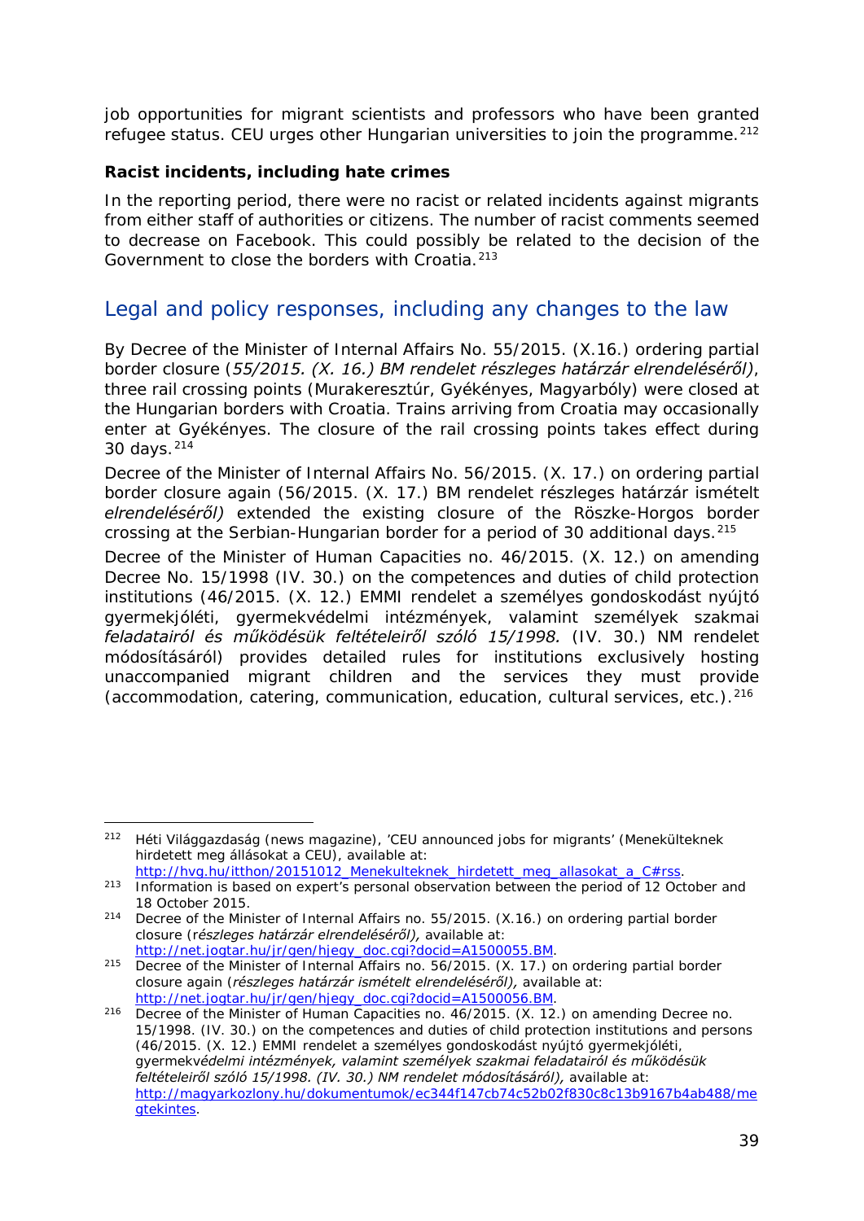job opportunities for migrant scientists and professors who have been granted refugee status. CEU urges other Hungarian universities to join the programme.[212]

**Racist incidents, including hate crimes**

In the reporting period, there were no racist or related incidents against migrants from either staff of authorities or citizens. The number of racist comments seemed to decrease on Facebook. This could possibly be related to the decision of the Government to close the borders with Croatia.[213]

## Legal and policy responses, including any changes to the law

By Decree of the Minister of Internal Affairs No. 55/2015. (X.16.) ordering partial border closure (*55/2015. (X. 16.) BM rendelet részleges határzár elrendeléséről)*, three rail crossing points (Murakeresztúr, Gyékényes, Magyarbóly) were closed at the Hungarian borders with Croatia. Trains arriving from Croatia may occasionally enter at Gyékényes. The closure of the rail crossing points takes effect during 30 days.[214]

Decree of the Minister of Internal Affairs No. 56/2015. (X. 17.) on ordering partial border closure again (56/2015. (X. 17.) BM rendelet részleges határzár ismételt *elrendeléséről)* extended the existing closure of the Röszke-Horgos border crossing at the Serbian-Hungarian border for a period of 30 additional days.[215]

Decree of the Minister of Human Capacities no. 46/2015. (X. 12.) on amending Decree No. 15/1998 (IV. 30.) on the competences and duties of child protection institutions (46/2015. (X. 12.) EMMI rendelete a személyes gondoskodást nyújtó gyermekjóléti, gyermekvédelmi intézmények, valamint személyek szakmai *feladatairól és működésük feltételeiről szóló 15/1998.* (IV. 30.) NM rendelet módosításáról) provides detailed rules for institutions exclusively hosting unaccompanied migrant children and the services they must provide (accommodation, catering, communication, education, cultural services, etc.).[216]

---

[212] Héti Világgazdaság (news magazine), 'CEU announced jobs for migrants' (Menekülteknek hirdetett meg állásokat a CEU), available at: http://hvg.hu/itthon/20151012_Menekulteknek_hirdetett_meg_allasokat_a_C#rss.

[213] Information is based on expert's personal observation between the period of 12 October and 18 October 2015.

[214] Decree of the Minister of Internal Affairs no. 55/2015. (X.16.) on ordering partial border closure (r*észleges határzár elrendeléséről),* available at: http://net.jogtar.hu/jr/gen/hjegy_doc.cgi?docid=A1500055.BM.

[215] Decree of the Minister of Internal Affairs no. 56/2015. (X. 17.) on ordering partial border closure again (*részleges határzár ismételt elrendeléséről),* available at: http://net.jogtar.hu/jr/gen/hjegy_doc.cgi?docid=A1500056.BM.

[216] Decree of the Minister of Human Capacities no. 46/2015. (X. 12.) on amending Decree no. 15/1998. (IV. 30.) on the competences and duties of child protection institutions and persons (46/2015. (X. 12.) EMMI rendelete a személyes gondoskodást nyújtó gyermekjóléti, gyermek*védelmi intézmények, valamint személyek szakmai feladatairól és működésük feltételeiről szóló 15/1998. (IV. 30.) NM rendelet módosításáról),* available at: http://magyarkozlony.hu/dokumentumok/ec344f147cb74c52b02f830c8c13b9167b4ab488/megtekintes.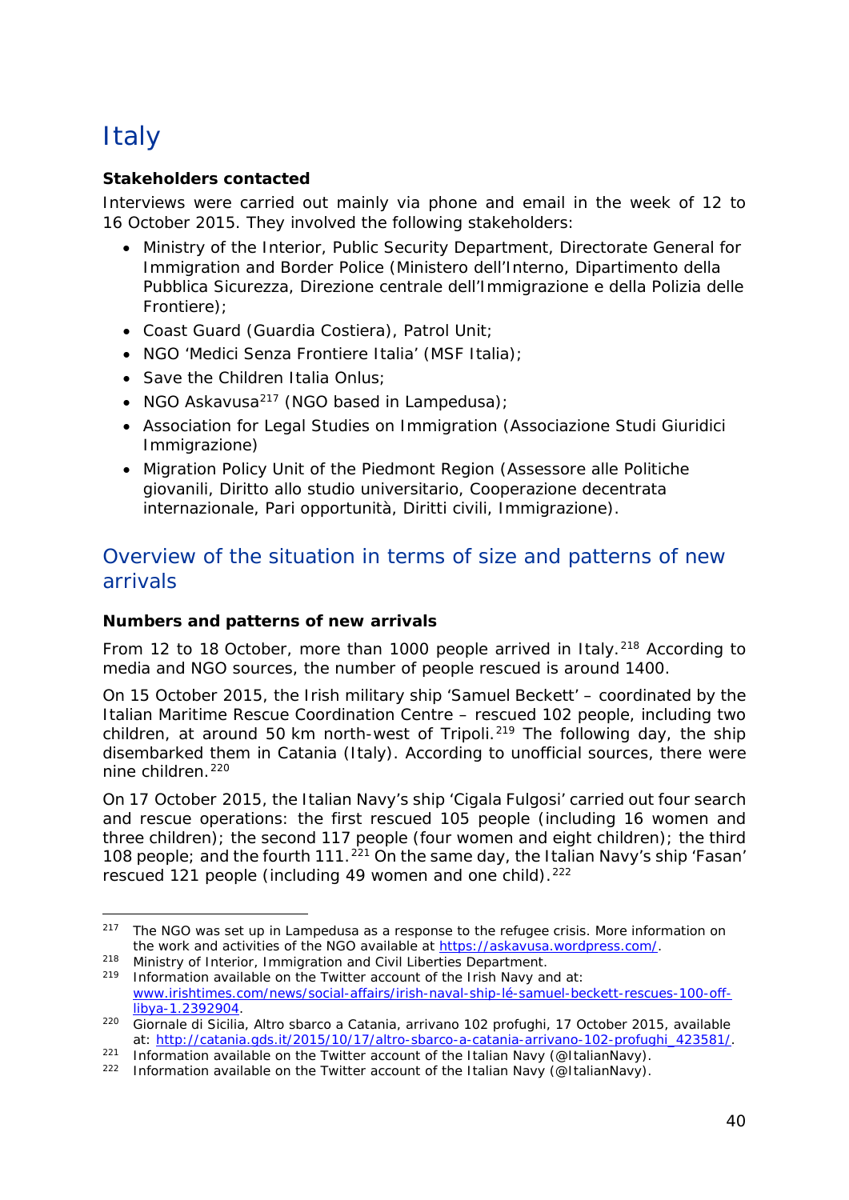# Italy

**Stakeholders contacted**

Interviews were carried out mainly via phone and email in the week of 12 to 16 October 2015. They involved the following stakeholders:

- Ministry of the Interior, Public Security Department, Directorate General for Immigration and Border Police (Ministero dell'Interno, Dipartimento della Pubblica Sicurezza, Direzione centrale dell'Immigrazione e della Polizia delle Frontiere);
- Coast Guard (Guardia Costiera), Patrol Unit;
- NGO 'Medici Senza Frontiere Italia' (MSF Italia);
- Save the Children Italia Onlus;
- NGO Askavusa[217] (NGO based in Lampedusa);
- Association for Legal Studies on Immigration (Associazione Studi Giuridici Immigrazione)
- Migration Policy Unit of the Piedmont Region (Assessore alle Politiche giovanili, Diritto allo studio universitario, Cooperazione decentrata internazionale, Pari opportunità, Diritti civili, Immigrazione).

## Overview of the situation in terms of size and patterns of new arrivals

**Numbers and patterns of new arrivals**

From 12 to 18 October, more than 1000 people arrived in Italy.[218] According to media and NGO sources, the number of people rescued is around 1400.

On 15 October 2015, the Irish military ship 'Samuel Beckett' – coordinated by the Italian Maritime Rescue Coordination Centre – rescued 102 people, including two children, at around 50 km north-west of Tripoli.[219] The following day, the ship disembarked them in Catania (Italy). According to unofficial sources, there were nine children.[220]

On 17 October 2015, the Italian Navy's ship 'Cigala Fulgosi' carried out four search and rescue operations: the first rescued 105 people (including 16 women and three children); the second 117 people (four women and eight children); the third 108 people; and the fourth 111.[221] On the same day, the Italian Navy's ship 'Fasan' rescued 121 people (including 49 women and one child).[222]

---

[217] The NGO was set up in Lampedusa as a response to the refugee crisis. More information on the work and activities of the NGO available at https://askavusa.wordpress.com/.

[218] Ministry of Interior, Immigration and Civil Liberties Department.

[219] Information available on the Twitter account of the Irish Navy and at: www.irishtimes.com/news/social-affairs/irish-naval-ship-lé-samuel-beckett-rescues-100-off-libya-1.2392904.

[220] Giornale di Sicilia, Altro sbarco a Catania, arrivano 102 profughi, 17 October 2015, available at: http://catania.gds.it/2015/10/17/altro-sbarco-a-catania-arrivano-102-profughi_423581/.

[221] Information available on the Twitter account of the Italian Navy (@ItalianNavy).

[222] Information available on the Twitter account of the Italian Navy (@ItalianNavy).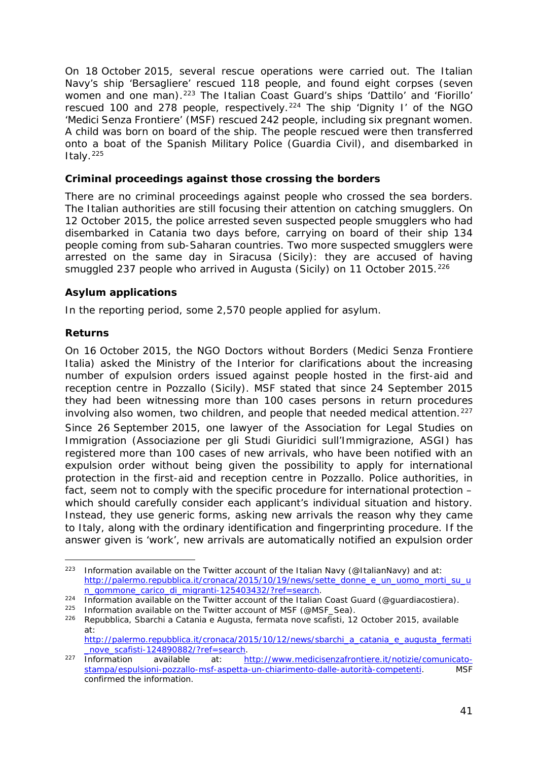On 18 October 2015, several rescue operations were carried out. The Italian Navy's ship 'Bersagliere' rescued 118 people, and found eight corpses (seven women and one man).[223] The Italian Coast Guard's ships 'Dattilo' and 'Fiorillo' rescued 100 and 278 people, respectively.[224] The ship 'Dignity I' of the NGO 'Medici Senza Frontiere' (MSF) rescued 242 people, including six pregnant women. A child was born on board of the ship. The people rescued were then transferred onto a boat of the Spanish Military Police (Guardia Civil), and disembarked in Italy.[225]

**Criminal proceedings against those crossing the borders**

There are no criminal proceedings against people who crossed the sea borders. The Italian authorities are still focusing their attention on catching smugglers. On 12 October 2015, the police arrested seven suspected people smugglers who had disembarked in Catania two days before, carrying on board of their ship 134 people coming from sub-Saharan countries. Two more suspected smugglers were arrested on the same day in Siracusa (Sicily): they are accused of having smuggled 237 people who arrived in Augusta (Sicily) on 11 October 2015.[226]

**Asylum applications**

In the reporting period, some 2,570 people applied for asylum.

**Returns**

On 16 October 2015, the NGO Doctors without Borders (Medici Senza Frontiere Italia) asked the Ministry of the Interior for clarifications about the increasing number of expulsion orders issued against people hosted in the first-aid and reception centre in Pozzallo (Sicily). MSF stated that since 24 September 2015 they had been witnessing more than 100 cases persons in return procedures involving also women, two children, and people that needed medical attention.[227]

Since 26 September 2015, one lawyer of the Association for Legal Studies on Immigration (Associazione per gli Studi Giuridici sull'Immigrazione, ASGI) has registered more than 100 cases of new arrivals, who have been notified with an expulsion order without being given the possibility to apply for international protection in the first-aid and reception centre in Pozzallo. Police authorities, in fact, seem not to comply with the specific procedure for international protection – which should carefully consider each applicant's individual situation and history. Instead, they use generic forms, asking new arrivals the reason why they came to Italy, along with the ordinary identification and fingerprinting procedure. If the answer given is 'work', new arrivals are automatically notified an expulsion order

---

[223] Information available on the Twitter account of the Italian Navy (@ItalianNavy) and at: http://palermo.repubblica.it/cronaca/2015/10/19/news/sette_donne_e_un_uomo_morti_su_un_gommone_carico_di_migranti-125403432/?ref=search.

[224] Information available on the Twitter account of the Italian Coast Guard (@guardiacostiera).

[225] Information available on the Twitter account of MSF (@MSF_Sea).

[226] Repubblica, Sbarchi a Catania e Augusta, fermata nove scafisti, 12 October 2015, available at: http://palermo.repubblica.it/cronaca/2015/10/12/news/sbarchi_a_catania_e_augusta_fermati_nove_scafisti-124890882/?ref=search.

[227] Information available at: http://www.medicisenzafrontiere.it/notizie/comunicato-stampa/espulsioni-pozzallo-msf-aspetta-un-chiarimento-dalle-autorità-competenti. MSF confirmed the information.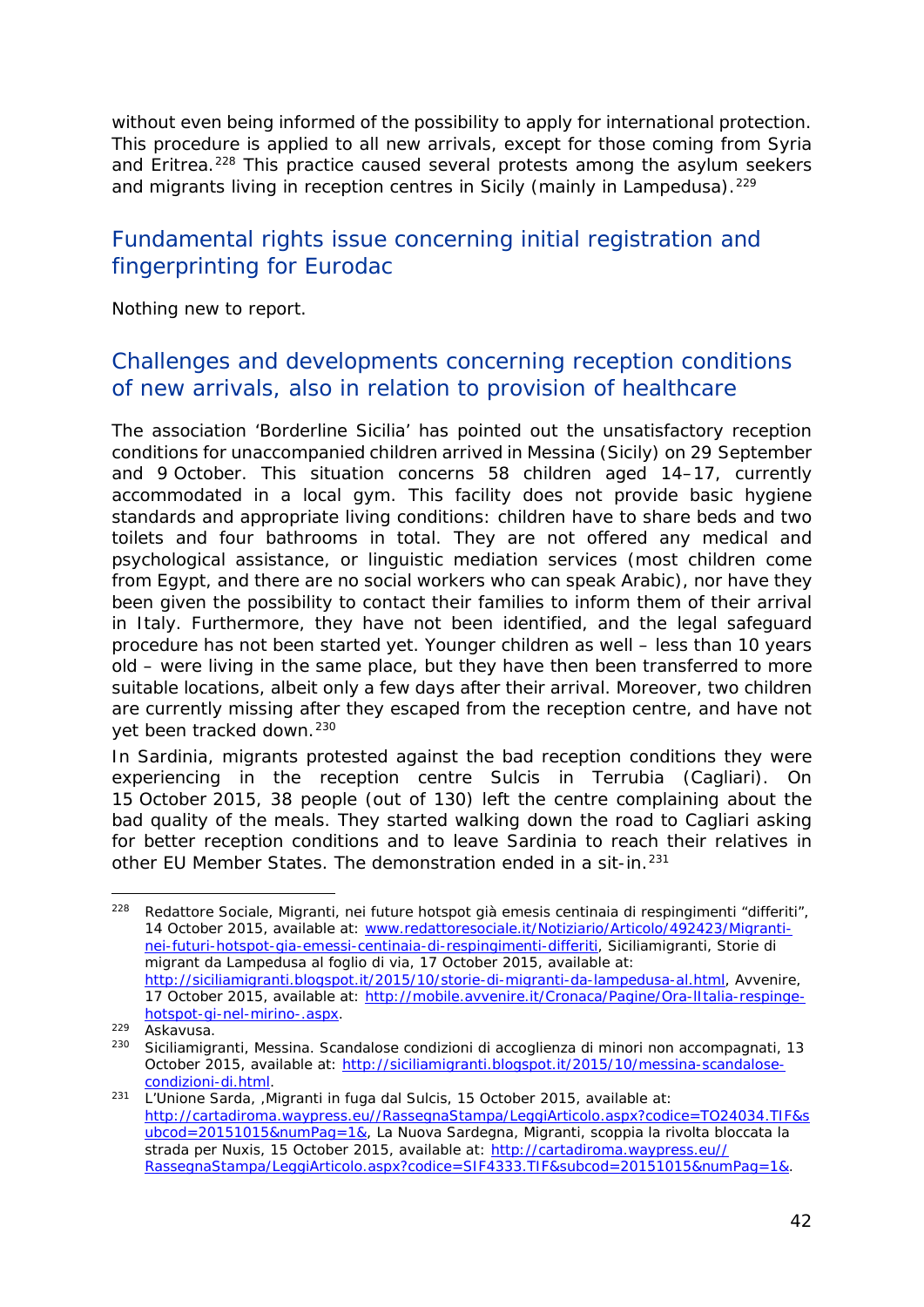without even being informed of the possibility to apply for international protection. This procedure is applied to all new arrivals, except for those coming from Syria and Eritrea.[228] This practice caused several protests among the asylum seekers and migrants living in reception centres in Sicily (mainly in Lampedusa).[229]

## Fundamental rights issue concerning initial registration and fingerprinting for Eurodac

Nothing new to report.

## Challenges and developments concerning reception conditions of new arrivals, also in relation to provision of healthcare

The association 'Borderline Sicilia' has pointed out the unsatisfactory reception conditions for unaccompanied children arrived in Messina (Sicily) on 29 September and 9 October. This situation concerns 58 children aged 14–17, currently accommodated in a local gym. This facility does not provide basic hygiene standards and appropriate living conditions: children have to share beds and two toilets and four bathrooms in total. They are not offered any medical and psychological assistance, or linguistic mediation services (most children come from Egypt, and there are no social workers who can speak Arabic), nor have they been given the possibility to contact their families to inform them of their arrival in Italy. Furthermore, they have not been identified, and the legal safeguard procedure has not been started yet. Younger children as well – less than 10 years old – were living in the same place, but they have then been transferred to more suitable locations, albeit only a few days after their arrival. Moreover, two children are currently missing after they escaped from the reception centre, and have not yet been tracked down.[230]

In Sardinia, migrants protested against the bad reception conditions they were experiencing in the reception centre Sulcis in Terrubia (Cagliari). On 15 October 2015, 38 people (out of 130) left the centre complaining about the bad quality of the meals. They started walking down the road to Cagliari asking for better reception conditions and to leave Sardinia to reach their relatives in other EU Member States. The demonstration ended in a sit-in.[231]

---

[228] Redattore Sociale, Migranti, nei future hotspot già emesis centinaia di respingimenti "differiti", 14 October 2015, available at: www.redattoresociale.it/Notiziario/Articolo/492423/Migranti-nei-futuri-hotspot-gia-emessi-centinaia-di-respingimenti-differiti, Siciliamigranti, Storie di migrant da Lampedusa al foglio di via, 17 October 2015, available at: http://siciliamigranti.blogspot.it/2015/10/storie-di-migranti-da-lampedusa-al.html, Avvenire, 17 October 2015, available at: http://mobile.avvenire.it/Cronaca/Pagine/Ora-lItalia-respinge-hotspot-gi-nel-mirino-.aspx.

[229] Askavusa.

[230] Siciliamigranti, Messina. Scandalose condizioni di accoglienza di minori non accompagnati, 13 October 2015, available at: http://siciliamigranti.blogspot.it/2015/10/messina-scandalose-condizioni-di.html.

[231] L'Unione Sarda, ,Migranti in fuga dal Sulcis, 15 October 2015, available at: http://cartadiroma.waypress.eu//RassegnaStampa/LeggiArticolo.aspx?codice=TO24034.TIF&subcod=20151015&numPag=1&, La Nuova Sardegna, Migranti, scoppia la rivolta bloccata la strada per Nuxis, 15 October 2015, available at: http://cartadiroma.waypress.eu//RassegnaStampa/LeggiArticolo.aspx?codice=SIF4333.TIF&subcod=20151015&numPag=1&.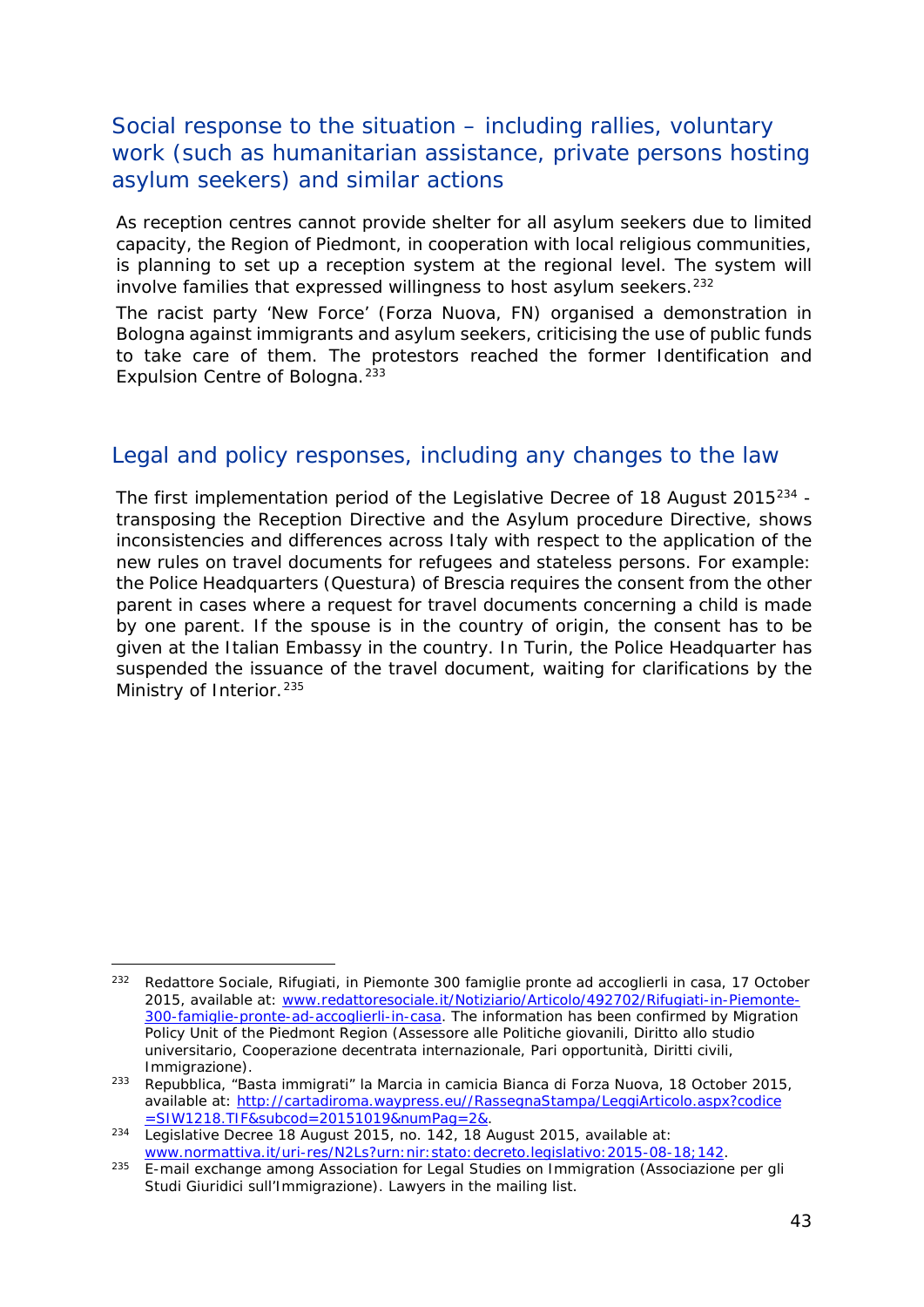## Social response to the situation – including rallies, voluntary work (such as humanitarian assistance, private persons hosting asylum seekers) and similar actions

As reception centres cannot provide shelter for all asylum seekers due to limited capacity, the Region of Piedmont, in cooperation with local religious communities, is planning to set up a reception system at the regional level. The system will involve families that expressed willingness to host asylum seekers.[232]

The racist party 'New Force' (Forza Nuova, FN) organised a demonstration in Bologna against immigrants and asylum seekers, criticising the use of public funds to take care of them. The protestors reached the former Identification and Expulsion Centre of Bologna.[233]

## Legal and policy responses, including any changes to the law

The first implementation period of the Legislative Decree of 18 August 2015[234] - transposing the Reception Directive and the Asylum procedure Directive, shows inconsistencies and differences across Italy with respect to the application of the new rules on travel documents for refugees and stateless persons. For example: the Police Headquarters (Questura) of Brescia requires the consent from the other parent in cases where a request for travel documents concerning a child is made by one parent. If the spouse is in the country of origin, the consent has to be given at the Italian Embassy in the country. In Turin, the Police Headquarter has suspended the issuance of the travel document, waiting for clarifications by the Ministry of Interior.[235]

---

[232] Redattore Sociale, Rifugiati, in Piemonte 300 famiglie pronte ad accoglierli in casa, 17 October 2015, available at: [www.redattoresociale.it/Notiziario/Articolo/492702/Rifugiati-in-Piemonte-300-famiglie-pronte-ad-accoglierli-in-casa](www.redattoresociale.it/Notiziario/Articolo/492702/Rifugiati-in-Piemonte-300-famiglie-pronte-ad-accoglierli-in-casa). The information has been confirmed by Migration Policy Unit of the Piedmont Region (Assessore alle Politiche giovanili, Diritto allo studio universitario, Cooperazione decentrata internazionale, Pari opportunità, Diritti civili, Immigrazione).

[233] Repubblica, "Basta immigrati" la Marcia in camicia Bianca di Forza Nuova, 18 October 2015, available at: [http://cartadiroma.waypress.eu//RassegnaStampa/LeggiArticolo.aspx?codice=SIW1218.TIF&subcod=20151019&numPag=2&](http://cartadiroma.waypress.eu//RassegnaStampa/LeggiArticolo.aspx?codice=SIW1218.TIF&subcod=20151019&numPag=2&).

[234] Legislative Decree 18 August 2015, no. 142, 18 August 2015, available at: [www.normattiva.it/uri-res/N2Ls?urn:nir:stato:decreto.legislativo:2015-08-18;142](www.normattiva.it/uri-res/N2Ls?urn:nir:stato:decreto.legislativo:2015-08-18;142).

[235] E-mail exchange among Association for Legal Studies on Immigration (Associazione per gli Studi Giuridici sull'Immigrazione). Lawyers in the mailing list.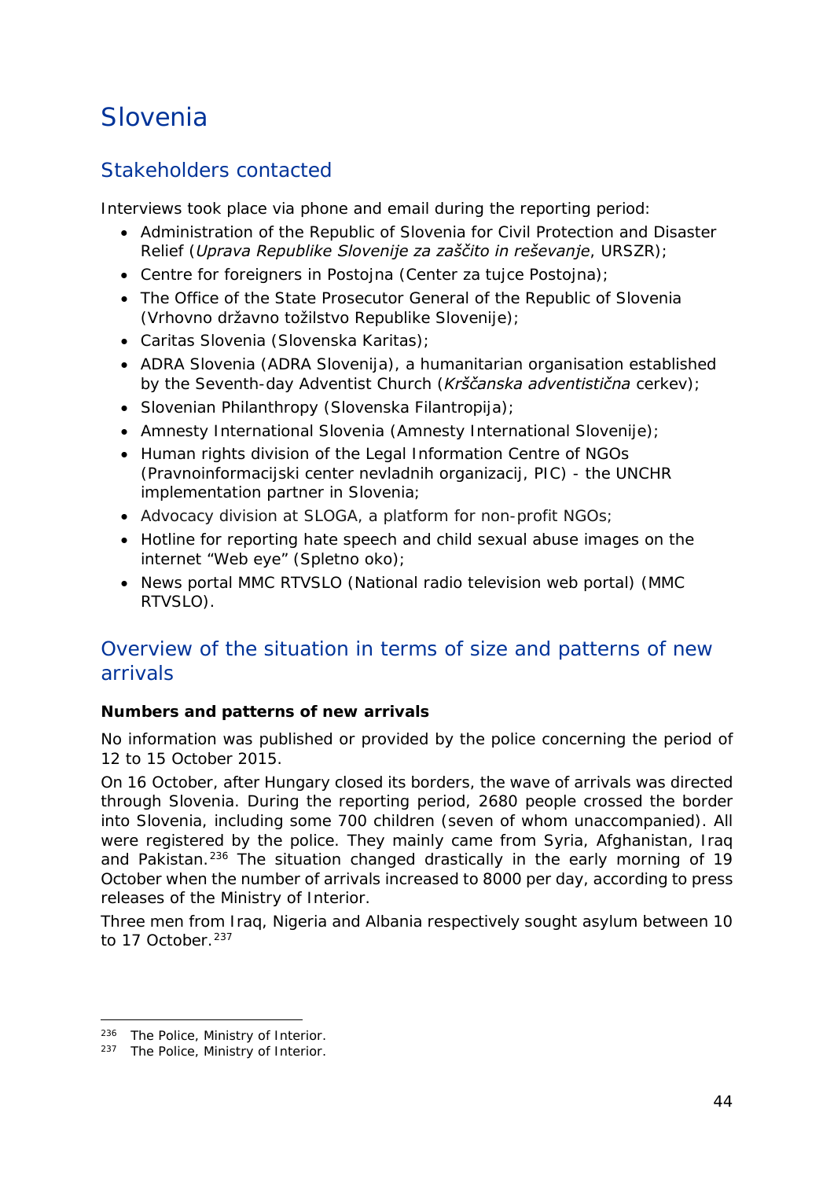# Slovenia

## Stakeholders contacted

Interviews took place via phone and email during the reporting period:

- Administration of the Republic of Slovenia for Civil Protection and Disaster Relief (*Uprava Republike Slovenije za zaščito in reševanje*, URSZR);
- Centre for foreigners in Postojna (Center za tujce Postojna);
- The Office of the State Prosecutor General of the Republic of Slovenia (Vrhovno državno tožilstvo Republike Slovenije);
- Caritas Slovenia (Slovenska Karitas);
- ADRA Slovenia (ADRA Slovenija), a humanitarian organisation established by the Seventh-day Adventist Church (*Krščanska adventistična* cerkev);
- Slovenian Philanthropy (Slovenska Filantropija);
- Amnesty International Slovenia (Amnesty International Slovenije);
- Human rights division of the Legal Information Centre of NGOs (Pravnoinformacijski center nevladnih organizacij, PIC) - the UNCHR implementation partner in Slovenia;
- Advocacy division at SLOGA, a platform for non-profit NGOs;
- Hotline for reporting hate speech and child sexual abuse images on the internet "Web eye" (Spletno oko);
- News portal MMC RTVSLO (National radio television web portal) (MMC RTVSLO).

## Overview of the situation in terms of size and patterns of new arrivals

**Numbers and patterns of new arrivals**

No information was published or provided by the police concerning the period of 12 to 15 October 2015.

On 16 October, after Hungary closed its borders, the wave of arrivals was directed through Slovenia. During the reporting period, 2680 people crossed the border into Slovenia, including some 700 children (seven of whom unaccompanied). All were registered by the police. They mainly came from Syria, Afghanistan, Iraq and Pakistan.[236] The situation changed drastically in the early morning of 19 October when the number of arrivals increased to 8000 per day, according to press releases of the Ministry of Interior.

Three men from Iraq, Nigeria and Albania respectively sought asylum between 10 to 17 October.[237]

---

[236] The Police, Ministry of Interior.

[237] The Police, Ministry of Interior.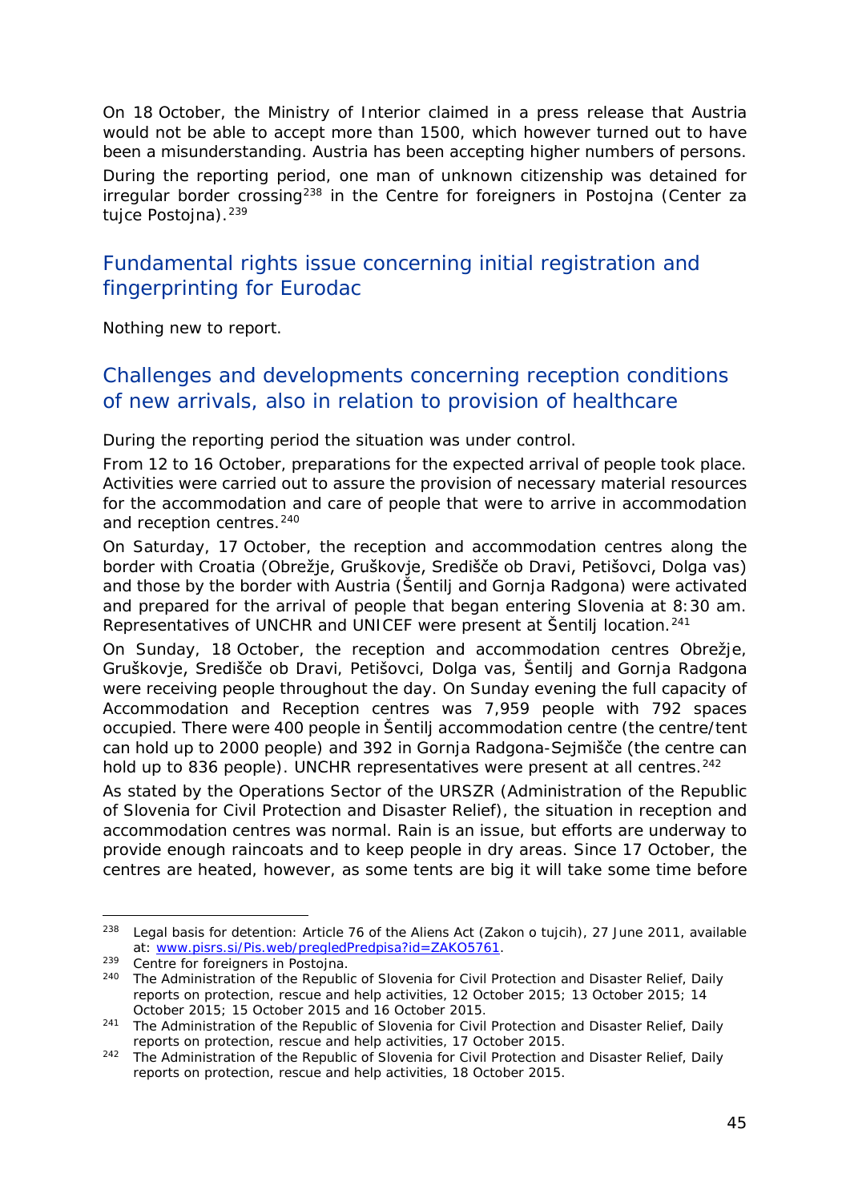On 18 October, the Ministry of Interior claimed in a press release that Austria would not be able to accept more than 1500, which however turned out to have been a misunderstanding. Austria has been accepting higher numbers of persons.

During the reporting period, one man of unknown citizenship was detained for irregular border crossing[238] in the Centre for foreigners in Postojna (*Center za tujce Postojna*).[239]

## Fundamental rights issue concerning initial registration and fingerprinting for Eurodac

Nothing new to report.

## Challenges and developments concerning reception conditions of new arrivals, also in relation to provision of healthcare

During the reporting period the situation was under control.

From 12 to 16 October, preparations for the expected arrival of people took place. Activities were carried out to assure the provision of necessary material resources for the accommodation and care of people that were to arrive in accommodation and reception centres.[240]

On Saturday, 17 October, the reception and accommodation centres along the border with Croatia (Obrežje, Gruškovje, Središče ob Dravi, Petišovci, Dolga vas) and those by the border with Austria (Šentilj and Gornja Radgona) were activated and prepared for the arrival of people that began entering Slovenia at 8:30 am. Representatives of UNCHR and UNICEF were present at Šentilj location.[241]

On Sunday, 18 October, the reception and accommodation centres Obrežje, Gruškovje, Središče ob Dravi, Petišovci, Dolga vas, Šentilj and Gornja Radgona were receiving people throughout the day. On Sunday evening the full capacity of Accommodation and Reception centres was 7,959 people with 792 spaces occupied. There were 400 people in Šentilj accommodation centre (the centre/tent can hold up to 2000 people) and 392 in Gornja Radgona-Sejmišče (the centre can hold up to 836 people). UNCHR representatives were present at all centres.[242]

As stated by the Operations Sector of the URSZR (Administration of the Republic of Slovenia for Civil Protection and Disaster Relief), the situation in reception and accommodation centres was normal. Rain is an issue, but efforts are underway to provide enough raincoats and to keep people in dry areas. Since 17 October, the centres are heated, however, as some tents are big it will take some time before

---

[238] Legal basis for detention: Article 76 of the Aliens Act (*Zakon o tujcih*), 27 June 2011, available at: www.pisrs.si/Pis.web/pregledPredpisa?id=ZAKO5761.

[239] Centre for foreigners in Postojna.

[240] The Administration of the Republic of Slovenia for Civil Protection and Disaster Relief, Daily reports on protection, rescue and help activities, 12 October 2015; 13 October 2015; 14 October 2015; 15 October 2015 and 16 October 2015.

[241] The Administration of the Republic of Slovenia for Civil Protection and Disaster Relief, Daily reports on protection, rescue and help activities, 17 October 2015.

[242] The Administration of the Republic of Slovenia for Civil Protection and Disaster Relief, Daily reports on protection, rescue and help activities, 18 October 2015.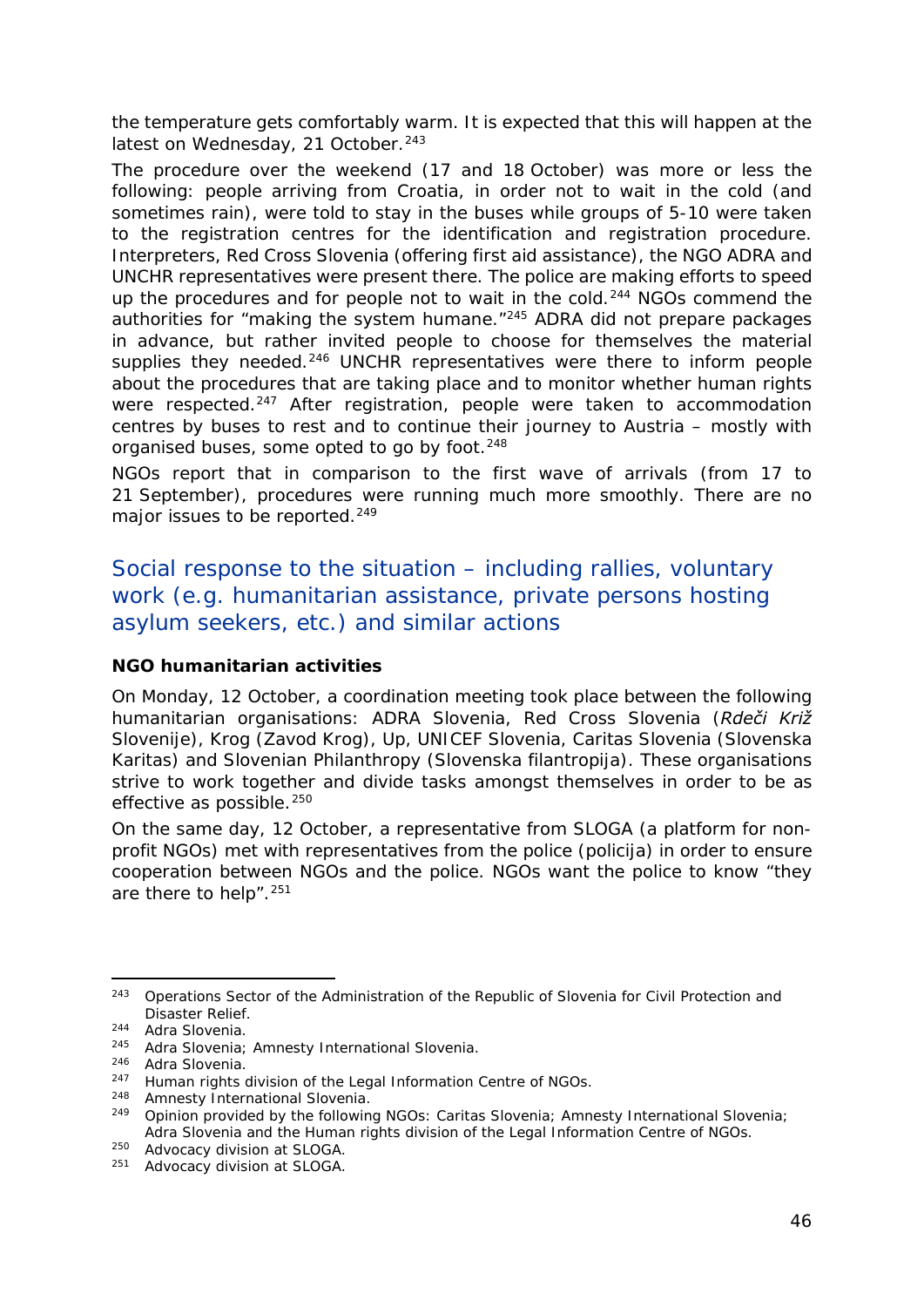the temperature gets comfortably warm. It is expected that this will happen at the latest on Wednesday, 21 October.[243]

The procedure over the weekend (17 and 18 October) was more or less the following: people arriving from Croatia, in order not to wait in the cold (and sometimes rain), were told to stay in the buses while groups of 5-10 were taken to the registration centres for the identification and registration procedure. Interpreters, Red Cross Slovenia (offering first aid assistance), the NGO ADRA and UNCHR representatives were present there. The police are making efforts to speed up the procedures and for people not to wait in the cold.[244] NGOs commend the authorities for "making the system humane."[245] ADRA did not prepare packages in advance, but rather invited people to choose for themselves the material supplies they needed.[246] UNCHR representatives were there to inform people about the procedures that are taking place and to monitor whether human rights were respected.[247] After registration, people were taken to accommodation centres by buses to rest and to continue their journey to Austria – mostly with organised buses, some opted to go by foot.[248]

NGOs report that in comparison to the first wave of arrivals (from 17 to 21 September), procedures were running much more smoothly. There are no major issues to be reported.[249]

## Social response to the situation – including rallies, voluntary work (e.g. humanitarian assistance, private persons hosting asylum seekers, etc.) and similar actions

**NGO humanitarian activities**

On Monday, 12 October, a coordination meeting took place between the following humanitarian organisations: ADRA Slovenia, Red Cross Slovenia (*Rdeči Križ* Slovenije), Krog (Zavod Krog), Up, UNICEF Slovenia, Caritas Slovenia (Slovenska Karitas) and Slovenian Philanthropy (Slovenska filantropija). These organisations strive to work together and divide tasks amongst themselves in order to be as effective as possible.[250]

On the same day, 12 October, a representative from SLOGA (a platform for non-profit NGOs) met with representatives from the police (policija) in order to ensure cooperation between NGOs and the police. NGOs want the police to know "they are there to help".[251]

---

[243] Operations Sector of the Administration of the Republic of Slovenia for Civil Protection and Disaster Relief.

[244] Adra Slovenia.

[245] Adra Slovenia; Amnesty International Slovenia.

[246] Adra Slovenia.

[247] Human rights division of the Legal Information Centre of NGOs.

[248] Amnesty International Slovenia.

[249] Opinion provided by the following NGOs: Caritas Slovenia; Amnesty International Slovenia; Adra Slovenia and the Human rights division of the Legal Information Centre of NGOs.

[250] Advocacy division at SLOGA.

[251] Advocacy division at SLOGA.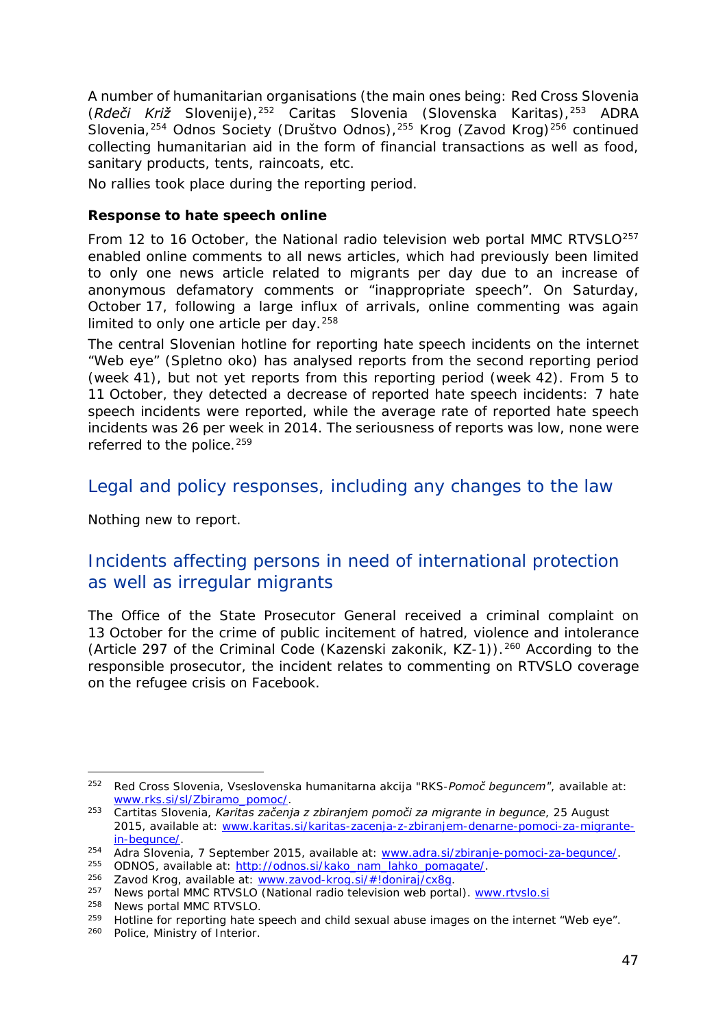A number of humanitarian organisations (the main ones being: Red Cross Slovenia (*Rdeči Križ* Slovenije),[252] Caritas Slovenia (Slovenska Karitas),[253] ADRA Slovenia,[254] Odnos Society (Društvo Odnos),[255] Krog (Zavod Krog)[256] continued collecting humanitarian aid in the form of financial transactions as well as food, sanitary products, tents, raincoats, etc.

No rallies took place during the reporting period.

**Response to hate speech online**

From 12 to 16 October, the National radio television web portal MMC RTVSLO[257] enabled online comments to all news articles, which had previously been limited to only one news article related to migrants per day due to an increase of anonymous defamatory comments or "inappropriate speech". On Saturday, October 17, following a large influx of arrivals, online commenting was again limited to only one article per day.[258]

The central Slovenian hotline for reporting hate speech incidents on the internet "Web eye" (Spletno oko) has analysed reports from the second reporting period (week 41), but not yet reports from this reporting period (week 42). From 5 to 11 October, they detected a decrease of reported hate speech incidents: 7 hate speech incidents were reported, while the average rate of reported hate speech incidents was 26 per week in 2014. The seriousness of reports was low, none were referred to the police.[259]

## Legal and policy responses, including any changes to the law

Nothing new to report.

## Incidents affecting persons in need of international protection as well as irregular migrants

The Office of the State Prosecutor General received a criminal complaint on 13 October for the crime of public incitement of hatred, violence and intolerance (Article 297 of the Criminal Code (Kazenski zakonik, KZ-1)).[260] According to the responsible prosecutor, the incident relates to commenting on RTVSLO coverage on the refugee crisis on Facebook.

---

[252] Red Cross Slovenia, Vseslovenska humanitarna akcija "RKS-*Pomoč beguncem*", available at: www.rks.si/sl/Zbiramo_pomoc/.

[253] Cartitas Slovenia, *Karitas začenja z zbiranjem pomoči za migrante in begunce*, 25 August 2015, available at: www.karitas.si/karitas-zacenja-z-zbiranjem-denarne-pomoci-za-migrante-in-begunce/.

[254] Adra Slovenia, 7 September 2015, available at: www.adra.si/zbiranje-pomoci-za-begunce/.

[255] ODNOS, available at: http://odnos.si/kako_nam_lahko_pomagate/.

[256] Zavod Krog, available at: www.zavod-krog.si/#!doniraj/cx8g.

[257] News portal MMC RTVSLO (National radio television web portal). www.rtvslo.si

[258] News portal MMC RTVSLO.

[259] Hotline for reporting hate speech and child sexual abuse images on the internet "Web eye".

[260] Police, Ministry of Interior.